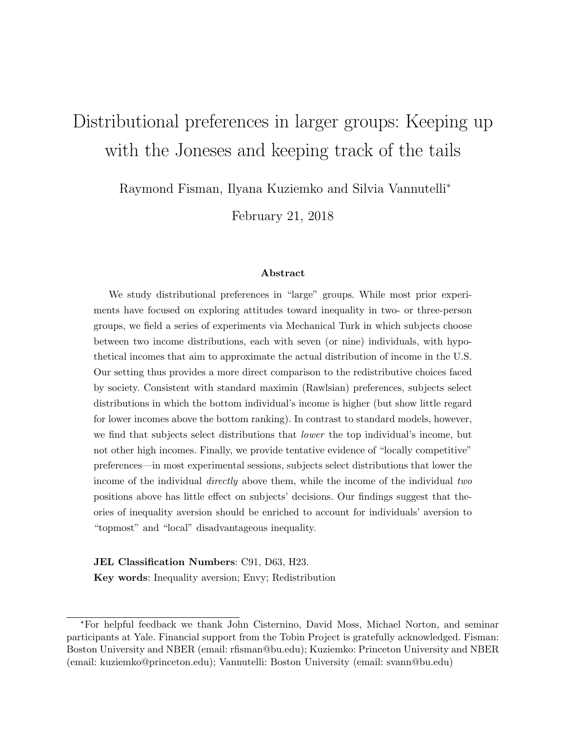# Distributional preferences in larger groups: Keeping up with the Joneses and keeping track of the tails

Raymond Fisman, Ilyana Kuziemko and Silvia Vannutelli*

February 21, 2018

## Abstract

We study distributional preferences in "large" groups. While most prior experiments have focused on exploring attitudes toward inequality in two- or three-person groups, we field a series of experiments via Mechanical Turk in which subjects choose between two income distributions, each with seven (or nine) individuals, with hypothetical incomes that aim to approximate the actual distribution of income in the U.S. Our setting thus provides a more direct comparison to the redistributive choices faced by society. Consistent with standard maximin (Rawlsian) preferences, subjects select distributions in which the bottom individual's income is higher (but show little regard for lower incomes above the bottom ranking). In contrast to standard models, however, we find that subjects select distributions that *lower* the top individual's income, but not other high incomes. Finally, we provide tentative evidence of "locally competitive" preferences—in most experimental sessions, subjects select distributions that lower the income of the individual *directly* above them, while the income of the individual *two* positions above has little effect on subjects' decisions. Our findings suggest that theories of inequality aversion should be enriched to account for individuals' aversion to "topmost" and "local" disadvantageous inequality.

**JEL Classification Numbers**: C91, D63, H23.

**Key words**: Inequality aversion; Envy; Redistribution

---

*For helpful feedback we thank John Cisternino, David Moss, Michael Norton, and seminar participants at Yale. Financial support from the Tobin Project is gratefully acknowledged. Fisman: Boston University and NBER (email: rfisman@bu.edu); Kuziemko: Princeton University and NBER (email: kuziemko@princeton.edu); Vannutelli: Boston University (email: svann@bu.edu)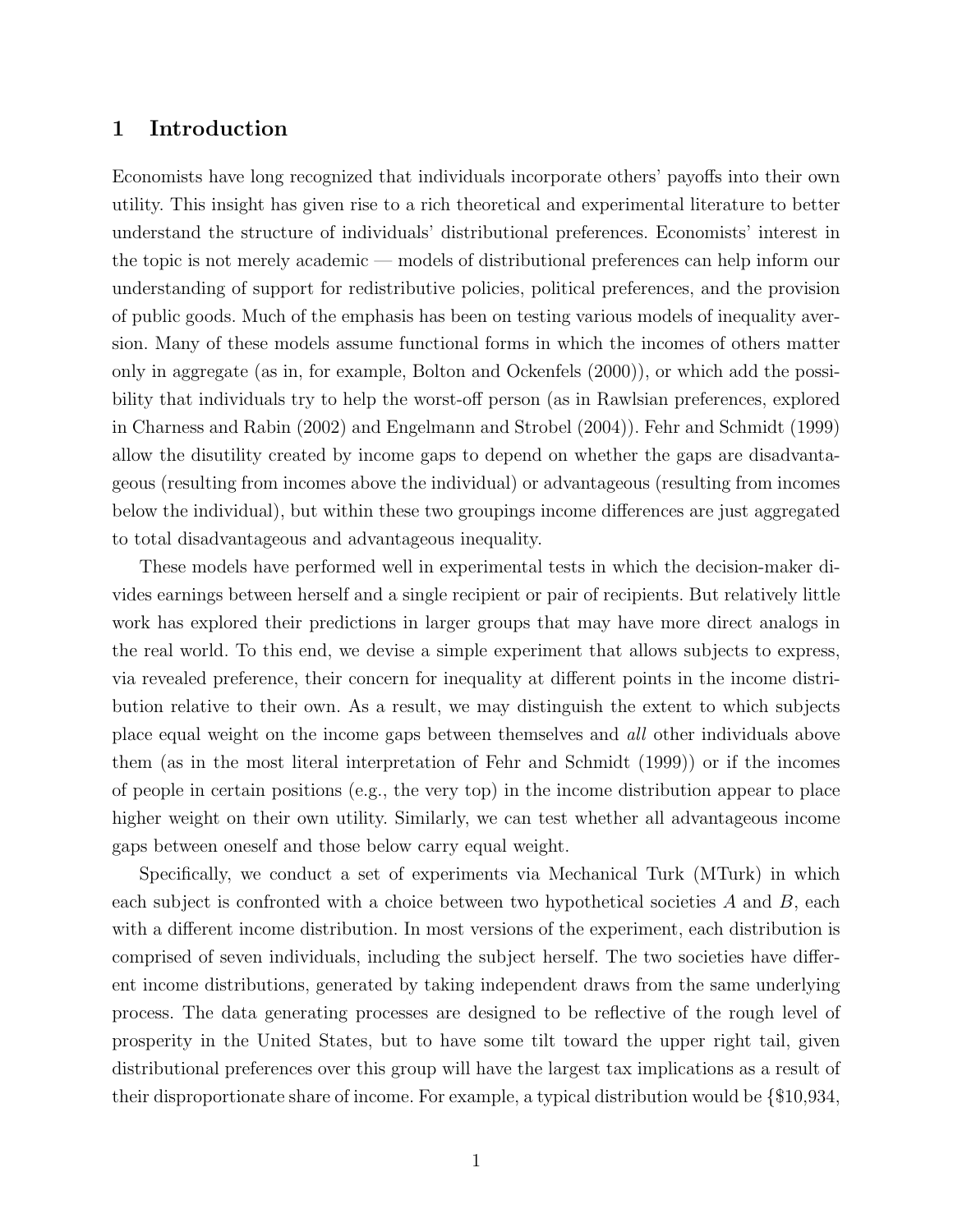# 1 Introduction

Economists have long recognized that individuals incorporate others' payoffs into their own utility. This insight has given rise to a rich theoretical and experimental literature to better understand the structure of individuals' distributional preferences. Economists' interest in the topic is not merely academic — models of distributional preferences can help inform our understanding of support for redistributive policies, political preferences, and the provision of public goods. Much of the emphasis has been on testing various models of inequality aversion. Many of these models assume functional forms in which the incomes of others matter only in aggregate (as in, for example, Bolton and Ockenfels (2000)), or which add the possibility that individuals try to help the worst-off person (as in Rawlsian preferences, explored in Charness and Rabin (2002) and Engelmann and Strobel (2004)). Fehr and Schmidt (1999) allow the disutility created by income gaps to depend on whether the gaps are disadvantageous (resulting from incomes above the individual) or advantageous (resulting from incomes below the individual), but within these two groupings income differences are just aggregated to total disadvantageous and advantageous inequality.

These models have performed well in experimental tests in which the decision-maker divides earnings between herself and a single recipient or pair of recipients. But relatively little work has explored their predictions in larger groups that may have more direct analogs in the real world. To this end, we devise a simple experiment that allows subjects to express, via revealed preference, their concern for inequality at different points in the income distribution relative to their own. As a result, we may distinguish the extent to which subjects place equal weight on the income gaps between themselves and *all* other individuals above them (as in the most literal interpretation of Fehr and Schmidt (1999)) or if the incomes of people in certain positions (e.g., the very top) in the income distribution appear to place higher weight on their own utility. Similarly, we can test whether all advantageous income gaps between oneself and those below carry equal weight.

Specifically, we conduct a set of experiments via Mechanical Turk (MTurk) in which each subject is confronted with a choice between two hypothetical societies $A$ and $B$, each with a different income distribution. In most versions of the experiment, each distribution is comprised of seven individuals, including the subject herself. The two societies have different income distributions, generated by taking independent draws from the same underlying process. The data generating processes are designed to be reflective of the rough level of prosperity in the United States, but to have some tilt toward the upper right tail, given distributional preferences over this group will have the largest tax implications as a result of their disproportionate share of income. For example, a typical distribution would be {$10,934,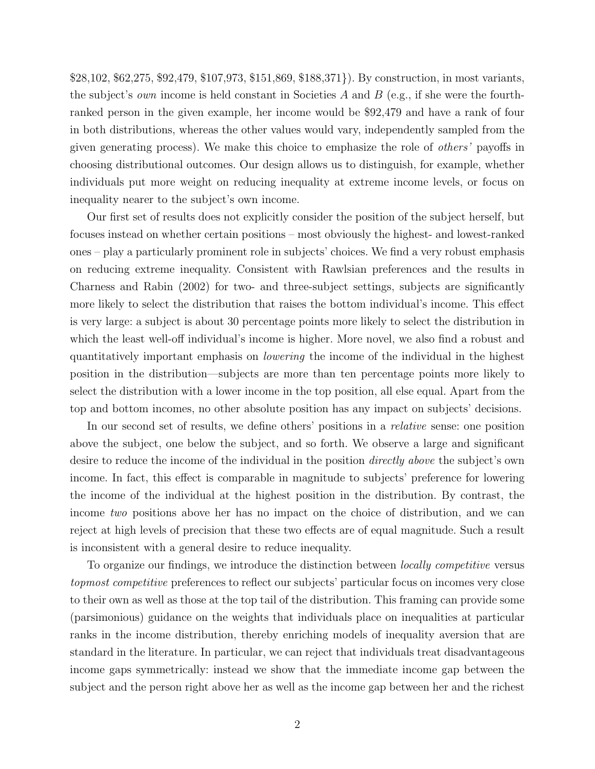\$28,102, \$62,275, \$92,479, \$107,973, \$151,869, \$188,371}). By construction, in most variants, the subject's *own* income is held constant in Societies $A$ and $B$ (e.g., if she were the fourth-ranked person in the given example, her income would be \$92,479 and have a rank of four in both distributions, whereas the other values would vary, independently sampled from the given generating process). We make this choice to emphasize the role of *others'* payoffs in choosing distributional outcomes. Our design allows us to distinguish, for example, whether individuals put more weight on reducing inequality at extreme income levels, or focus on inequality nearer to the subject's own income.

Our first set of results does not explicitly consider the position of the subject herself, but focuses instead on whether certain positions – most obviously the highest- and lowest-ranked ones – play a particularly prominent role in subjects' choices. We find a very robust emphasis on reducing extreme inequality. Consistent with Rawlsian preferences and the results in Charness and Rabin (2002) for two- and three-subject settings, subjects are significantly more likely to select the distribution that raises the bottom individual's income. This effect is very large: a subject is about 30 percentage points more likely to select the distribution in which the least well-off individual's income is higher. More novel, we also find a robust and quantitatively important emphasis on *lowering* the income of the individual in the highest position in the distribution—subjects are more than ten percentage points more likely to select the distribution with a lower income in the top position, all else equal. Apart from the top and bottom incomes, no other absolute position has any impact on subjects' decisions.

In our second set of results, we define others' positions in a *relative* sense: one position above the subject, one below the subject, and so forth. We observe a large and significant desire to reduce the income of the individual in the position *directly above* the subject's own income. In fact, this effect is comparable in magnitude to subjects' preference for lowering the income of the individual at the highest position in the distribution. By contrast, the income *two* positions above her has no impact on the choice of distribution, and we can reject at high levels of precision that these two effects are of equal magnitude. Such a result is inconsistent with a general desire to reduce inequality.

To organize our findings, we introduce the distinction between *locally competitive* versus *topmost competitive* preferences to reflect our subjects' particular focus on incomes very close to their own as well as those at the top tail of the distribution. This framing can provide some (parsimonious) guidance on the weights that individuals place on inequalities at particular ranks in the income distribution, thereby enriching models of inequality aversion that are standard in the literature. In particular, we can reject that individuals treat disadvantageous income gaps symmetrically: instead we show that the immediate income gap between the subject and the person right above her as well as the income gap between her and the richest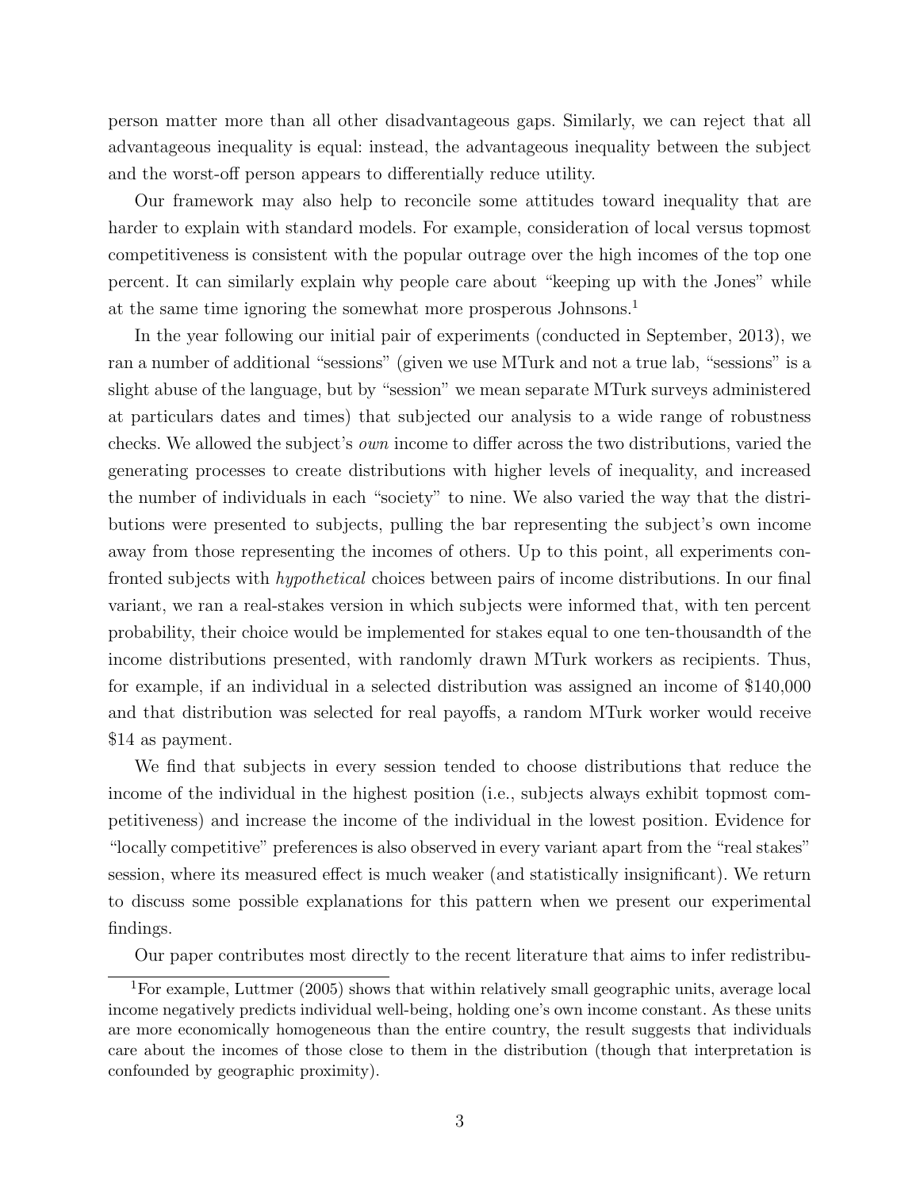person matter more than all other disadvantageous gaps. Similarly, we can reject that all advantageous inequality is equal: instead, the advantageous inequality between the subject and the worst-off person appears to differentially reduce utility.

Our framework may also help to reconcile some attitudes toward inequality that are harder to explain with standard models. For example, consideration of local versus topmost competitiveness is consistent with the popular outrage over the high incomes of the top one percent. It can similarly explain why people care about "keeping up with the Jones" while at the same time ignoring the somewhat more prosperous Johnsons.[1]

In the year following our initial pair of experiments (conducted in September, 2013), we ran a number of additional "sessions" (given we use MTurk and not a true lab, "sessions" is a slight abuse of the language, but by "session" we mean separate MTurk surveys administered at particulars dates and times) that subjected our analysis to a wide range of robustness checks. We allowed the subject's *own* income to differ across the two distributions, varied the generating processes to create distributions with higher levels of inequality, and increased the number of individuals in each "society" to nine. We also varied the way that the distributions were presented to subjects, pulling the bar representing the subject's own income away from those representing the incomes of others. Up to this point, all experiments confronted subjects with *hypothetical* choices between pairs of income distributions. In our final variant, we ran a real-stakes version in which subjects were informed that, with ten percent probability, their choice would be implemented for stakes equal to one ten-thousandth of the income distributions presented, with randomly drawn MTurk workers as recipients. Thus, for example, if an individual in a selected distribution was assigned an income of $140,000 and that distribution was selected for real payoffs, a random MTurk worker would receive $14 as payment.

We find that subjects in every session tended to choose distributions that reduce the income of the individual in the highest position (i.e., subjects always exhibit topmost competitiveness) and increase the income of the individual in the lowest position. Evidence for "locally competitive" preferences is also observed in every variant apart from the "real stakes" session, where its measured effect is much weaker (and statistically insignificant). We return to discuss some possible explanations for this pattern when we present our experimental findings.

Our paper contributes most directly to the recent literature that aims to infer redistribu-

[1] For example, Luttmer (2005) shows that within relatively small geographic units, average local income negatively predicts individual well-being, holding one's own income constant. As these units are more economically homogeneous than the entire country, the result suggests that individuals care about the incomes of those close to them in the distribution (though that interpretation is confounded by geographic proximity).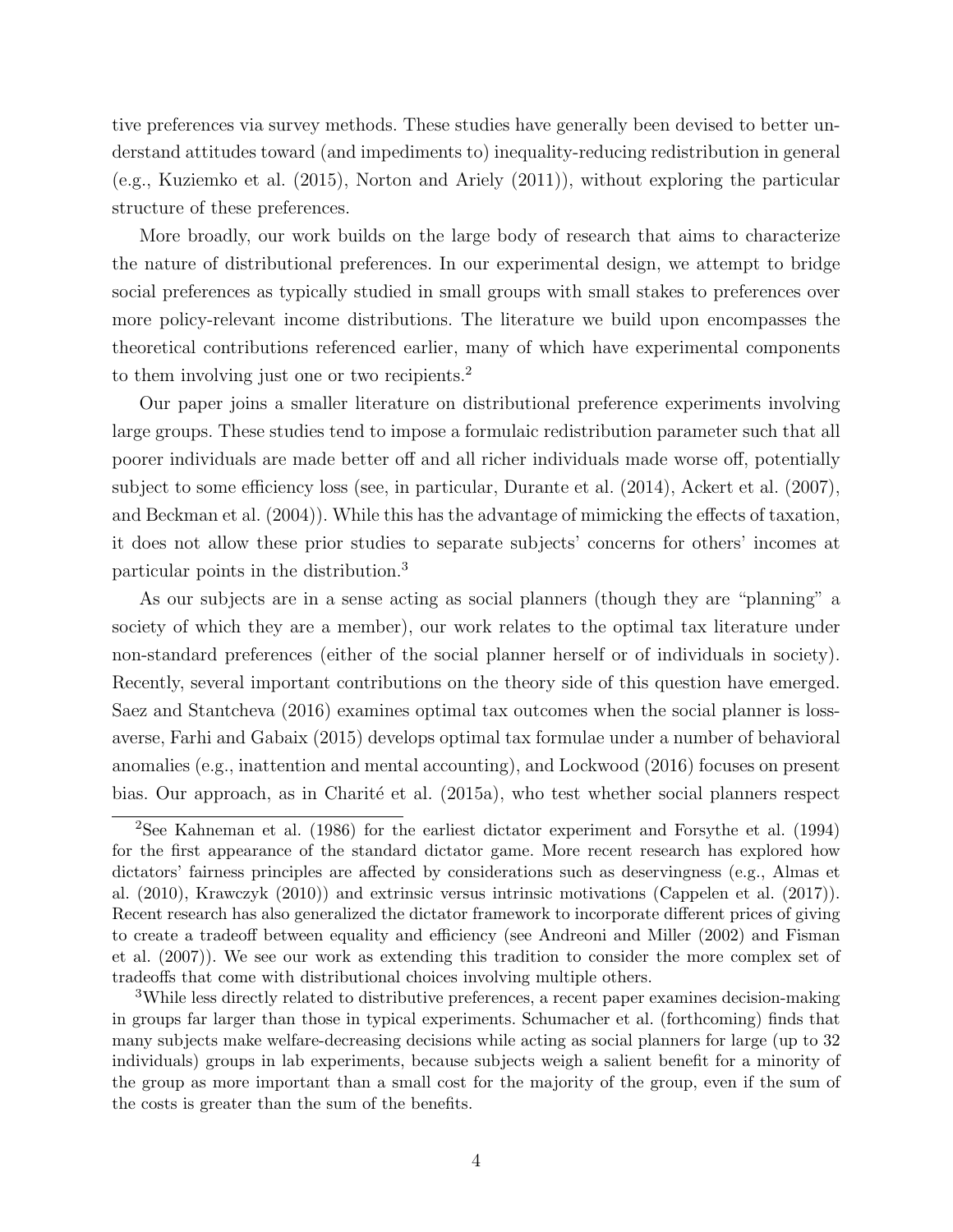tive preferences via survey methods. These studies have generally been devised to better understand attitudes toward (and impediments to) inequality-reducing redistribution in general (e.g., Kuziemko et al. (2015), Norton and Ariely (2011)), without exploring the particular structure of these preferences.

More broadly, our work builds on the large body of research that aims to characterize the nature of distributional preferences. In our experimental design, we attempt to bridge social preferences as typically studied in small groups with small stakes to preferences over more policy-relevant income distributions. The literature we build upon encompasses the theoretical contributions referenced earlier, many of which have experimental components to them involving just one or two recipients.[2]

Our paper joins a smaller literature on distributional preference experiments involving large groups. These studies tend to impose a formulaic redistribution parameter such that all poorer individuals are made better off and all richer individuals made worse off, potentially subject to some efficiency loss (see, in particular, Durante et al. (2014), Ackert et al. (2007), and Beckman et al. (2004)). While this has the advantage of mimicking the effects of taxation, it does not allow these prior studies to separate subjects' concerns for others' incomes at particular points in the distribution.[3]

As our subjects are in a sense acting as social planners (though they are "planning" a society of which they are a member), our work relates to the optimal tax literature under non-standard preferences (either of the social planner herself or of individuals in society). Recently, several important contributions on the theory side of this question have emerged. Saez and Stantcheva (2016) examines optimal tax outcomes when the social planner is loss-averse, Farhi and Gabaix (2015) develops optimal tax formulae under a number of behavioral anomalies (e.g., inattention and mental accounting), and Lockwood (2016) focuses on present bias. Our approach, as in Charité et al. (2015a), who test whether social planners respect

[2]See Kahneman et al. (1986) for the earliest dictator experiment and Forsythe et al. (1994) for the first appearance of the standard dictator game. More recent research has explored how dictators' fairness principles are affected by considerations such as deservingness (e.g., Almas et al. (2010), Krawczyk (2010)) and extrinsic versus intrinsic motivations (Cappelen et al. (2017)). Recent research has also generalized the dictator framework to incorporate different prices of giving to create a tradeoff between equality and efficiency (see Andreoni and Miller (2002) and Fisman et al. (2007)). We see our work as extending this tradition to consider the more complex set of tradeoffs that come with distributional choices involving multiple others.

[3]While less directly related to distributive preferences, a recent paper examines decision-making in groups far larger than those in typical experiments. Schumacher et al. (forthcoming) finds that many subjects make welfare-decreasing decisions while acting as social planners for large (up to 32 individuals) groups in lab experiments, because subjects weigh a salient benefit for a minority of the group as more important than a small cost for the majority of the group, even if the sum of the costs is greater than the sum of the benefits.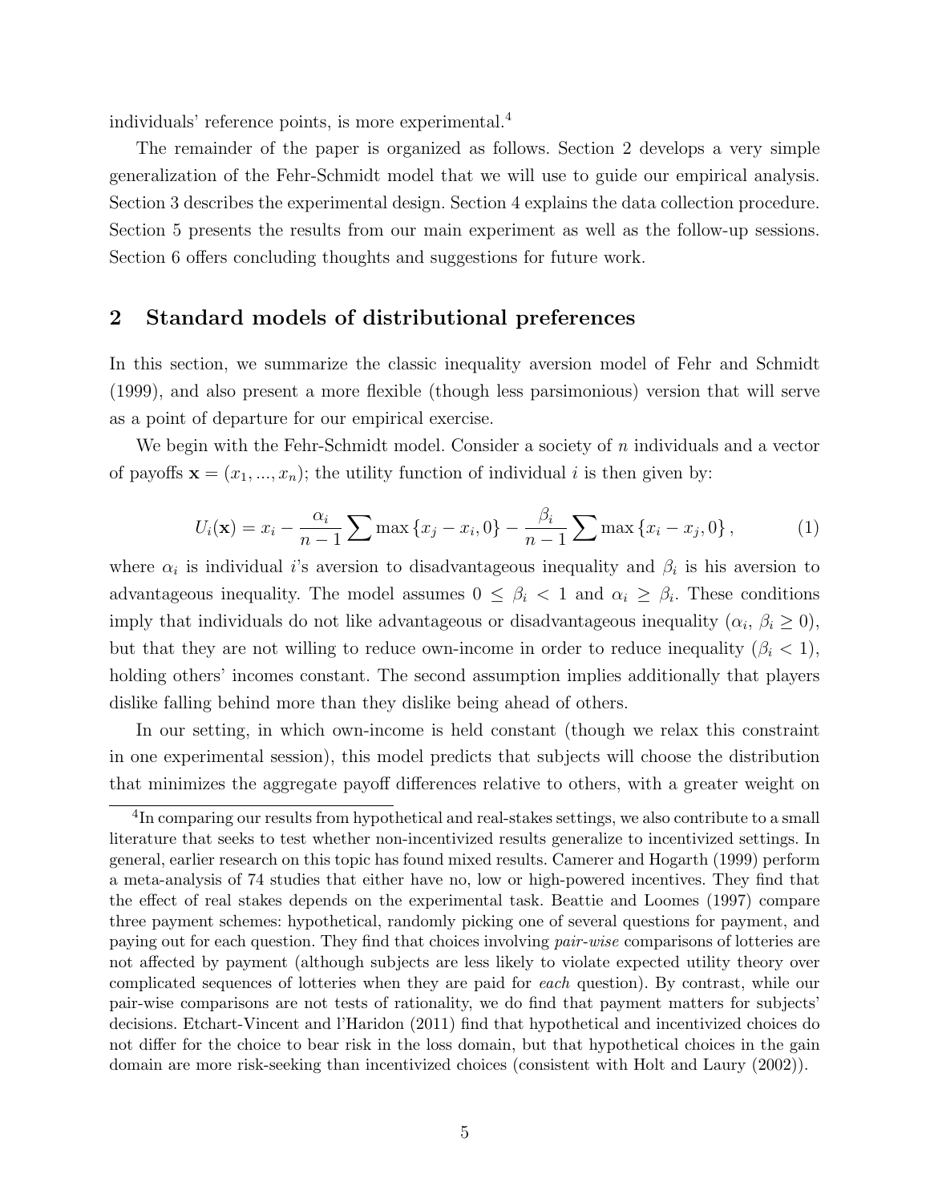individuals' reference points, is more experimental.[4]

The remainder of the paper is organized as follows. Section 2 develops a very simple generalization of the Fehr-Schmidt model that we will use to guide our empirical analysis. Section 3 describes the experimental design. Section 4 explains the data collection procedure. Section 5 presents the results from our main experiment as well as the follow-up sessions. Section 6 offers concluding thoughts and suggestions for future work.

## 2 Standard models of distributional preferences

In this section, we summarize the classic inequality aversion model of Fehr and Schmidt (1999), and also present a more flexible (though less parsimonious) version that will serve as a point of departure for our empirical exercise.

We begin with the Fehr-Schmidt model. Consider a society of $n$ individuals and a vector of payoffs $\mathbf{x} = (x_1, ..., x_n)$; the utility function of individual $i$ is then given by:

$$U_i(\mathbf{x}) = x_i - \frac{\alpha_i}{n-1} \sum \max\{x_j - x_i, 0\} - \frac{\beta_i}{n-1} \sum \max\{x_i - x_j, 0\}, \tag{1}$$

where $\alpha_i$ is individual $i$'s aversion to disadvantageous inequality and $\beta_i$ is his aversion to advantageous inequality. The model assumes $0 \leq \beta_i < 1$ and $\alpha_i \geq \beta_i$. These conditions imply that individuals do not like advantageous or disadvantageous inequality ($\alpha_i$, $\beta_i \geq 0$), but that they are not willing to reduce own-income in order to reduce inequality ($\beta_i < 1$), holding others' incomes constant. The second assumption implies additionally that players dislike falling behind more than they dislike being ahead of others.

In our setting, in which own-income is held constant (though we relax this constraint in one experimental session), this model predicts that subjects will choose the distribution that minimizes the aggregate payoff differences relative to others, with a greater weight on

[4] In comparing our results from hypothetical and real-stakes settings, we also contribute to a small literature that seeks to test whether non-incentivized results generalize to incentivized settings. In general, earlier research on this topic has found mixed results. Camerer and Hogarth (1999) perform a meta-analysis of 74 studies that either have no, low or high-powered incentives. They find that the effect of real stakes depends on the experimental task. Beattie and Loomes (1997) compare three payment schemes: hypothetical, randomly picking one of several questions for payment, and paying out for each question. They find that choices involving *pair-wise* comparisons of lotteries are not affected by payment (although subjects are less likely to violate expected utility theory over complicated sequences of lotteries when they are paid for *each* question). By contrast, while our pair-wise comparisons are not tests of rationality, we do find that payment matters for subjects' decisions. Etchart-Vincent and l'Haridon (2011) find that hypothetical and incentivized choices do not differ for the choice to bear risk in the loss domain, but that hypothetical choices in the gain domain are more risk-seeking than incentivized choices (consistent with Holt and Laury (2002)).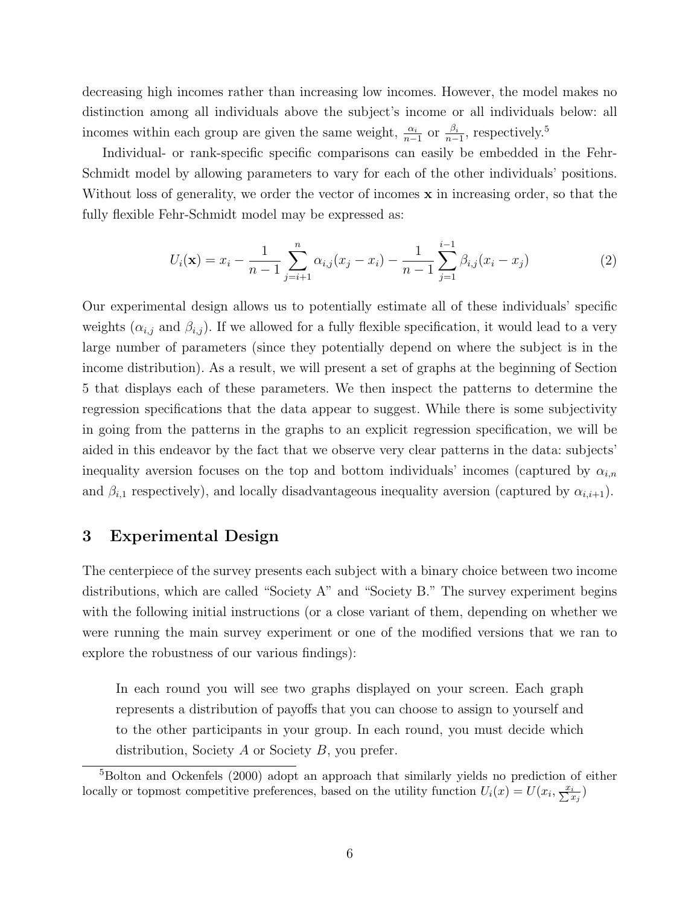decreasing high incomes rather than increasing low incomes. However, the model makes no distinction among all individuals above the subject's income or all individuals below: all incomes within each group are given the same weight, $\frac{\alpha_i}{n-1}$ or $\frac{\beta_i}{n-1}$, respectively.[5]

Individual- or rank-specific specific comparisons can easily be embedded in the Fehr-Schmidt model by allowing parameters to vary for each of the other individuals' positions. Without loss of generality, we order the vector of incomes $\mathbf{x}$ in increasing order, so that the fully flexible Fehr-Schmidt model may be expressed as:

$$U_i(\mathbf{x}) = x_i - \frac{1}{n-1}\sum_{j=i+1}^{n} \alpha_{i,j}(x_j - x_i) - \frac{1}{n-1}\sum_{j=1}^{i-1} \beta_{i,j}(x_i - x_j) \tag{2}$$

Our experimental design allows us to potentially estimate all of these individuals' specific weights ($\alpha_{i,j}$ and $\beta_{i,j}$). If we allowed for a fully flexible specification, it would lead to a very large number of parameters (since they potentially depend on where the subject is in the income distribution). As a result, we will present a set of graphs at the beginning of Section 5 that displays each of these parameters. We then inspect the patterns to determine the regression specifications that the data appear to suggest. While there is some subjectivity in going from the patterns in the graphs to an explicit regression specification, we will be aided in this endeavor by the fact that we observe very clear patterns in the data: subjects' inequality aversion focuses on the top and bottom individuals' incomes (captured by $\alpha_{i,n}$ and $\beta_{i,1}$ respectively), and locally disadvantageous inequality aversion (captured by $\alpha_{i,i+1}$).

## 3 Experimental Design

The centerpiece of the survey presents each subject with a binary choice between two income distributions, which are called "Society A" and "Society B." The survey experiment begins with the following initial instructions (or a close variant of them, depending on whether we were running the main survey experiment or one of the modified versions that we ran to explore the robustness of our various findings):

> In each round you will see two graphs displayed on your screen. Each graph represents a distribution of payoffs that you can choose to assign to yourself and to the other participants in your group. In each round, you must decide which distribution, Society *A* or Society *B*, you prefer.

[5] Bolton and Ockenfels (2000) adopt an approach that similarly yields no prediction of either locally or topmost competitive preferences, based on the utility function $U_i(x) = U(x_i, \frac{x_i}{\sum x_j})$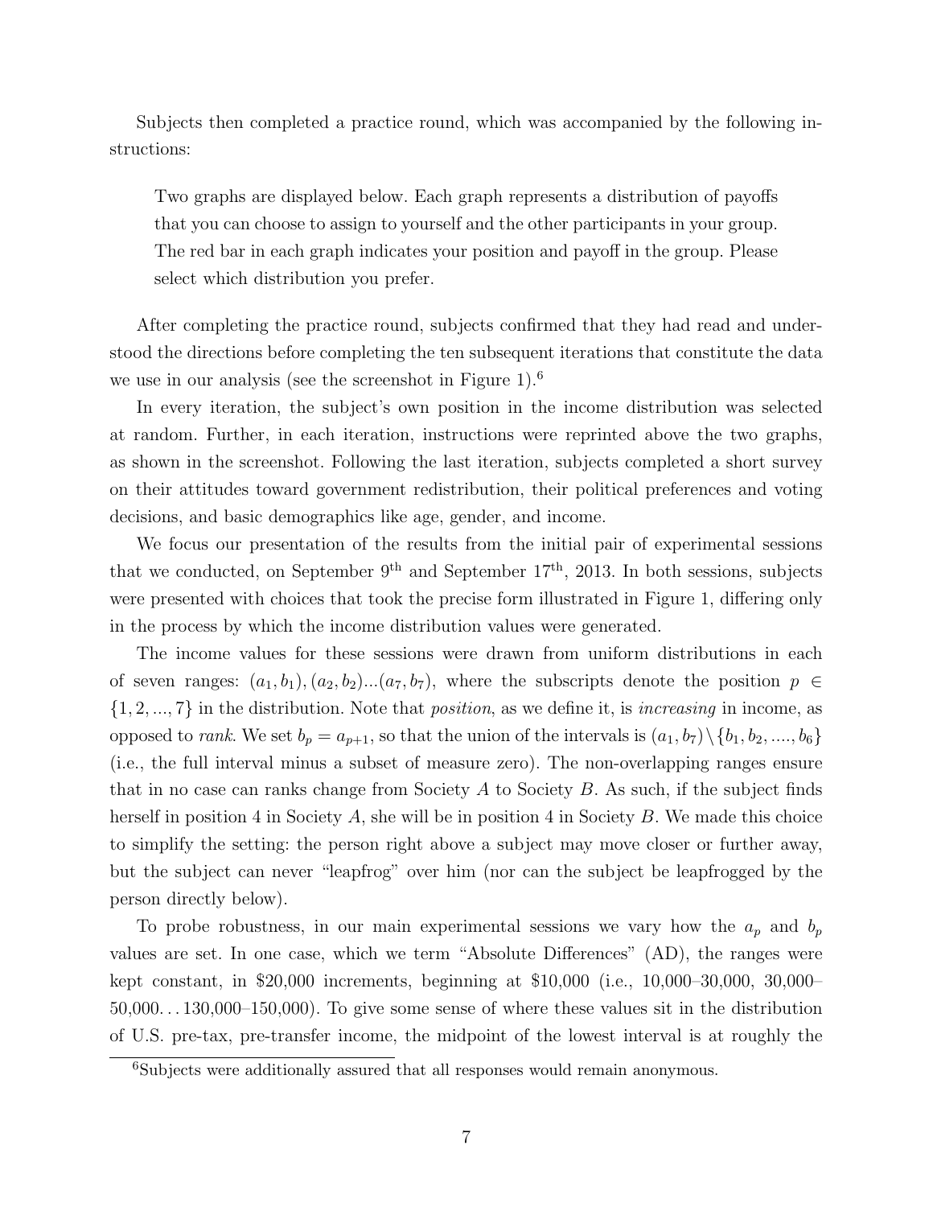Subjects then completed a practice round, which was accompanied by the following instructions:

> Two graphs are displayed below. Each graph represents a distribution of payoffs that you can choose to assign to yourself and the other participants in your group. The red bar in each graph indicates your position and payoff in the group. Please select which distribution you prefer.

After completing the practice round, subjects confirmed that they had read and understood the directions before completing the ten subsequent iterations that constitute the data we use in our analysis (see the screenshot in Figure 1).[6]

In every iteration, the subject's own position in the income distribution was selected at random. Further, in each iteration, instructions were reprinted above the two graphs, as shown in the screenshot. Following the last iteration, subjects completed a short survey on their attitudes toward government redistribution, their political preferences and voting decisions, and basic demographics like age, gender, and income.

We focus our presentation of the results from the initial pair of experimental sessions that we conducted, on September 9[th] and September 17[th], 2013. In both sessions, subjects were presented with choices that took the precise form illustrated in Figure 1, differing only in the process by which the income distribution values were generated.

The income values for these sessions were drawn from uniform distributions in each of seven ranges: $(a_1, b_1), (a_2, b_2)...(a_7, b_7)$, where the subscripts denote the position $p \in \{1, 2, ..., 7\}$ in the distribution. Note that *position*, as we define it, is *increasing* in income, as opposed to *rank*. We set $b_p = a_{p+1}$, so that the union of the intervals is $(a_1, b_7) \setminus \{b_1, b_2, ...., b_6\}$ (i.e., the full interval minus a subset of measure zero). The non-overlapping ranges ensure that in no case can ranks change from Society $A$ to Society $B$. As such, if the subject finds herself in position 4 in Society $A$, she will be in position 4 in Society $B$. We made this choice to simplify the setting: the person right above a subject may move closer or further away, but the subject can never "leapfrog" over him (nor can the subject be leapfrogged by the person directly below).

To probe robustness, in our main experimental sessions we vary how the $a_p$ and $b_p$ values are set. In one case, which we term "Absolute Differences" (AD), the ranges were kept constant, in \$20,000 increments, beginning at \$10,000 (i.e., 10,000–30,000, 30,000–50,000...130,000–150,000). To give some sense of where these values sit in the distribution of U.S. pre-tax, pre-transfer income, the midpoint of the lowest interval is at roughly the

[6] Subjects were additionally assured that all responses would remain anonymous.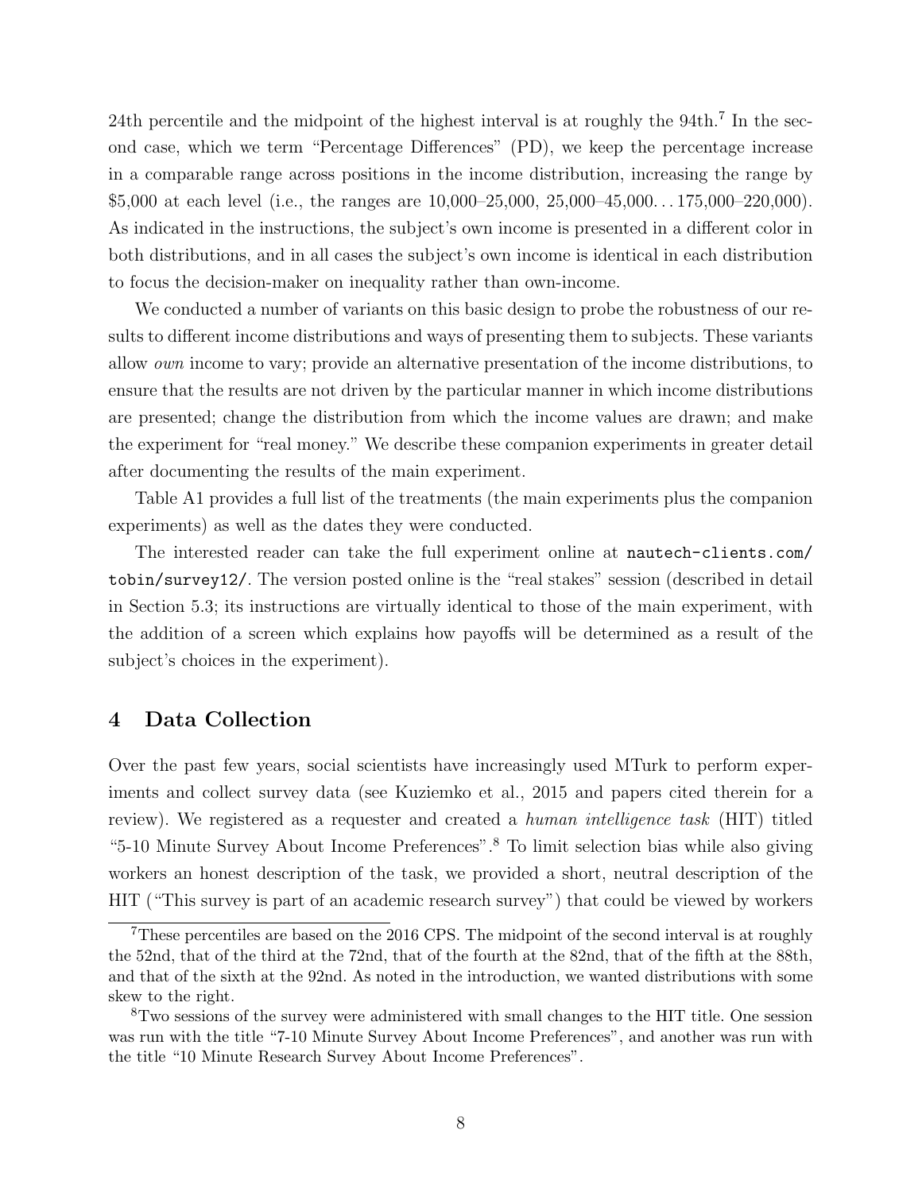24th percentile and the midpoint of the highest interval is at roughly the 94th.[7] In the second case, which we term "Percentage Differences" (PD), we keep the percentage increase in a comparable range across positions in the income distribution, increasing the range by $5,000 at each level (i.e., the ranges are 10,000–25,000, 25,000–45,000. . . 175,000–220,000). As indicated in the instructions, the subject's own income is presented in a different color in both distributions, and in all cases the subject's own income is identical in each distribution to focus the decision-maker on inequality rather than own-income.

We conducted a number of variants on this basic design to probe the robustness of our results to different income distributions and ways of presenting them to subjects. These variants allow *own* income to vary; provide an alternative presentation of the income distributions, to ensure that the results are not driven by the particular manner in which income distributions are presented; change the distribution from which the income values are drawn; and make the experiment for "real money." We describe these companion experiments in greater detail after documenting the results of the main experiment.

Table A1 provides a full list of the treatments (the main experiments plus the companion experiments) as well as the dates they were conducted.

The interested reader can take the full experiment online at `nautech-clients.com/tobin/survey12/`. The version posted online is the "real stakes" session (described in detail in Section 5.3; its instructions are virtually identical to those of the main experiment, with the addition of a screen which explains how payoffs will be determined as a result of the subject's choices in the experiment).

## 4 Data Collection

Over the past few years, social scientists have increasingly used MTurk to perform experiments and collect survey data (see Kuziemko et al., 2015 and papers cited therein for a review). We registered as a requester and created a *human intelligence task* (HIT) titled "5-10 Minute Survey About Income Preferences".[8] To limit selection bias while also giving workers an honest description of the task, we provided a short, neutral description of the HIT ("This survey is part of an academic research survey") that could be viewed by workers

---

[7] These percentiles are based on the 2016 CPS. The midpoint of the second interval is at roughly the 52nd, that of the third at the 72nd, that of the fourth at the 82nd, that of the fifth at the 88th, and that of the sixth at the 92nd. As noted in the introduction, we wanted distributions with some skew to the right.

[8] Two sessions of the survey were administered with small changes to the HIT title. One session was run with the title "7-10 Minute Survey About Income Preferences", and another was run with the title "10 Minute Research Survey About Income Preferences".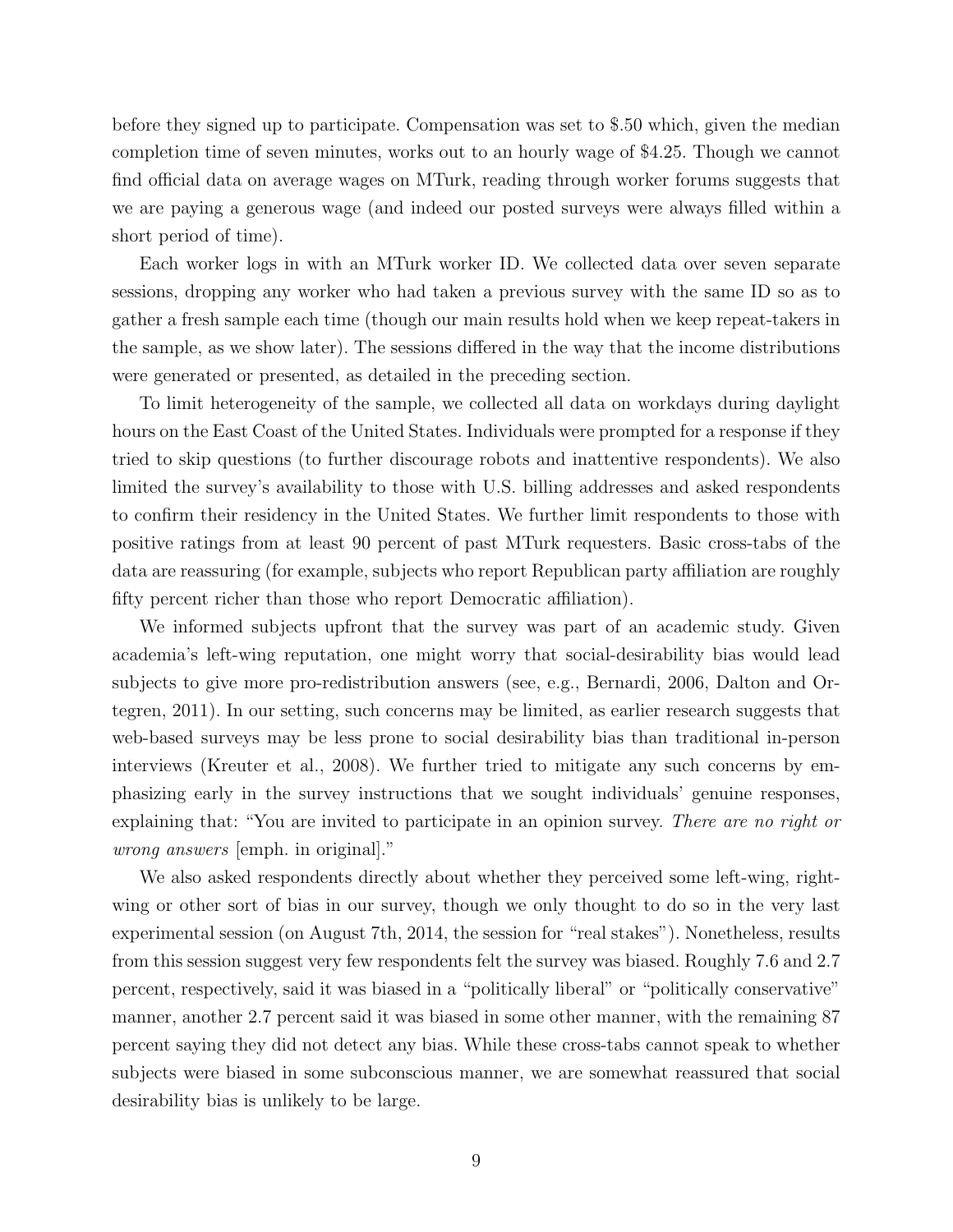before they signed up to participate. Compensation was set to $.50 which, given the median completion time of seven minutes, works out to an hourly wage of $4.25. Though we cannot find official data on average wages on MTurk, reading through worker forums suggests that we are paying a generous wage (and indeed our posted surveys were always filled within a short period of time).

Each worker logs in with an MTurk worker ID. We collected data over seven separate sessions, dropping any worker who had taken a previous survey with the same ID so as to gather a fresh sample each time (though our main results hold when we keep repeat-takers in the sample, as we show later). The sessions differed in the way that the income distributions were generated or presented, as detailed in the preceding section.

To limit heterogeneity of the sample, we collected all data on workdays during daylight hours on the East Coast of the United States. Individuals were prompted for a response if they tried to skip questions (to further discourage robots and inattentive respondents). We also limited the survey's availability to those with U.S. billing addresses and asked respondents to confirm their residency in the United States. We further limit respondents to those with positive ratings from at least 90 percent of past MTurk requesters. Basic cross-tabs of the data are reassuring (for example, subjects who report Republican party affiliation are roughly fifty percent richer than those who report Democratic affiliation).

We informed subjects upfront that the survey was part of an academic study. Given academia's left-wing reputation, one might worry that social-desirability bias would lead subjects to give more pro-redistribution answers (see, e.g., Bernardi, 2006, Dalton and Ortegren, 2011). In our setting, such concerns may be limited, as earlier research suggests that web-based surveys may be less prone to social desirability bias than traditional in-person interviews (Kreuter et al., 2008). We further tried to mitigate any such concerns by emphasizing early in the survey instructions that we sought individuals' genuine responses, explaining that: "You are invited to participate in an opinion survey. *There are no right or wrong answers* [emph. in original]."

We also asked respondents directly about whether they perceived some left-wing, right-wing or other sort of bias in our survey, though we only thought to do so in the very last experimental session (on August 7th, 2014, the session for "real stakes"). Nonetheless, results from this session suggest very few respondents felt the survey was biased. Roughly 7.6 and 2.7 percent, respectively, said it was biased in a "politically liberal" or "politically conservative" manner, another 2.7 percent said it was biased in some other manner, with the remaining 87 percent saying they did not detect any bias. While these cross-tabs cannot speak to whether subjects were biased in some subconscious manner, we are somewhat reassured that social desirability bias is unlikely to be large.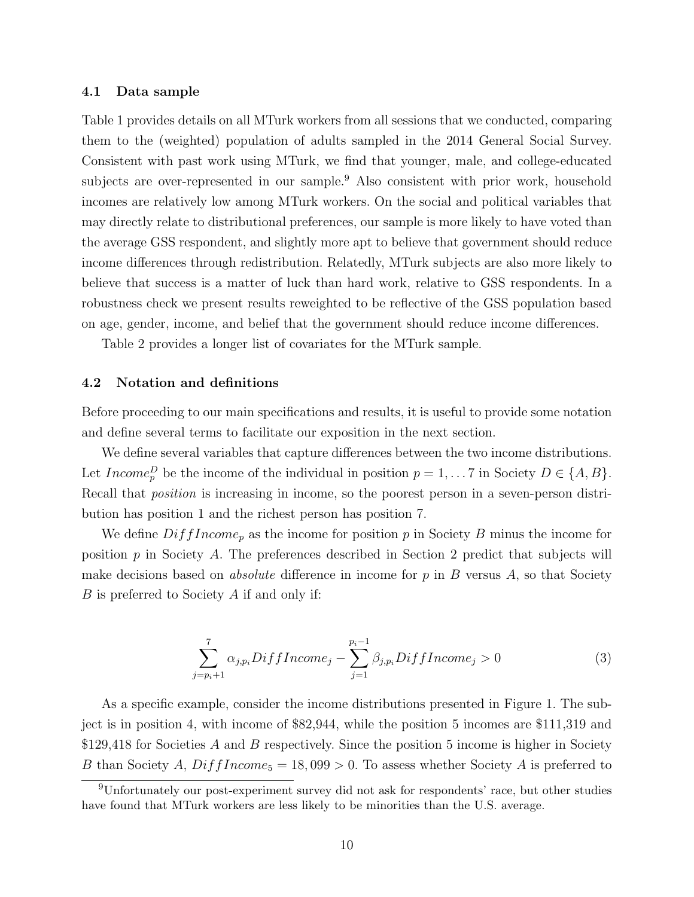### 4.1 Data sample

Table 1 provides details on all MTurk workers from all sessions that we conducted, comparing them to the (weighted) population of adults sampled in the 2014 General Social Survey. Consistent with past work using MTurk, we find that younger, male, and college-educated subjects are over-represented in our sample.[9] Also consistent with prior work, household incomes are relatively low among MTurk workers. On the social and political variables that may directly relate to distributional preferences, our sample is more likely to have voted than the average GSS respondent, and slightly more apt to believe that government should reduce income differences through redistribution. Relatedly, MTurk subjects are also more likely to believe that success is a matter of luck than hard work, relative to GSS respondents. In a robustness check we present results reweighted to be reflective of the GSS population based on age, gender, income, and belief that the government should reduce income differences.

Table 2 provides a longer list of covariates for the MTurk sample.

### 4.2 Notation and definitions

Before proceeding to our main specifications and results, it is useful to provide some notation and define several terms to facilitate our exposition in the next section.

We define several variables that capture differences between the two income distributions. Let $Income_p^D$ be the income of the individual in position $p = 1, \ldots 7$ in Society $D \in \{A, B\}$. Recall that *position* is increasing in income, so the poorest person in a seven-person distribution has position 1 and the richest person has position 7.

We define $DiffIncome_p$ as the income for position $p$ in Society $B$ minus the income for position $p$ in Society $A$. The preferences described in Section 2 predict that subjects will make decisions based on *absolute* difference in income for $p$ in $B$ versus $A$, so that Society $B$ is preferred to Society $A$ if and only if:

$$\sum_{j=p_i+1}^{7} \alpha_{j,p_i} DiffIncome_j - \sum_{j=1}^{p_i-1} \beta_{j,p_i} DiffIncome_j > 0 \tag{3}$$

As a specific example, consider the income distributions presented in Figure 1. The subject is in position 4, with income of \$82,944, while the position 5 incomes are \$111,319 and \$129,418 for Societies $A$ and $B$ respectively. Since the position 5 income is higher in Society $B$ than Society $A$, $DiffIncome_5 = 18,099 > 0$. To assess whether Society $A$ is preferred to

[9] Unfortunately our post-experiment survey did not ask for respondents' race, but other studies have found that MTurk workers are less likely to be minorities than the U.S. average.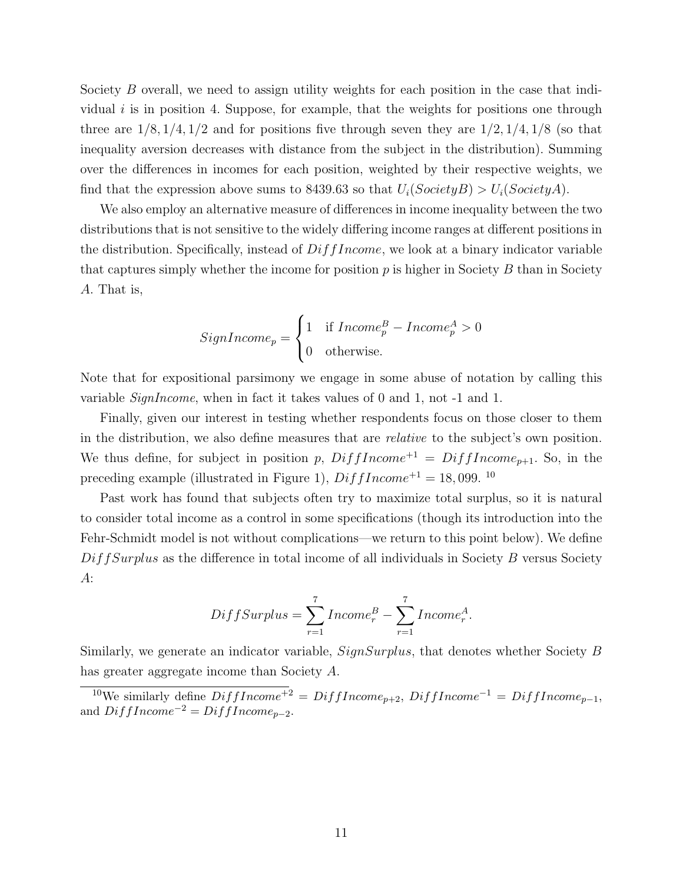Society $B$ overall, we need to assign utility weights for each position in the case that individual $i$ is in position 4. Suppose, for example, that the weights for positions one through three are $1/8, 1/4, 1/2$ and for positions five through seven they are $1/2, 1/4, 1/8$ (so that inequality aversion decreases with distance from the subject in the distribution). Summing over the differences in incomes for each position, weighted by their respective weights, we find that the expression above sums to 8439.63 so that $U_i(SocietyB) > U_i(SocietyA)$.

We also employ an alternative measure of differences in income inequality between the two distributions that is not sensitive to the widely differing income ranges at different positions in the distribution. Specifically, instead of $DiffIncome$, we look at a binary indicator variable that captures simply whether the income for position $p$ is higher in Society $B$ than in Society $A$. That is,

$$SignIncome_p = \begin{cases} 1 & \text{if } Income_p^B - Income_p^A > 0 \\ 0 & \text{otherwise.} \end{cases}$$

Note that for expositional parsimony we engage in some abuse of notation by calling this variable *SignIncome*, when in fact it takes values of 0 and 1, not -1 and 1.

Finally, given our interest in testing whether respondents focus on those closer to them in the distribution, we also define measures that are *relative* to the subject's own position. We thus define, for subject in position $p$, $DiffIncome^{+1} = DiffIncome_{p+1}$. So, in the preceding example (illustrated in Figure 1), $DiffIncome^{+1} = 18,099$. [10]

Past work has found that subjects often try to maximize total surplus, so it is natural to consider total income as a control in some specifications (though its introduction into the Fehr-Schmidt model is not without complications—we return to this point below). We define $DiffSurplus$ as the difference in total income of all individuals in Society $B$ versus Society $A$:

$$DiffSurplus = \sum_{r=1}^{7} Income_r^B - \sum_{r=1}^{7} Income_r^A.$$

Similarly, we generate an indicator variable, $SignSurplus$, that denotes whether Society $B$ has greater aggregate income than Society $A$.

[10] We similarly define $DiffIncome^{+2} = DiffIncome_{p+2}$, $DiffIncome^{-1} = DiffIncome_{p-1}$, and $DiffIncome^{-2} = DiffIncome_{p-2}$.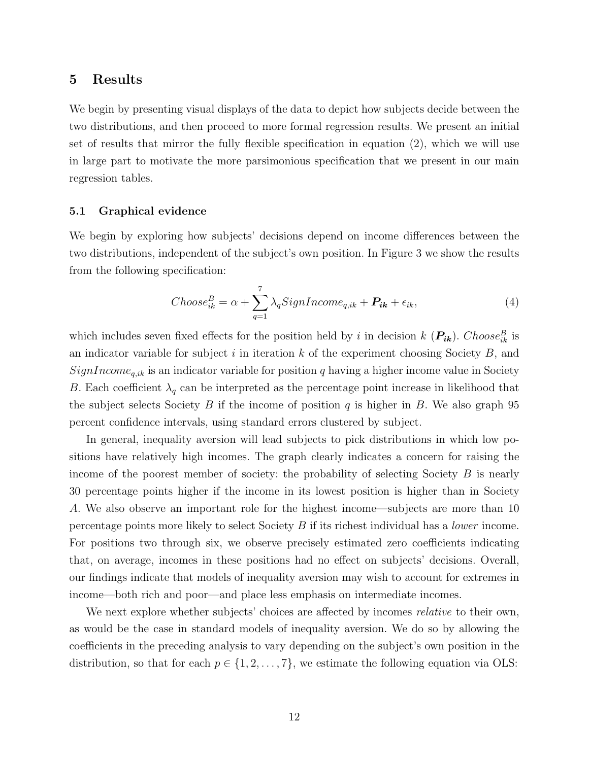## 5 Results

We begin by presenting visual displays of the data to depict how subjects decide between the two distributions, and then proceed to more formal regression results. We present an initial set of results that mirror the fully flexible specification in equation (2), which we will use in large part to motivate the more parsimonious specification that we present in our main regression tables.

### 5.1 Graphical evidence

We begin by exploring how subjects' decisions depend on income differences between the two distributions, independent of the subject's own position. In Figure 3 we show the results from the following specification:

$$Choose_{ik}^{B} = \alpha + \sum_{q=1}^{7} \lambda_q SignIncome_{q,ik} + \boldsymbol{P_{ik}} + \epsilon_{ik}, \tag{4}$$

which includes seven fixed effects for the position held by $i$ in decision $k$ ($\boldsymbol{P_{ik}}$). $Choose_{ik}^{B}$ is an indicator variable for subject $i$ in iteration $k$ of the experiment choosing Society $B$, and $SignIncome_{q,ik}$ is an indicator variable for position $q$ having a higher income value in Society $B$. Each coefficient $\lambda_q$ can be interpreted as the percentage point increase in likelihood that the subject selects Society $B$ if the income of position $q$ is higher in $B$. We also graph 95 percent confidence intervals, using standard errors clustered by subject.

In general, inequality aversion will lead subjects to pick distributions in which low positions have relatively high incomes. The graph clearly indicates a concern for raising the income of the poorest member of society: the probability of selecting Society $B$ is nearly 30 percentage points higher if the income in its lowest position is higher than in Society $A$. We also observe an important role for the highest income—subjects are more than 10 percentage points more likely to select Society $B$ if its richest individual has a *lower* income. For positions two through six, we observe precisely estimated zero coefficients indicating that, on average, incomes in these positions had no effect on subjects' decisions. Overall, our findings indicate that models of inequality aversion may wish to account for extremes in income—both rich and poor—and place less emphasis on intermediate incomes.

We next explore whether subjects' choices are affected by incomes *relative* to their own, as would be the case in standard models of inequality aversion. We do so by allowing the coefficients in the preceding analysis to vary depending on the subject's own position in the distribution, so that for each $p \in \{1, 2, \ldots, 7\}$, we estimate the following equation via OLS: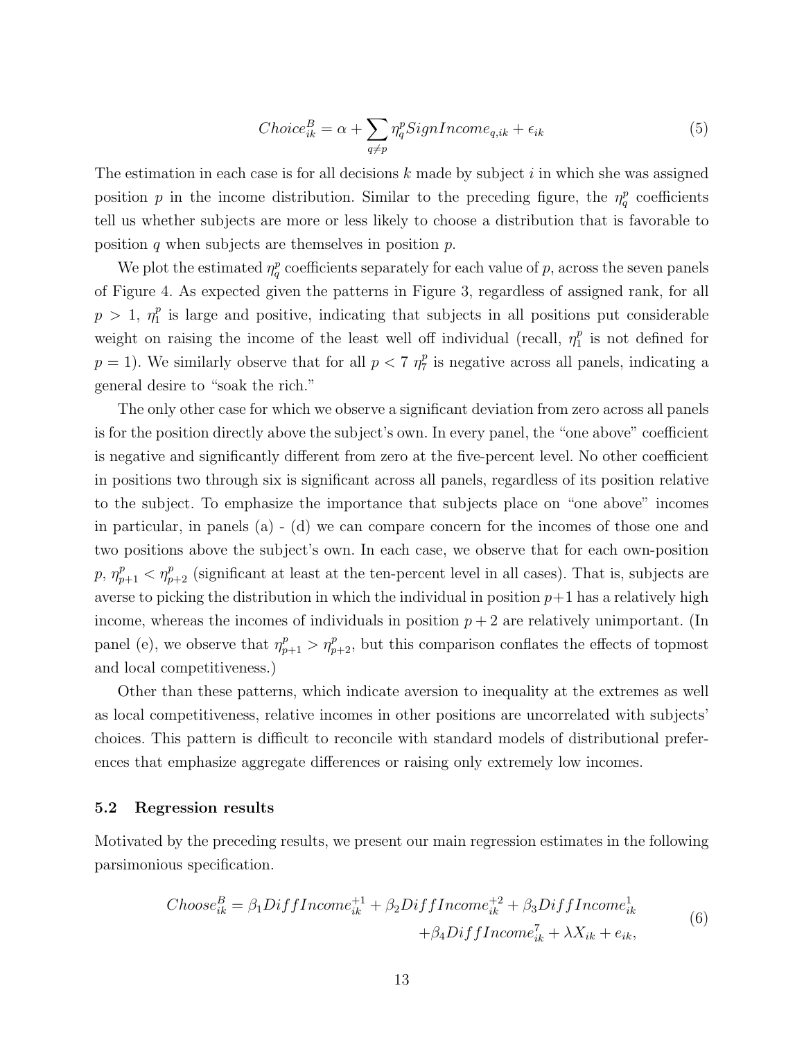$$Choice^B_{ik} = \alpha + \sum_{q \neq p} \eta^p_q SignIncome_{q,ik} + \epsilon_{ik} \tag{5}$$

The estimation in each case is for all decisions $k$ made by subject $i$ in which she was assigned position $p$ in the income distribution. Similar to the preceding figure, the $\eta^p_q$ coefficients tell us whether subjects are more or less likely to choose a distribution that is favorable to position $q$ when subjects are themselves in position $p$.

We plot the estimated $\eta^p_q$ coefficients separately for each value of $p$, across the seven panels of Figure 4. As expected given the patterns in Figure 3, regardless of assigned rank, for all $p > 1$, $\eta^p_1$ is large and positive, indicating that subjects in all positions put considerable weight on raising the income of the least well off individual (recall, $\eta^p_1$ is not defined for $p = 1$). We similarly observe that for all $p < 7$ $\eta^p_7$ is negative across all panels, indicating a general desire to "soak the rich."

The only other case for which we observe a significant deviation from zero across all panels is for the position directly above the subject's own. In every panel, the "one above" coefficient is negative and significantly different from zero at the five-percent level. No other coefficient in positions two through six is significant across all panels, regardless of its position relative to the subject. To emphasize the importance that subjects place on "one above" incomes in particular, in panels (a) - (d) we can compare concern for the incomes of those one and two positions above the subject's own. In each case, we observe that for each own-position $p$, $\eta^p_{p+1} < \eta^p_{p+2}$ (significant at least at the ten-percent level in all cases). That is, subjects are averse to picking the distribution in which the individual in position $p+1$ has a relatively high income, whereas the incomes of individuals in position $p+2$ are relatively unimportant. (In panel (e), we observe that $\eta^p_{p+1} > \eta^p_{p+2}$, but this comparison conflates the effects of topmost and local competitiveness.)

Other than these patterns, which indicate aversion to inequality at the extremes as well as local competitiveness, relative incomes in other positions are uncorrelated with subjects' choices. This pattern is difficult to reconcile with standard models of distributional preferences that emphasize aggregate differences or raising only extremely low incomes.

### 5.2 Regression results

Motivated by the preceding results, we present our main regression estimates in the following parsimonious specification.

$$\begin{aligned} Choose^B_{ik} = \beta_1 DiffIncome^{+1}_{ik} + \beta_2 DiffIncome^{+2}_{ik} + \beta_3 DiffIncome^{1}_{ik} \\ + \beta_4 DiffIncome^{7}_{ik} + \lambda X_{ik} + e_{ik}, \end{aligned} \tag{6}$$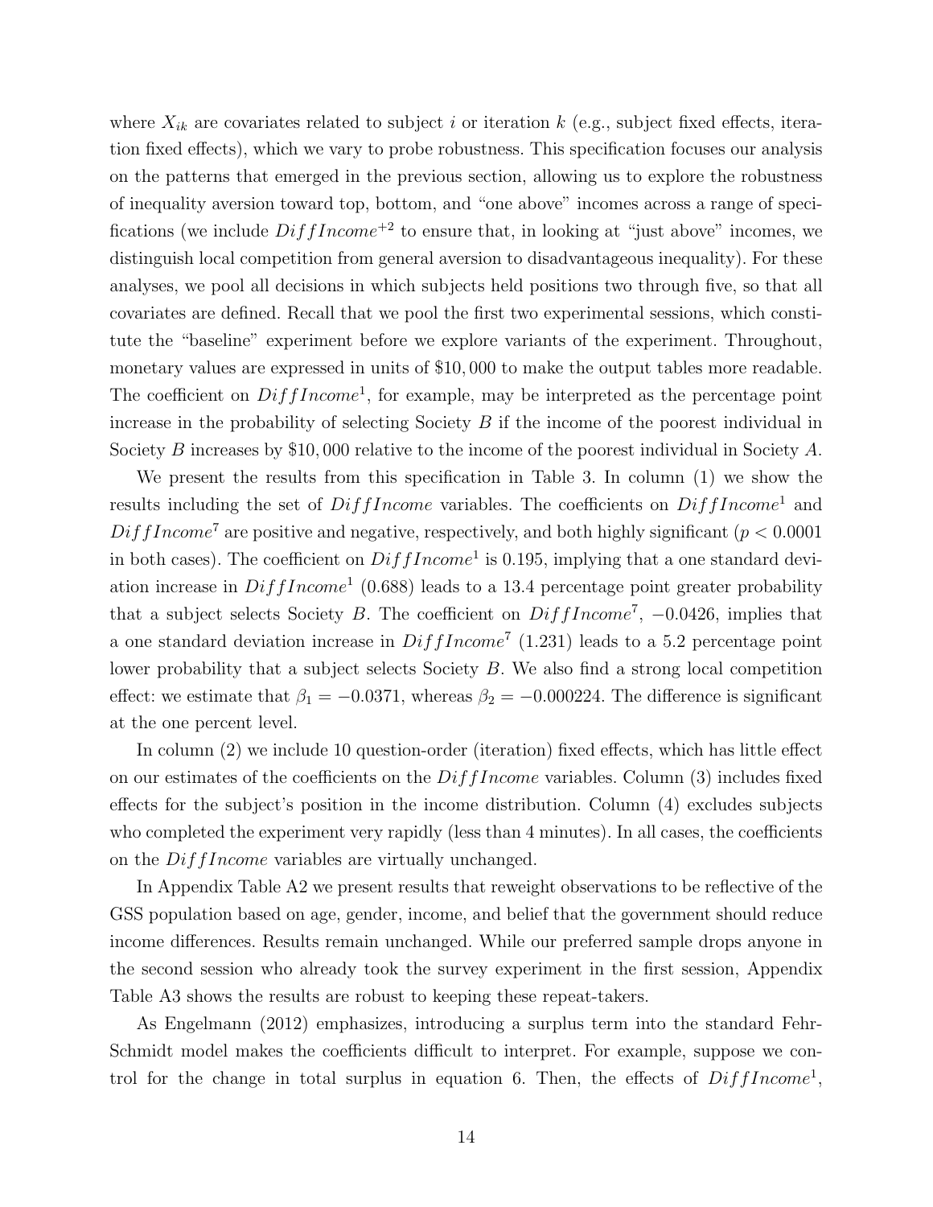where $X_{ik}$ are covariates related to subject $i$ or iteration $k$ (e.g., subject fixed effects, iteration fixed effects), which we vary to probe robustness. This specification focuses our analysis on the patterns that emerged in the previous section, allowing us to explore the robustness of inequality aversion toward top, bottom, and "one above" incomes across a range of specifications (we include $DiffIncome^{+2}$ to ensure that, in looking at "just above" incomes, we distinguish local competition from general aversion to disadvantageous inequality). For these analyses, we pool all decisions in which subjects held positions two through five, so that all covariates are defined. Recall that we pool the first two experimental sessions, which constitute the "baseline" experiment before we explore variants of the experiment. Throughout, monetary values are expressed in units of \$10,000 to make the output tables more readable. The coefficient on $DiffIncome^1$, for example, may be interpreted as the percentage point increase in the probability of selecting Society $B$ if the income of the poorest individual in Society $B$ increases by \$10,000 relative to the income of the poorest individual in Society $A$.

We present the results from this specification in Table 3. In column (1) we show the results including the set of $DiffIncome$ variables. The coefficients on $DiffIncome^1$ and $DiffIncome^7$ are positive and negative, respectively, and both highly significant ($p < 0.0001$ in both cases). The coefficient on $DiffIncome^1$ is 0.195, implying that a one standard deviation increase in $DiffIncome^1$ (0.688) leads to a 13.4 percentage point greater probability that a subject selects Society $B$. The coefficient on $DiffIncome^7$, $-0.0426$, implies that a one standard deviation increase in $DiffIncome^7$ (1.231) leads to a 5.2 percentage point lower probability that a subject selects Society $B$. We also find a strong local competition effect: we estimate that $\beta_1 = -0.0371$, whereas $\beta_2 = -0.000224$. The difference is significant at the one percent level.

In column (2) we include 10 question-order (iteration) fixed effects, which has little effect on our estimates of the coefficients on the $DiffIncome$ variables. Column (3) includes fixed effects for the subject's position in the income distribution. Column (4) excludes subjects who completed the experiment very rapidly (less than 4 minutes). In all cases, the coefficients on the $DiffIncome$ variables are virtually unchanged.

In Appendix Table A2 we present results that reweight observations to be reflective of the GSS population based on age, gender, income, and belief that the government should reduce income differences. Results remain unchanged. While our preferred sample drops anyone in the second session who already took the survey experiment in the first session, Appendix Table A3 shows the results are robust to keeping these repeat-takers.

As Engelmann (2012) emphasizes, introducing a surplus term into the standard Fehr-Schmidt model makes the coefficients difficult to interpret. For example, suppose we control for the change in total surplus in equation 6. Then, the effects of $DiffIncome^1$,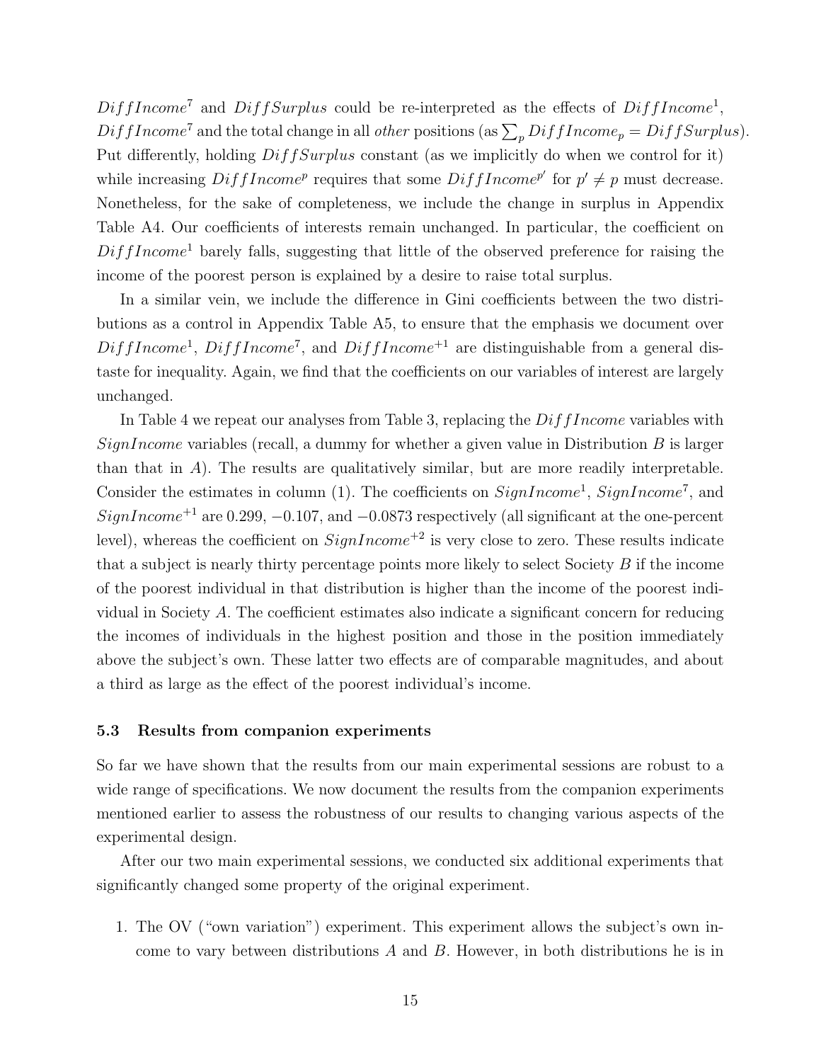$DiffIncome^7$ and $DiffSurplus$ could be re-interpreted as the effects of $DiffIncome^1$, $DiffIncome^7$ and the total change in all *other* positions (as $\sum_p DiffIncome_p = DiffSurplus$). Put differently, holding $DiffSurplus$ constant (as we implicitly do when we control for it) while increasing $DiffIncome^p$ requires that some $DiffIncome^{p'}$ for $p' \neq p$ must decrease. Nonetheless, for the sake of completeness, we include the change in surplus in Appendix Table A4. Our coefficients of interests remain unchanged. In particular, the coefficient on $DiffIncome^1$ barely falls, suggesting that little of the observed preference for raising the income of the poorest person is explained by a desire to raise total surplus.

In a similar vein, we include the difference in Gini coefficients between the two distributions as a control in Appendix Table A5, to ensure that the emphasis we document over $DiffIncome^1$, $DiffIncome^7$, and $DiffIncome^{+1}$ are distinguishable from a general distaste for inequality. Again, we find that the coefficients on our variables of interest are largely unchanged.

In Table 4 we repeat our analyses from Table 3, replacing the $DiffIncome$ variables with $SignIncome$ variables (recall, a dummy for whether a given value in Distribution $B$ is larger than that in $A$). The results are qualitatively similar, but are more readily interpretable. Consider the estimates in column (1). The coefficients on $SignIncome^1$, $SignIncome^7$, and $SignIncome^{+1}$ are 0.299, −0.107, and −0.0873 respectively (all significant at the one-percent level), whereas the coefficient on $SignIncome^{+2}$ is very close to zero. These results indicate that a subject is nearly thirty percentage points more likely to select Society $B$ if the income of the poorest individual in that distribution is higher than the income of the poorest individual in Society $A$. The coefficient estimates also indicate a significant concern for reducing the incomes of individuals in the highest position and those in the position immediately above the subject's own. These latter two effects are of comparable magnitudes, and about a third as large as the effect of the poorest individual's income.

### 5.3 Results from companion experiments

So far we have shown that the results from our main experimental sessions are robust to a wide range of specifications. We now document the results from the companion experiments mentioned earlier to assess the robustness of our results to changing various aspects of the experimental design.

After our two main experimental sessions, we conducted six additional experiments that significantly changed some property of the original experiment.

1. The OV ("own variation") experiment. This experiment allows the subject's own income to vary between distributions $A$ and $B$. However, in both distributions he is in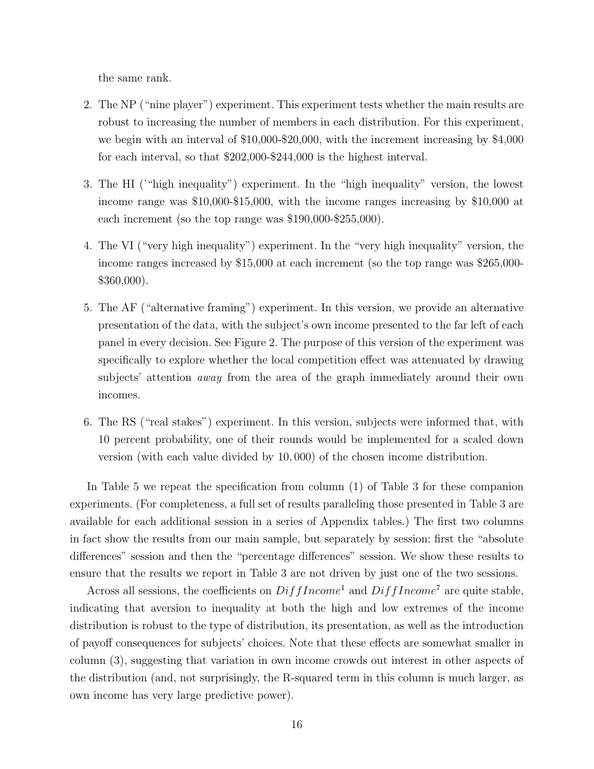the same rank.

2. The NP ("nine player") experiment. This experiment tests whether the main results are robust to increasing the number of members in each distribution. For this experiment, we begin with an interval of \$10,000-\$20,000, with the increment increasing by \$4,000 for each interval, so that \$202,000-\$244,000 is the highest interval.

3. The HI ('"high inequality") experiment. In the "high inequality" version, the lowest income range was \$10,000-\$15,000, with the income ranges increasing by \$10,000 at each increment (so the top range was \$190,000-\$255,000).

4. The VI ("very high inequality") experiment. In the "very high inequality" version, the income ranges increased by \$15,000 at each increment (so the top range was \$265,000-\$360,000).

5. The AF ("alternative framing") experiment. In this version, we provide an alternative presentation of the data, with the subject's own income presented to the far left of each panel in every decision. See Figure 2. The purpose of this version of the experiment was specifically to explore whether the local competition effect was attenuated by drawing subjects' attention *away* from the area of the graph immediately around their own incomes.

6. The RS ("real stakes") experiment. In this version, subjects were informed that, with 10 percent probability, one of their rounds would be implemented for a scaled down version (with each value divided by $10,000$) of the chosen income distribution.

In Table 5 we repeat the specification from column (1) of Table 3 for these companion experiments. (For completeness, a full set of results paralleling those presented in Table 3 are available for each additional session in a series of Appendix tables.) The first two columns in fact show the results from our main sample, but separately by session: first the "absolute differences" session and then the "percentage differences" session. We show these results to ensure that the results we report in Table 3 are not driven by just one of the two sessions.

Across all sessions, the coefficients on $DiffIncome^1$ and $DiffIncome^7$ are quite stable, indicating that aversion to inequality at both the high and low extremes of the income distribution is robust to the type of distribution, its presentation, as well as the introduction of payoff consequences for subjects' choices. Note that these effects are somewhat smaller in column (3), suggesting that variation in own income crowds out interest in other aspects of the distribution (and, not surprisingly, the R-squared term in this column is much larger, as own income has very large predictive power).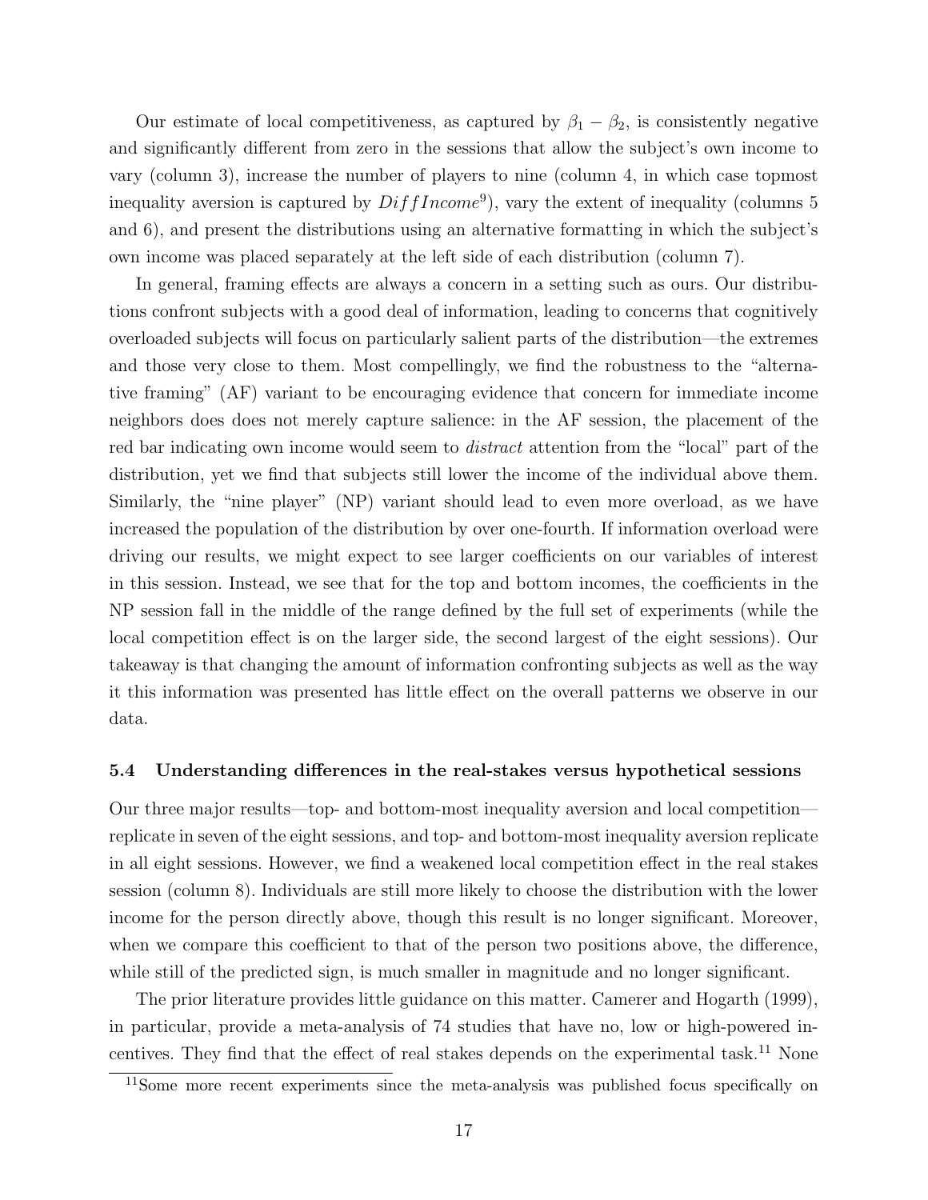Our estimate of local competitiveness, as captured by $\beta_1 - \beta_2$, is consistently negative and significantly different from zero in the sessions that allow the subject's own income to vary (column 3), increase the number of players to nine (column 4, in which case topmost inequality aversion is captured by $DiffIncome^9$), vary the extent of inequality (columns 5 and 6), and present the distributions using an alternative formatting in which the subject's own income was placed separately at the left side of each distribution (column 7).

In general, framing effects are always a concern in a setting such as ours. Our distributions confront subjects with a good deal of information, leading to concerns that cognitively overloaded subjects will focus on particularly salient parts of the distribution—the extremes and those very close to them. Most compellingly, we find the robustness to the "alternative framing" (AF) variant to be encouraging evidence that concern for immediate income neighbors does does not merely capture salience: in the AF session, the placement of the red bar indicating own income would seem to *distract* attention from the "local" part of the distribution, yet we find that subjects still lower the income of the individual above them. Similarly, the "nine player" (NP) variant should lead to even more overload, as we have increased the population of the distribution by over one-fourth. If information overload were driving our results, we might expect to see larger coefficients on our variables of interest in this session. Instead, we see that for the top and bottom incomes, the coefficients in the NP session fall in the middle of the range defined by the full set of experiments (while the local competition effect is on the larger side, the second largest of the eight sessions). Our takeaway is that changing the amount of information confronting subjects as well as the way it this information was presented has little effect on the overall patterns we observe in our data.

### 5.4 Understanding differences in the real-stakes versus hypothetical sessions

Our three major results—top- and bottom-most inequality aversion and local competition—replicate in seven of the eight sessions, and top- and bottom-most inequality aversion replicate in all eight sessions. However, we find a weakened local competition effect in the real stakes session (column 8). Individuals are still more likely to choose the distribution with the lower income for the person directly above, though this result is no longer significant. Moreover, when we compare this coefficient to that of the person two positions above, the difference, while still of the predicted sign, is much smaller in magnitude and no longer significant.

The prior literature provides little guidance on this matter. Camerer and Hogarth (1999), in particular, provide a meta-analysis of 74 studies that have no, low or high-powered incentives. They find that the effect of real stakes depends on the experimental task.[11] None

[11]Some more recent experiments since the meta-analysis was published focus specifically on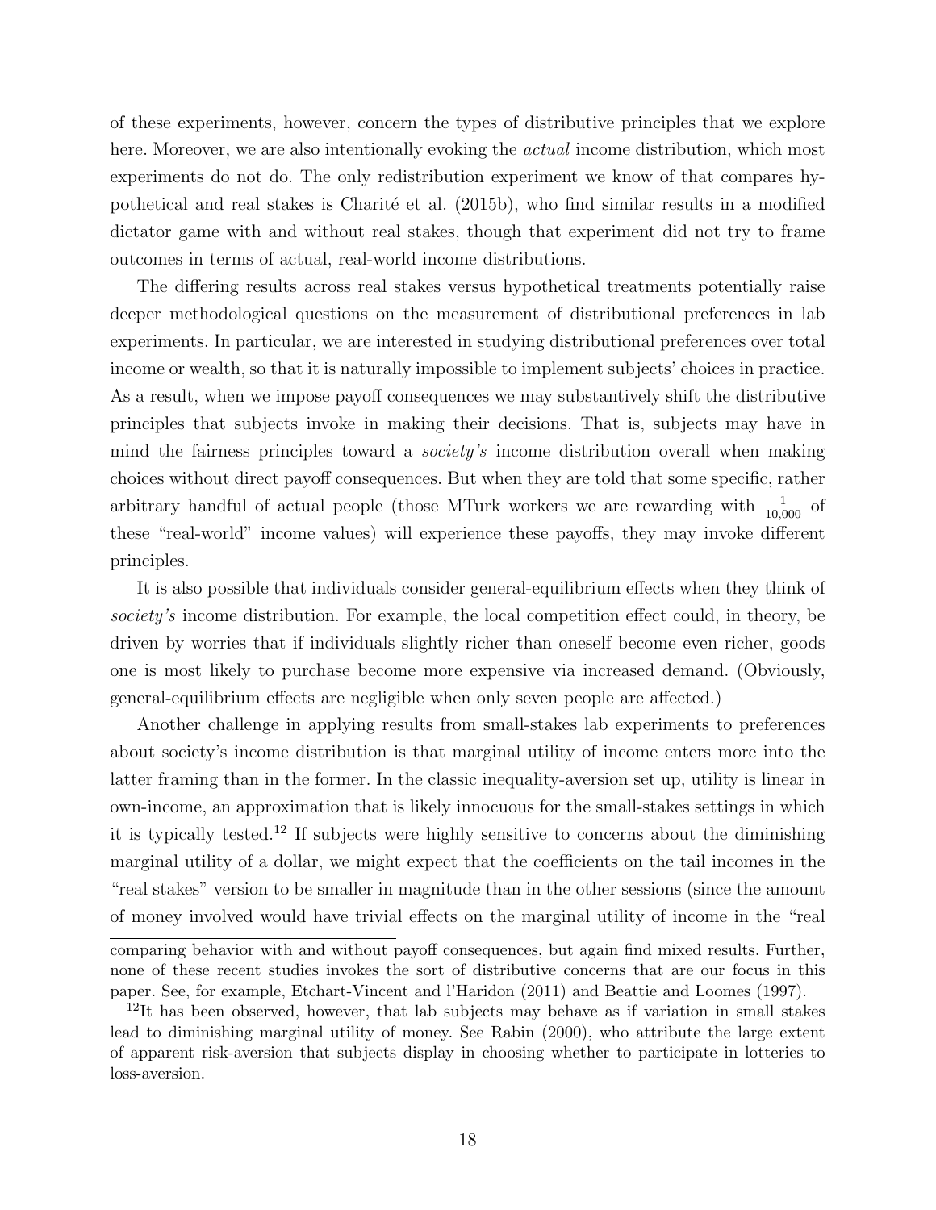of these experiments, however, concern the types of distributive principles that we explore here. Moreover, we are also intentionally evoking the *actual* income distribution, which most experiments do not do. The only redistribution experiment we know of that compares hypothetical and real stakes is Charité et al. (2015b), who find similar results in a modified dictator game with and without real stakes, though that experiment did not try to frame outcomes in terms of actual, real-world income distributions.

The differing results across real stakes versus hypothetical treatments potentially raise deeper methodological questions on the measurement of distributional preferences in lab experiments. In particular, we are interested in studying distributional preferences over total income or wealth, so that it is naturally impossible to implement subjects' choices in practice. As a result, when we impose payoff consequences we may substantively shift the distributive principles that subjects invoke in making their decisions. That is, subjects may have in mind the fairness principles toward a *society's* income distribution overall when making choices without direct payoff consequences. But when they are told that some specific, rather arbitrary handful of actual people (those MTurk workers we are rewarding with $\frac{1}{10{,}000}$ of these "real-world" income values) will experience these payoffs, they may invoke different principles.

It is also possible that individuals consider general-equilibrium effects when they think of *society's* income distribution. For example, the local competition effect could, in theory, be driven by worries that if individuals slightly richer than oneself become even richer, goods one is most likely to purchase become more expensive via increased demand. (Obviously, general-equilibrium effects are negligible when only seven people are affected.)

Another challenge in applying results from small-stakes lab experiments to preferences about society's income distribution is that marginal utility of income enters more into the latter framing than in the former. In the classic inequality-aversion set up, utility is linear in own-income, an approximation that is likely innocuous for the small-stakes settings in which it is typically tested.[12] If subjects were highly sensitive to concerns about the diminishing marginal utility of a dollar, we might expect that the coefficients on the tail incomes in the "real stakes" version to be smaller in magnitude than in the other sessions (since the amount of money involved would have trivial effects on the marginal utility of income in the "real

comparing behavior with and without payoff consequences, but again find mixed results. Further, none of these recent studies invokes the sort of distributive concerns that are our focus in this paper. See, for example, Etchart-Vincent and l'Haridon (2011) and Beattie and Loomes (1997).

[12]It has been observed, however, that lab subjects may behave as if variation in small stakes lead to diminishing marginal utility of money. See Rabin (2000), who attribute the large extent of apparent risk-aversion that subjects display in choosing whether to participate in lotteries to loss-aversion.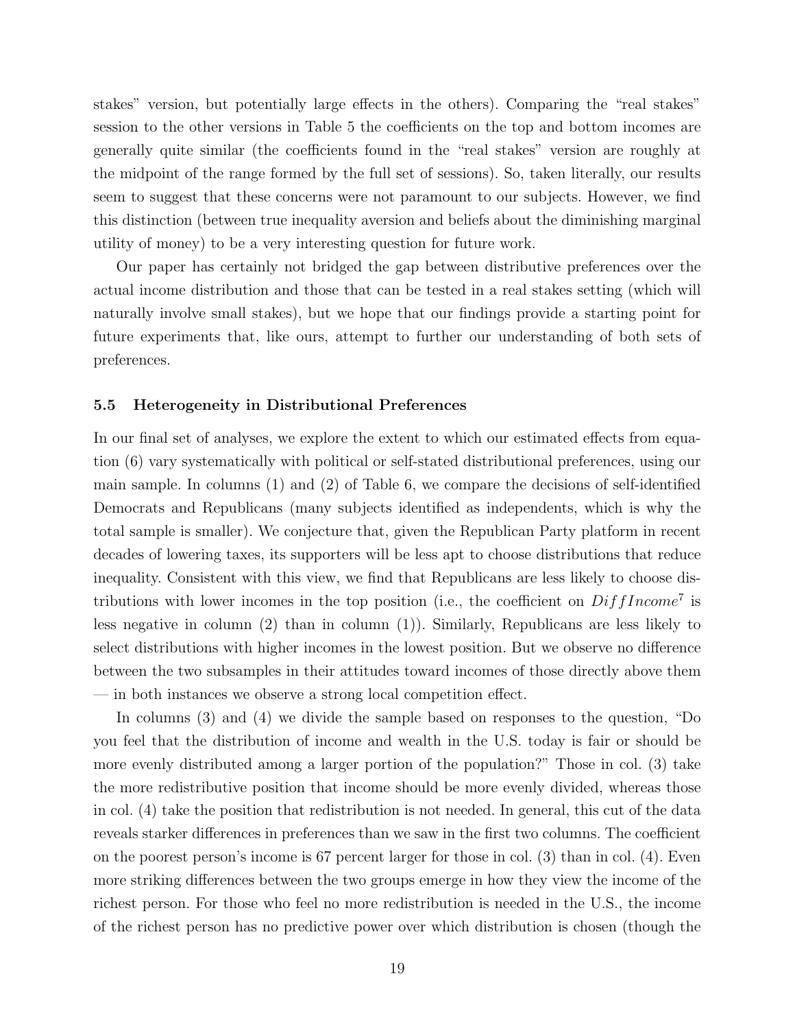stakes" version, but potentially large effects in the others). Comparing the "real stakes" session to the other versions in Table 5 the coefficients on the top and bottom incomes are generally quite similar (the coefficients found in the "real stakes" version are roughly at the midpoint of the range formed by the full set of sessions). So, taken literally, our results seem to suggest that these concerns were not paramount to our subjects. However, we find this distinction (between true inequality aversion and beliefs about the diminishing marginal utility of money) to be a very interesting question for future work.

Our paper has certainly not bridged the gap between distributive preferences over the actual income distribution and those that can be tested in a real stakes setting (which will naturally involve small stakes), but we hope that our findings provide a starting point for future experiments that, like ours, attempt to further our understanding of both sets of preferences.

### 5.5 Heterogeneity in Distributional Preferences

In our final set of analyses, we explore the extent to which our estimated effects from equation (6) vary systematically with political or self-stated distributional preferences, using our main sample. In columns (1) and (2) of Table 6, we compare the decisions of self-identified Democrats and Republicans (many subjects identified as independents, which is why the total sample is smaller). We conjecture that, given the Republican Party platform in recent decades of lowering taxes, its supporters will be less apt to choose distributions that reduce inequality. Consistent with this view, we find that Republicans are less likely to choose distributions with lower incomes in the top position (i.e., the coefficient on $DiffIncome^7$ is less negative in column (2) than in column (1)). Similarly, Republicans are less likely to select distributions with higher incomes in the lowest position. But we observe no difference between the two subsamples in their attitudes toward incomes of those directly above them — in both instances we observe a strong local competition effect.

In columns (3) and (4) we divide the sample based on responses to the question, "Do you feel that the distribution of income and wealth in the U.S. today is fair or should be more evenly distributed among a larger portion of the population?" Those in col. (3) take the more redistributive position that income should be more evenly divided, whereas those in col. (4) take the position that redistribution is not needed. In general, this cut of the data reveals starker differences in preferences than we saw in the first two columns. The coefficient on the poorest person's income is 67 percent larger for those in col. (3) than in col. (4). Even more striking differences between the two groups emerge in how they view the income of the richest person. For those who feel no more redistribution is needed in the U.S., the income of the richest person has no predictive power over which distribution is chosen (though the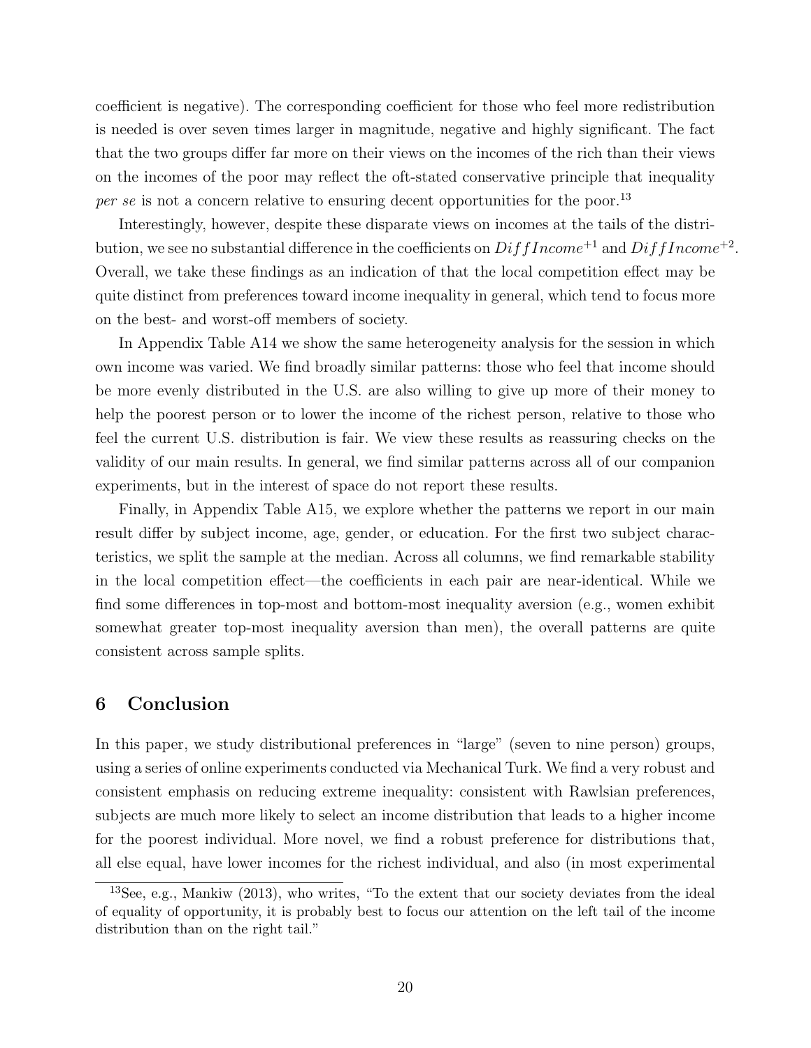coefficient is negative). The corresponding coefficient for those who feel more redistribution is needed is over seven times larger in magnitude, negative and highly significant. The fact that the two groups differ far more on their views on the incomes of the rich than their views on the incomes of the poor may reflect the oft-stated conservative principle that inequality *per se* is not a concern relative to ensuring decent opportunities for the poor.[13]

Interestingly, however, despite these disparate views on incomes at the tails of the distribution, we see no substantial difference in the coefficients on $DiffIncome^{+1}$ and $DiffIncome^{+2}$. Overall, we take these findings as an indication of that the local competition effect may be quite distinct from preferences toward income inequality in general, which tend to focus more on the best- and worst-off members of society.

In Appendix Table A14 we show the same heterogeneity analysis for the session in which own income was varied. We find broadly similar patterns: those who feel that income should be more evenly distributed in the U.S. are also willing to give up more of their money to help the poorest person or to lower the income of the richest person, relative to those who feel the current U.S. distribution is fair. We view these results as reassuring checks on the validity of our main results. In general, we find similar patterns across all of our companion experiments, but in the interest of space do not report these results.

Finally, in Appendix Table A15, we explore whether the patterns we report in our main result differ by subject income, age, gender, or education. For the first two subject characteristics, we split the sample at the median. Across all columns, we find remarkable stability in the local competition effect—the coefficients in each pair are near-identical. While we find some differences in top-most and bottom-most inequality aversion (e.g., women exhibit somewhat greater top-most inequality aversion than men), the overall patterns are quite consistent across sample splits.

## 6 Conclusion

In this paper, we study distributional preferences in "large" (seven to nine person) groups, using a series of online experiments conducted via Mechanical Turk. We find a very robust and consistent emphasis on reducing extreme inequality: consistent with Rawlsian preferences, subjects are much more likely to select an income distribution that leads to a higher income for the poorest individual. More novel, we find a robust preference for distributions that, all else equal, have lower incomes for the richest individual, and also (in most experimental

[13] See, e.g., Mankiw (2013), who writes, "To the extent that our society deviates from the ideal of equality of opportunity, it is probably best to focus our attention on the left tail of the income distribution than on the right tail."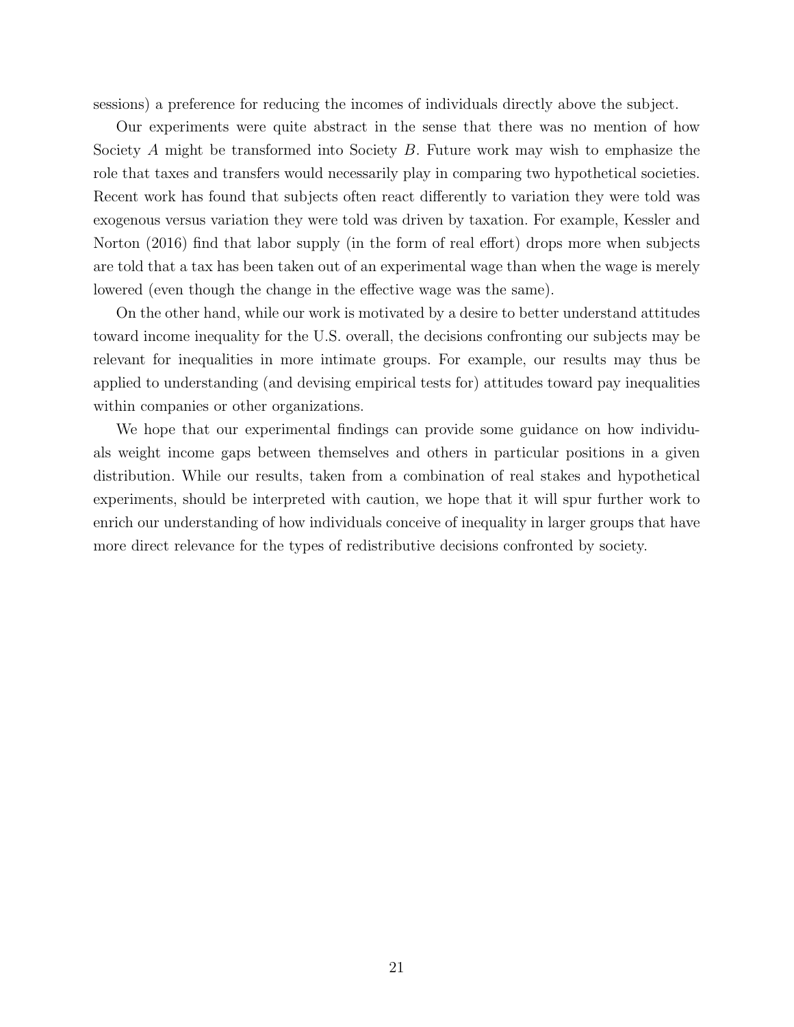sessions) a preference for reducing the incomes of individuals directly above the subject.

Our experiments were quite abstract in the sense that there was no mention of how Society $A$ might be transformed into Society $B$. Future work may wish to emphasize the role that taxes and transfers would necessarily play in comparing two hypothetical societies. Recent work has found that subjects often react differently to variation they were told was exogenous versus variation they were told was driven by taxation. For example, Kessler and Norton (2016) find that labor supply (in the form of real effort) drops more when subjects are told that a tax has been taken out of an experimental wage than when the wage is merely lowered (even though the change in the effective wage was the same).

On the other hand, while our work is motivated by a desire to better understand attitudes toward income inequality for the U.S. overall, the decisions confronting our subjects may be relevant for inequalities in more intimate groups. For example, our results may thus be applied to understanding (and devising empirical tests for) attitudes toward pay inequalities within companies or other organizations.

We hope that our experimental findings can provide some guidance on how individuals weight income gaps between themselves and others in particular positions in a given distribution. While our results, taken from a combination of real stakes and hypothetical experiments, should be interpreted with caution, we hope that it will spur further work to enrich our understanding of how individuals conceive of inequality in larger groups that have more direct relevance for the types of redistributive decisions confronted by society.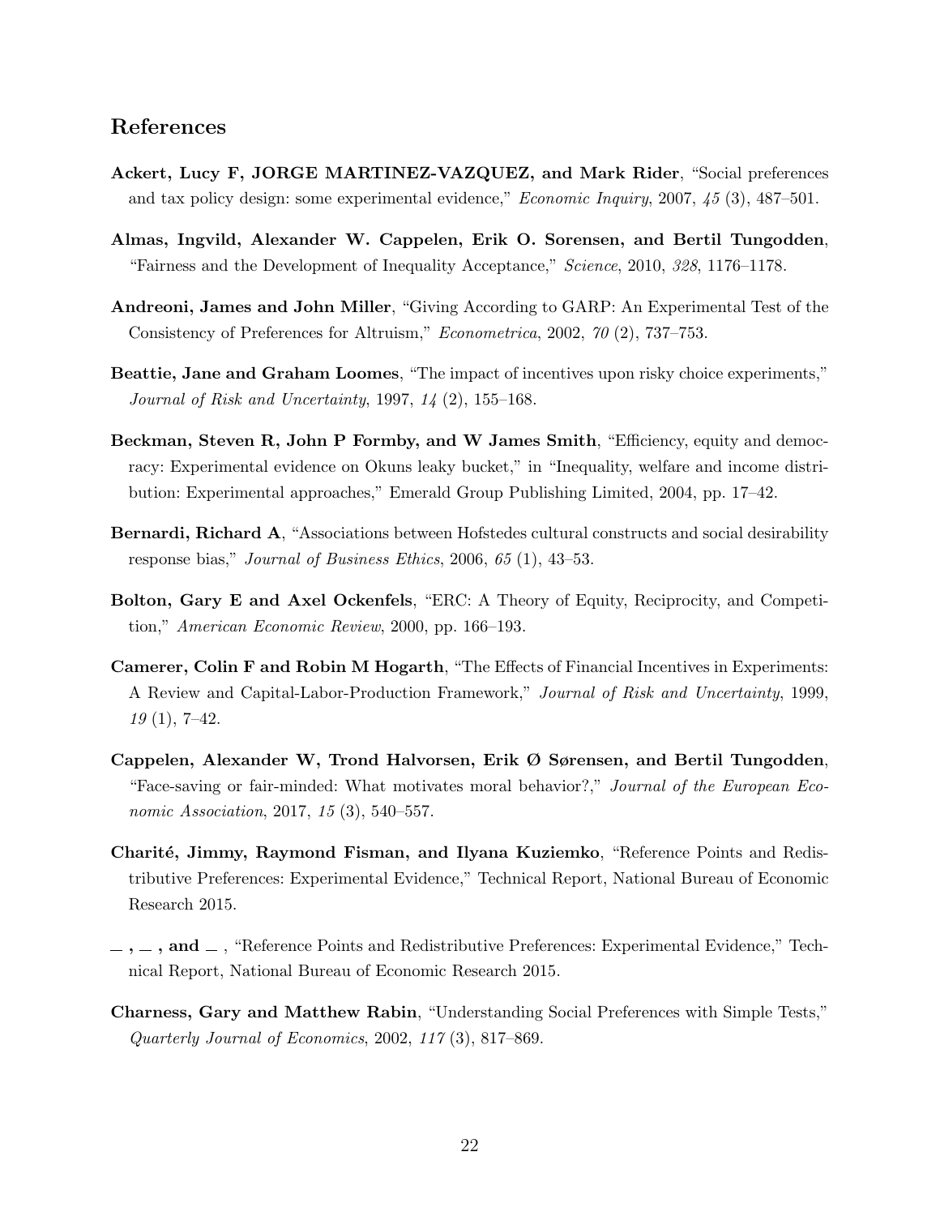## References

**Ackert, Lucy F, JORGE MARTINEZ-VAZQUEZ, and Mark Rider**, "Social preferences and tax policy design: some experimental evidence," *Economic Inquiry*, 2007, *45* (3), 487–501.

**Almas, Ingvild, Alexander W. Cappelen, Erik O. Sorensen, and Bertil Tungodden**, "Fairness and the Development of Inequality Acceptance," *Science*, 2010, *328*, 1176–1178.

**Andreoni, James and John Miller**, "Giving According to GARP: An Experimental Test of the Consistency of Preferences for Altruism," *Econometrica*, 2002, *70* (2), 737–753.

**Beattie, Jane and Graham Loomes**, "The impact of incentives upon risky choice experiments," *Journal of Risk and Uncertainty*, 1997, *14* (2), 155–168.

**Beckman, Steven R, John P Formby, and W James Smith**, "Efficiency, equity and democracy: Experimental evidence on Okuns leaky bucket," in "Inequality, welfare and income distribution: Experimental approaches," Emerald Group Publishing Limited, 2004, pp. 17–42.

**Bernardi, Richard A**, "Associations between Hofstedes cultural constructs and social desirability response bias," *Journal of Business Ethics*, 2006, *65* (1), 43–53.

**Bolton, Gary E and Axel Ockenfels**, "ERC: A Theory of Equity, Reciprocity, and Competition," *American Economic Review*, 2000, pp. 166–193.

**Camerer, Colin F and Robin M Hogarth**, "The Effects of Financial Incentives in Experiments: A Review and Capital-Labor-Production Framework," *Journal of Risk and Uncertainty*, 1999, *19* (1), 7–42.

**Cappelen, Alexander W, Trond Halvorsen, Erik Ø Sørensen, and Bertil Tungodden**, "Face-saving or fair-minded: What motivates moral behavior?," *Journal of the European Economic Association*, 2017, *15* (3), 540–557.

**Charité, Jimmy, Raymond Fisman, and Ilyana Kuziemko**, "Reference Points and Redistributive Preferences: Experimental Evidence," Technical Report, National Bureau of Economic Research 2015.

**\_ , \_ , and \_** , "Reference Points and Redistributive Preferences: Experimental Evidence," Technical Report, National Bureau of Economic Research 2015.

**Charness, Gary and Matthew Rabin**, "Understanding Social Preferences with Simple Tests," *Quarterly Journal of Economics*, 2002, *117* (3), 817–869.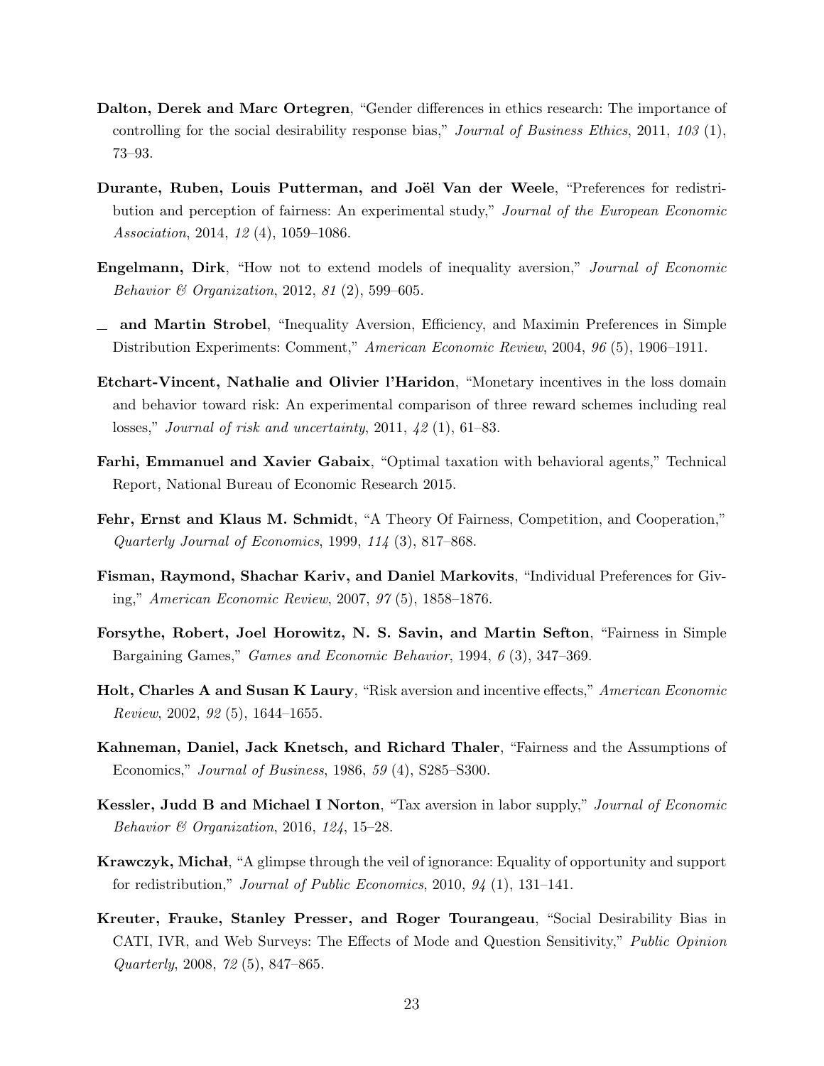**Dalton, Derek and Marc Ortegren**, "Gender differences in ethics research: The importance of controlling for the social desirability response bias," *Journal of Business Ethics*, 2011, *103* (1), 73–93.

**Durante, Ruben, Louis Putterman, and Joël Van der Weele**, "Preferences for redistribution and perception of fairness: An experimental study," *Journal of the European Economic Association*, 2014, *12* (4), 1059–1086.

**Engelmann, Dirk**, "How not to extend models of inequality aversion," *Journal of Economic Behavior & Organization*, 2012, *81* (2), 599–605.

**_ and Martin Strobel**, "Inequality Aversion, Efficiency, and Maximin Preferences in Simple Distribution Experiments: Comment," *American Economic Review*, 2004, *96* (5), 1906–1911.

**Etchart-Vincent, Nathalie and Olivier l'Haridon**, "Monetary incentives in the loss domain and behavior toward risk: An experimental comparison of three reward schemes including real losses," *Journal of risk and uncertainty*, 2011, *42* (1), 61–83.

**Farhi, Emmanuel and Xavier Gabaix**, "Optimal taxation with behavioral agents," Technical Report, National Bureau of Economic Research 2015.

**Fehr, Ernst and Klaus M. Schmidt**, "A Theory Of Fairness, Competition, and Cooperation," *Quarterly Journal of Economics*, 1999, *114* (3), 817–868.

**Fisman, Raymond, Shachar Kariv, and Daniel Markovits**, "Individual Preferences for Giving," *American Economic Review*, 2007, *97* (5), 1858–1876.

**Forsythe, Robert, Joel Horowitz, N. S. Savin, and Martin Sefton**, "Fairness in Simple Bargaining Games," *Games and Economic Behavior*, 1994, *6* (3), 347–369.

**Holt, Charles A and Susan K Laury**, "Risk aversion and incentive effects," *American Economic Review*, 2002, *92* (5), 1644–1655.

**Kahneman, Daniel, Jack Knetsch, and Richard Thaler**, "Fairness and the Assumptions of Economics," *Journal of Business*, 1986, *59* (4), S285–S300.

**Kessler, Judd B and Michael I Norton**, "Tax aversion in labor supply," *Journal of Economic Behavior & Organization*, 2016, *124*, 15–28.

**Krawczyk, Michał**, "A glimpse through the veil of ignorance: Equality of opportunity and support for redistribution," *Journal of Public Economics*, 2010, *94* (1), 131–141.

**Kreuter, Frauke, Stanley Presser, and Roger Tourangeau**, "Social Desirability Bias in CATI, IVR, and Web Surveys: The Effects of Mode and Question Sensitivity," *Public Opinion Quarterly*, 2008, *72* (5), 847–865.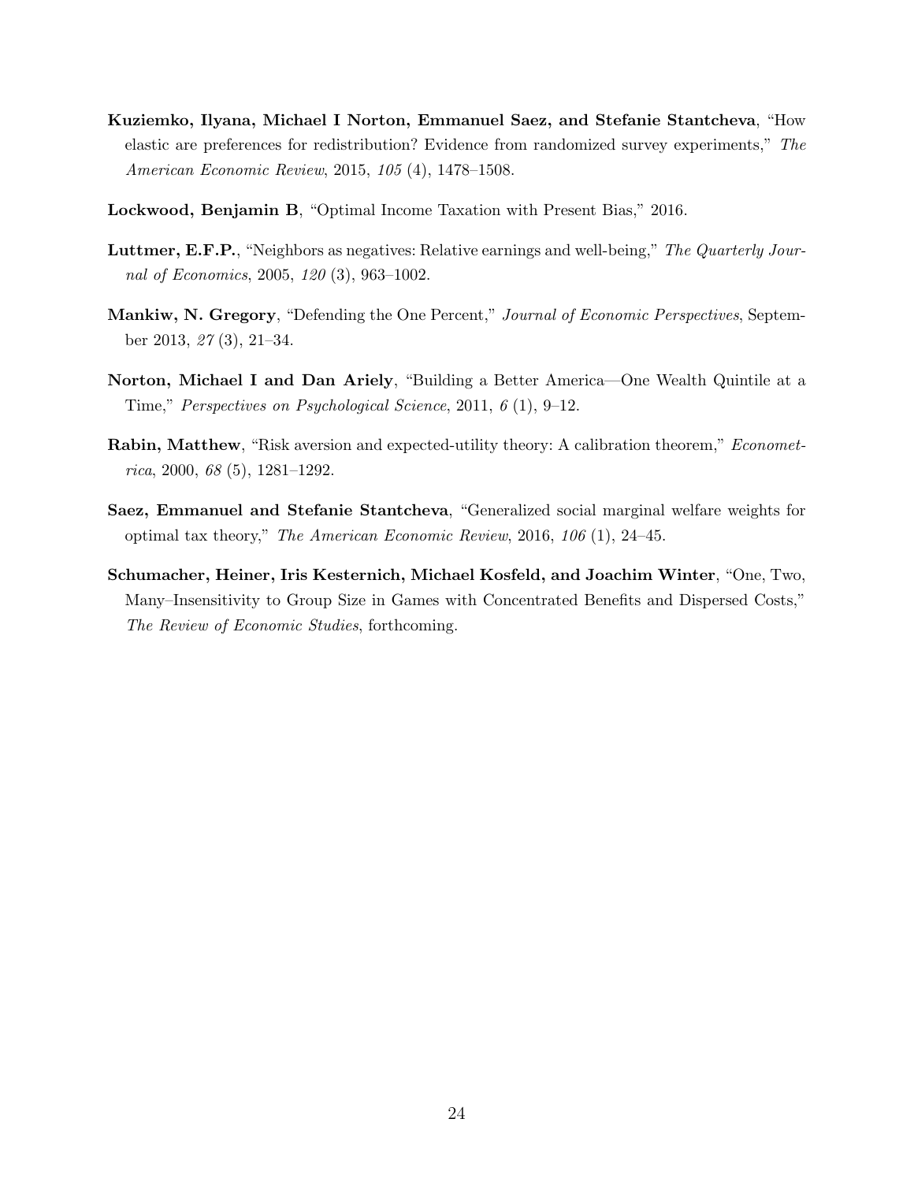**Kuziemko, Ilyana, Michael I Norton, Emmanuel Saez, and Stefanie Stantcheva**, "How elastic are preferences for redistribution? Evidence from randomized survey experiments," *The American Economic Review*, 2015, *105* (4), 1478–1508.

**Lockwood, Benjamin B**, "Optimal Income Taxation with Present Bias," 2016.

**Luttmer, E.F.P.**, "Neighbors as negatives: Relative earnings and well-being," *The Quarterly Journal of Economics*, 2005, *120* (3), 963–1002.

**Mankiw, N. Gregory**, "Defending the One Percent," *Journal of Economic Perspectives*, September 2013, *27* (3), 21–34.

**Norton, Michael I and Dan Ariely**, "Building a Better America—One Wealth Quintile at a Time," *Perspectives on Psychological Science*, 2011, *6* (1), 9–12.

**Rabin, Matthew**, "Risk aversion and expected-utility theory: A calibration theorem," *Econometrica*, 2000, *68* (5), 1281–1292.

**Saez, Emmanuel and Stefanie Stantcheva**, "Generalized social marginal welfare weights for optimal tax theory," *The American Economic Review*, 2016, *106* (1), 24–45.

**Schumacher, Heiner, Iris Kesternich, Michael Kosfeld, and Joachim Winter**, "One, Two, Many–Insensitivity to Group Size in Games with Concentrated Benefits and Dispersed Costs," *The Review of Economic Studies*, forthcoming.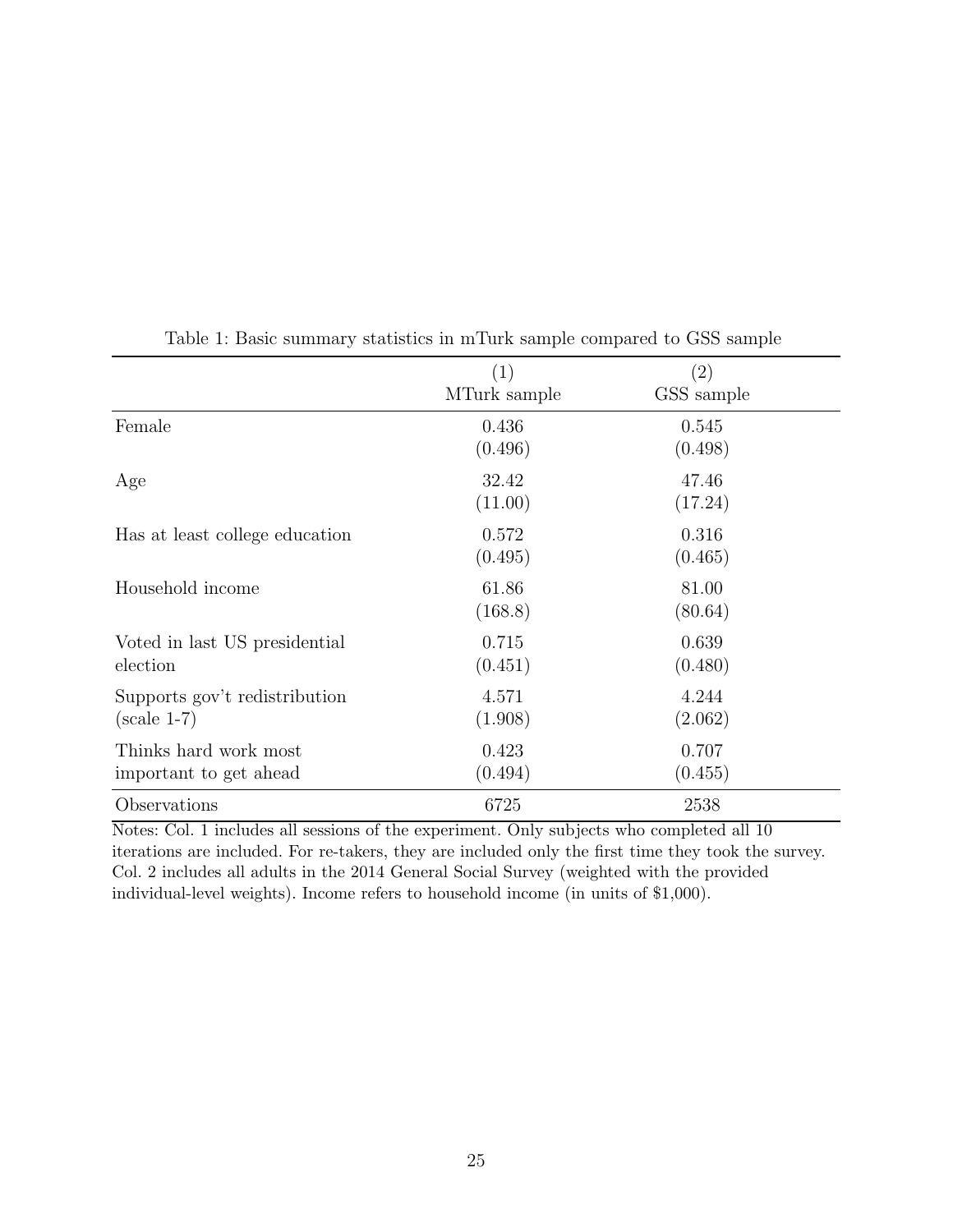Table 1: Basic summary statistics in mTurk sample compared to GSS sample

| | (1)<br>MTurk sample | (2)<br>GSS sample |
|---|---|---|
| Female | 0.436 | 0.545 |
| | (0.496) | (0.498) |
| Age | 32.42 | 47.46 |
| | (11.00) | (17.24) |
| Has at least college education | 0.572 | 0.316 |
| | (0.495) | (0.465) |
| Household income | 61.86 | 81.00 |
| | (168.8) | (80.64) |
| Voted in last US presidential election | 0.715 | 0.639 |
| | (0.451) | (0.480) |
| Supports gov't redistribution (scale 1-7) | 4.571 | 4.244 |
| | (1.908) | (2.062) |
| Thinks hard work most important to get ahead | 0.423 | 0.707 |
| | (0.494) | (0.455) |
| Observations | 6725 | 2538 |

Notes: Col. 1 includes all sessions of the experiment. Only subjects who completed all 10 iterations are included. For re-takers, they are included only the first time they took the survey. Col. 2 includes all adults in the 2014 General Social Survey (weighted with the provided individual-level weights). Income refers to household income (in units of $1,000).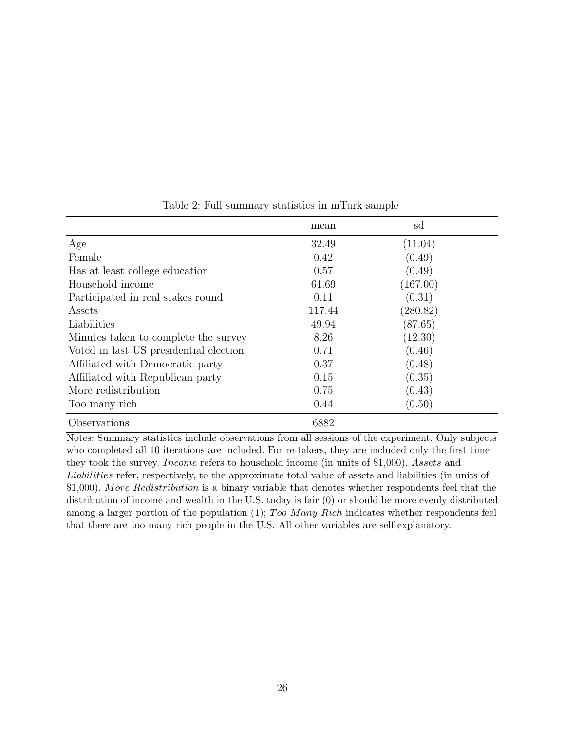Table 2: Full summary statistics in mTurk sample

| | mean | sd |
|---|---|---|
| Age | 32.49 | (11.04) |
| Female | 0.42 | (0.49) |
| Has at least college education | 0.57 | (0.49) |
| Household income | 61.69 | (167.00) |
| Participated in real stakes round | 0.11 | (0.31) |
| Assets | 117.44 | (280.82) |
| Liabilities | 49.94 | (87.65) |
| Minutes taken to complete the survey | 8.26 | (12.30) |
| Voted in last US presidential election | 0.71 | (0.46) |
| Affiliated with Democratic party | 0.37 | (0.48) |
| Affiliated with Republican party | 0.15 | (0.35) |
| More redistribution | 0.75 | (0.43) |
| Too many rich | 0.44 | (0.50) |
| Observations | 6882 | |

Notes: Summary statistics include observations from all sessions of the experiment. Only subjects who completed all 10 iterations are included. For re-takers, they are included only the first time they took the survey. *Income* refers to household income (in units of $1,000). *Assets* and *Liabilities* refer, respectively, to the approximate total value of assets and liabilities (in units of $1,000). *More Redistribution* is a binary variable that denotes whether respondents feel that the distribution of income and wealth in the U.S. today is fair (0) or should be more evenly distributed among a larger portion of the population (1); *Too Many Rich* indicates whether respondents feel that there are too many rich people in the U.S. All other variables are self-explanatory.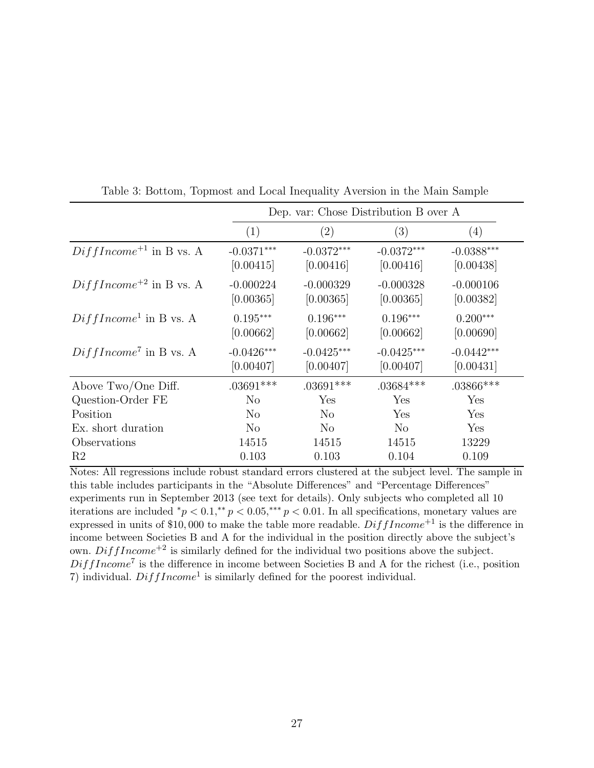Table 3: Bottom, Topmost and Local Inequality Aversion in the Main Sample

| | Dep. var: Chose Distribution B over A | | | |
|---|---|---|---|---|
| | (1) | (2) | (3) | (4) |
| $DiffIncome^{+1}$ in B vs. A | -0.0371*** | -0.0372*** | -0.0372*** | -0.0388*** |
| | [0.00415] | [0.00416] | [0.00416] | [0.00438] |
| $DiffIncome^{+2}$ in B vs. A | -0.000224 | -0.000329 | -0.000328 | -0.000106 |
| | [0.00365] | [0.00365] | [0.00365] | [0.00382] |
| $DiffIncome^{1}$ in B vs. A | 0.195*** | 0.196*** | 0.196*** | 0.200*** |
| | [0.00662] | [0.00662] | [0.00662] | [0.00690] |
| $DiffIncome^{7}$ in B vs. A | -0.0426*** | -0.0425*** | -0.0425*** | -0.0442*** |
| | [0.00407] | [0.00407] | [0.00407] | [0.00431] |
| Above Two/One Diff. | .03691*** | .03691*** | .03684*** | .03866*** |
| Question-Order FE | No | Yes | Yes | Yes |
| Position | No | No | Yes | Yes |
| Ex. short duration | No | No | No | Yes |
| Observations | 14515 | 14515 | 14515 | 13229 |
| R2 | 0.103 | 0.103 | 0.104 | 0.109 |

Notes: All regressions include robust standard errors clustered at the subject level. The sample in this table includes participants in the "Absolute Differences" and "Percentage Differences" experiments run in September 2013 (see text for details). Only subjects who completed all 10 iterations are included $^{*}p < 0.1, ^{**}p < 0.05, ^{***}p < 0.01$. In all specifications, monetary values are expressed in units of \$10,000 to make the table more readable. $DiffIncome^{+1}$ is the difference in income between Societies B and A for the individual in the position directly above the subject's own. $DiffIncome^{+2}$ is similarly defined for the individual two positions above the subject. $DiffIncome^{7}$ is the difference in income between Societies B and A for the richest (i.e., position 7) individual. $DiffIncome^{1}$ is similarly defined for the poorest individual.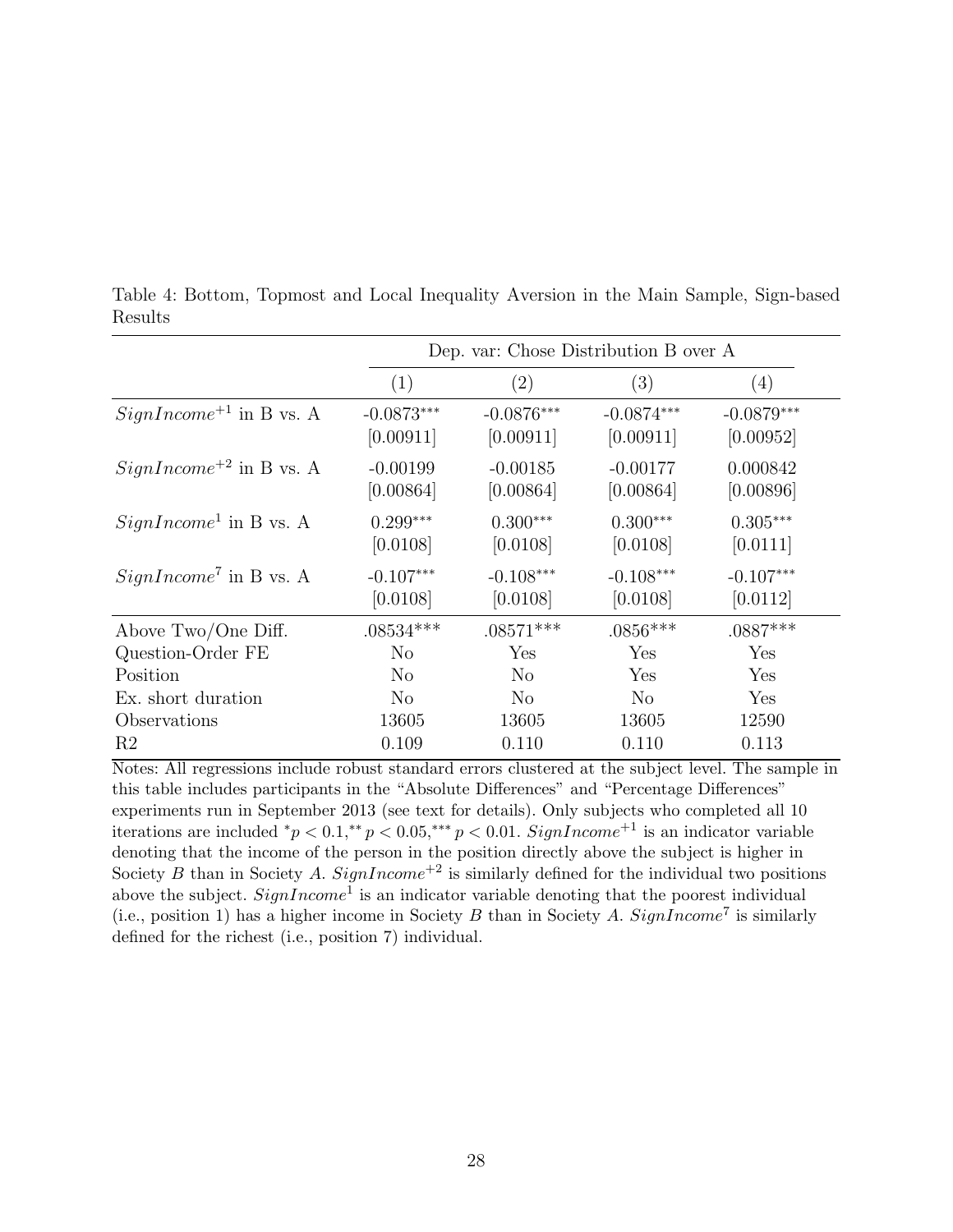Table 4: Bottom, Topmost and Local Inequality Aversion in the Main Sample, Sign-based Results

| | Dep. var: Chose Distribution B over A | | | |
|---|---|---|---|---|
| | (1) | (2) | (3) | (4) |
| $SignIncome^{+1}$ in B vs. A | -0.0873*** | -0.0876*** | -0.0874*** | -0.0879*** |
| | [0.00911] | [0.00911] | [0.00911] | [0.00952] |
| $SignIncome^{+2}$ in B vs. A | -0.00199 | -0.00185 | -0.00177 | 0.000842 |
| | [0.00864] | [0.00864] | [0.00864] | [0.00896] |
| $SignIncome^{1}$ in B vs. A | 0.299*** | 0.300*** | 0.300*** | 0.305*** |
| | [0.0108] | [0.0108] | [0.0108] | [0.0111] |
| $SignIncome^{7}$ in B vs. A | -0.107*** | -0.108*** | -0.108*** | -0.107*** |
| | [0.0108] | [0.0108] | [0.0108] | [0.0112] |
| Above Two/One Diff. | .08534*** | .08571*** | .0856*** | .0887*** |
| Question-Order FE | No | Yes | Yes | Yes |
| Position | No | No | Yes | Yes |
| Ex. short duration | No | No | No | Yes |
| Observations | 13605 | 13605 | 13605 | 12590 |
| R2 | 0.109 | 0.110 | 0.110 | 0.113 |

Notes: All regressions include robust standard errors clustered at the subject level. The sample in this table includes participants in the "Absolute Differences" and "Percentage Differences" experiments run in September 2013 (see text for details). Only subjects who completed all 10 iterations are included $^{*}p < 0.1, ^{**}p < 0.05, ^{***}p < 0.01$. $SignIncome^{+1}$ is an indicator variable denoting that the income of the person in the position directly above the subject is higher in Society $B$ than in Society $A$. $SignIncome^{+2}$ is similarly defined for the individual two positions above the subject. $SignIncome^{1}$ is an indicator variable denoting that the poorest individual (i.e., position 1) has a higher income in Society $B$ than in Society $A$. $SignIncome^{7}$ is similarly defined for the richest (i.e., position 7) individual.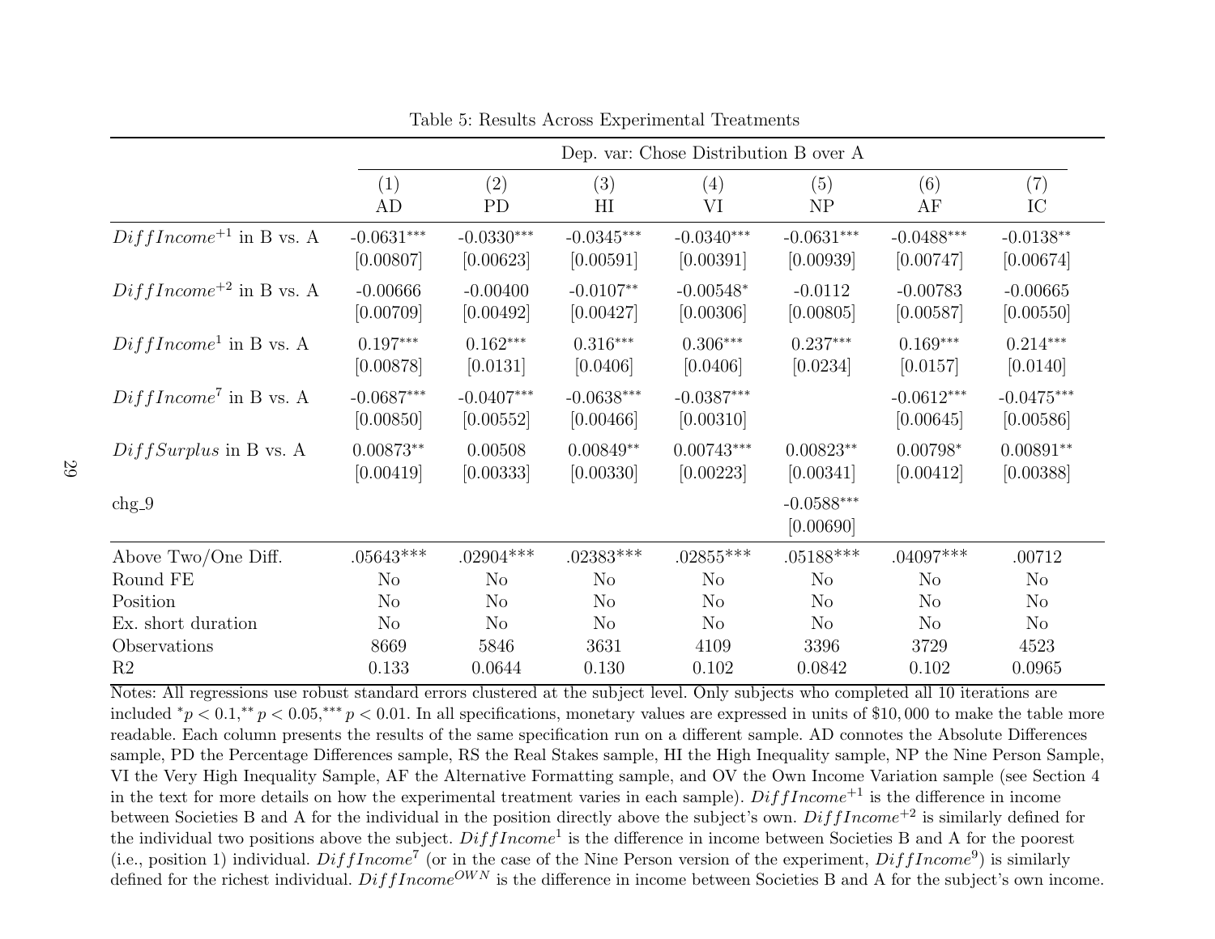Table 5: Results Across Experimental Treatments

| | Dep. var: Chose Distribution B over A | | | | | | |
|---|---|---|---|---|---|---|---|
| | (1) AD | (2) PD | (3) HI | (4) VI | (5) NP | (6) AF | (7) IC |
| $DiffIncome^{+1}$ in B vs. A | -0.0631*** | -0.0330*** | -0.0345*** | -0.0340*** | -0.0631*** | -0.0488*** | -0.0138** |
| | [0.00807] | [0.00623] | [0.00591] | [0.00391] | [0.00939] | [0.00747] | [0.00674] |
| $DiffIncome^{+2}$ in B vs. A | -0.00666 | -0.00400 | -0.0107** | -0.00548* | -0.0112 | -0.00783 | -0.00665 |
| | [0.00709] | [0.00492] | [0.00427] | [0.00306] | [0.00805] | [0.00587] | [0.00550] |
| $DiffIncome^{1}$ in B vs. A | 0.197*** | 0.162*** | 0.316*** | 0.306*** | 0.237*** | 0.169*** | 0.214*** |
| | [0.00878] | [0.0131] | [0.0406] | [0.0406] | [0.0234] | [0.0157] | [0.0140] |
| $DiffIncome^{7}$ in B vs. A | -0.0687*** | -0.0407*** | -0.0638*** | -0.0387*** | | -0.0612*** | -0.0475*** |
| | [0.00850] | [0.00552] | [0.00466] | [0.00310] | | [0.00645] | [0.00586] |
| $DiffSurplus$ in B vs. A | 0.00873** | 0.00508 | 0.00849** | 0.00743*** | 0.00823** | 0.00798* | 0.00891** |
| | [0.00419] | [0.00333] | [0.00330] | [0.00223] | [0.00341] | [0.00412] | [0.00388] |
| chg_9 | | | | | -0.0588*** | | |
| | | | | | [0.00690] | | |
| Above Two/One Diff. | .05643*** | .02904*** | .02383*** | .02855*** | .05188*** | .04097*** | .00712 |
| Round FE | No | No | No | No | No | No | No |
| Position | No | No | No | No | No | No | No |
| Ex. short duration | No | No | No | No | No | No | No |
| Observations | 8669 | 5846 | 3631 | 4109 | 3396 | 3729 | 4523 |
| R2 | 0.133 | 0.0644 | 0.130 | 0.102 | 0.0842 | 0.102 | 0.0965 |

Notes: All regressions use robust standard errors clustered at the subject level. Only subjects who completed all 10 iterations are included $^{*}p < 0.1,^{**} p < 0.05,^{***} p < 0.01$. In all specifications, monetary values are expressed in units of \$10,000 to make the table more readable. Each column presents the results of the same specification run on a different sample. AD connotes the Absolute Differences sample, PD the Percentage Differences sample, RS the Real Stakes sample, HI the High Inequality sample, NP the Nine Person Sample, VI the Very High Inequality Sample, AF the Alternative Formatting sample, and OV the Own Income Variation sample (see Section 4 in the text for more details on how the experimental treatment varies in each sample). $DiffIncome^{+1}$ is the difference in income between Societies B and A for the individual in the position directly above the subject's own. $DiffIncome^{+2}$ is similarly defined for the individual two positions above the subject. $DiffIncome^{1}$ is the difference in income between Societies B and A for the poorest (i.e., position 1) individual. $DiffIncome^{7}$ (or in the case of the Nine Person version of the experiment, $DiffIncome^{9}$) is similarly defined for the richest individual. $DiffIncome^{OWN}$ is the difference in income between Societies B and A for the subject's own income.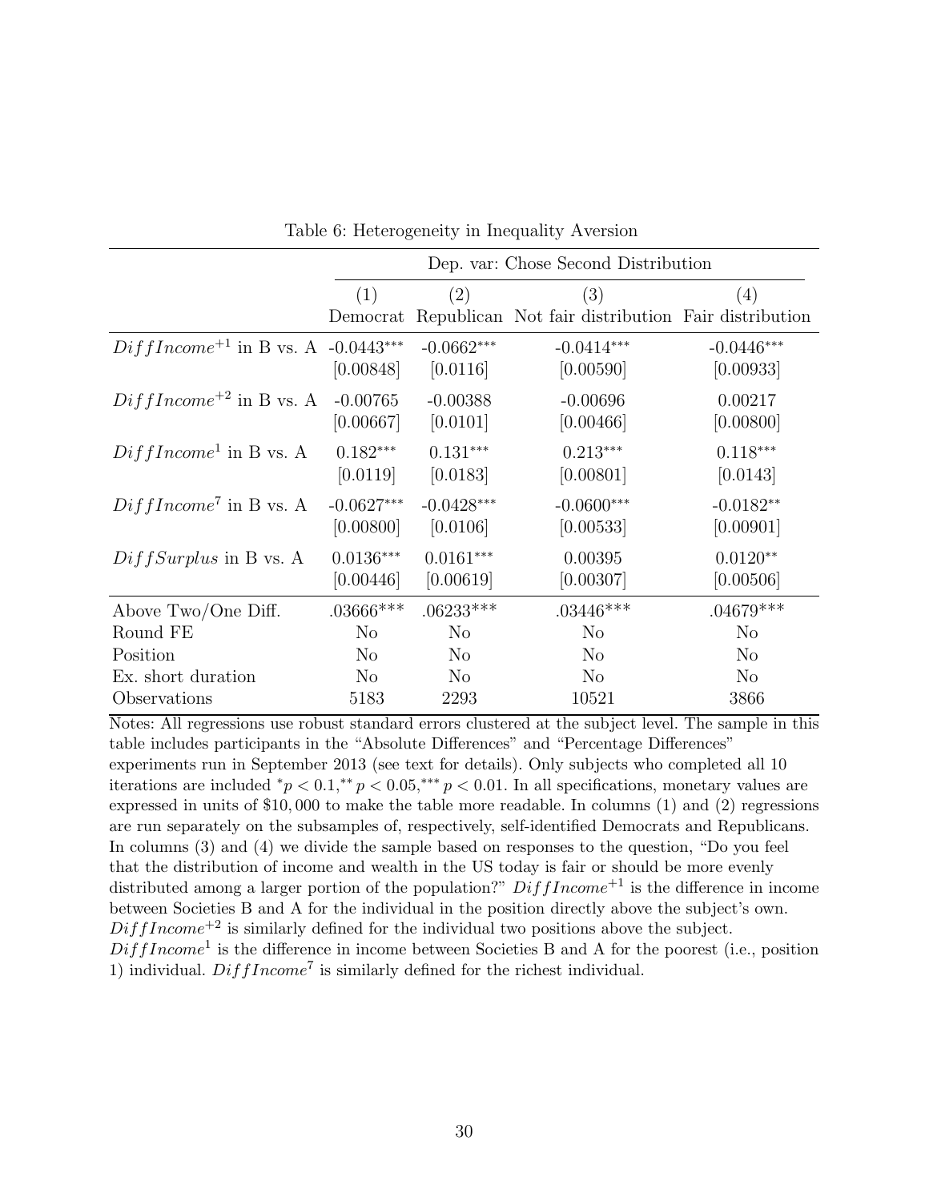Table 6: Heterogeneity in Inequality Aversion

| | Dep. var: Chose Second Distribution | | | |
|---|---|---|---|---|
| | (1) | (2) | (3) | (4) |
| | Democrat | Republican | Not fair distribution | Fair distribution |
| $DiffIncome^{+1}$ in B vs. A | -0.0443*** | -0.0662*** | -0.0414*** | -0.0446*** |
| | [0.00848] | [0.0116] | [0.00590] | [0.00933] |
| $DiffIncome^{+2}$ in B vs. A | -0.00765 | -0.00388 | -0.00696 | 0.00217 |
| | [0.00667] | [0.0101] | [0.00466] | [0.00800] |
| $DiffIncome^{1}$ in B vs. A | 0.182*** | 0.131*** | 0.213*** | 0.118*** |
| | [0.0119] | [0.0183] | [0.00801] | [0.0143] |
| $DiffIncome^{7}$ in B vs. A | -0.0627*** | -0.0428*** | -0.0600*** | -0.0182** |
| | [0.00800] | [0.0106] | [0.00533] | [0.00901] |
| $DiffSurplus$ in B vs. A | 0.0136*** | 0.0161*** | 0.00395 | 0.0120** |
| | [0.00446] | [0.00619] | [0.00307] | [0.00506] |
| Above Two/One Diff. | .03666*** | .06233*** | .03446*** | .04679*** |
| Round FE | No | No | No | No |
| Position | No | No | No | No |
| Ex. short duration | No | No | No | No |
| Observations | 5183 | 2293 | 10521 | 3866 |

Notes: All regressions use robust standard errors clustered at the subject level. The sample in this table includes participants in the "Absolute Differences" and "Percentage Differences" experiments run in September 2013 (see text for details). Only subjects who completed all 10 iterations are included $^{*}p < 0.1$, $^{**}p < 0.05$, $^{***}p < 0.01$. In all specifications, monetary values are expressed in units of \$10,000 to make the table more readable. In columns (1) and (2) regressions are run separately on the subsamples of, respectively, self-identified Democrats and Republicans. In columns (3) and (4) we divide the sample based on responses to the question, "Do you feel that the distribution of income and wealth in the US today is fair or should be more evenly distributed among a larger portion of the population?" $DiffIncome^{+1}$ is the difference in income between Societies B and A for the individual in the position directly above the subject's own. $DiffIncome^{+2}$ is similarly defined for the individual two positions above the subject. $DiffIncome^{1}$ is the difference in income between Societies B and A for the poorest (i.e., position 1) individual. $DiffIncome^{7}$ is similarly defined for the richest individual.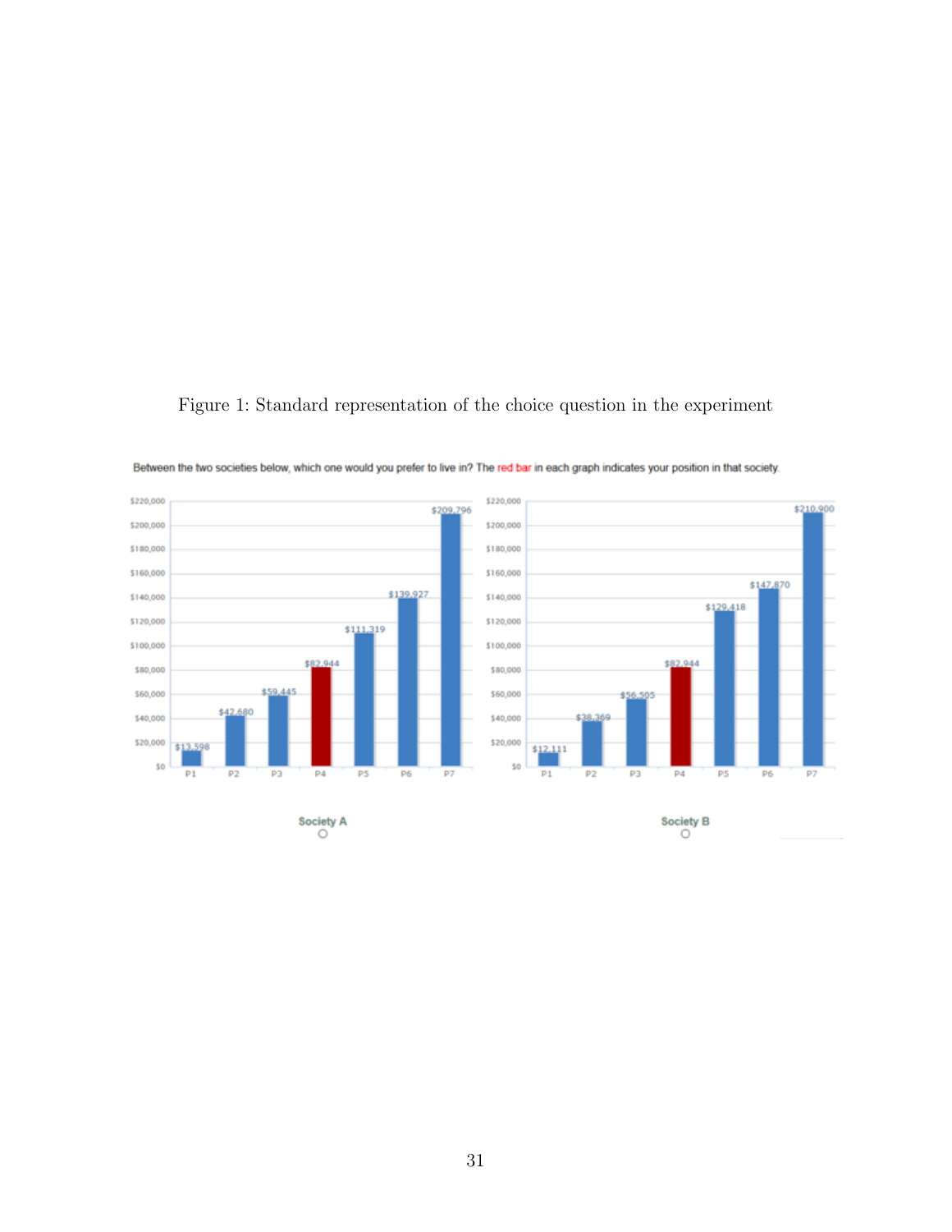Figure 1: Standard representation of the choice question in the experiment

Between the two societies below, which one would you prefer to live in? The red bar in each graph indicates your position in that society.

| Position | Society A | Society B |
|---|---|---|
| P1 | $13,598 | $12,111 |
| P2 | $42,680 | $38,369 |
| P3 | $59,445 | $56,505 |
| P4 | $82,944 | $82,944 |
| P5 | $111,319 | $129,418 |
| P6 | $139,927 | $147,870 |
| P7 | $209,796 | $210,900 |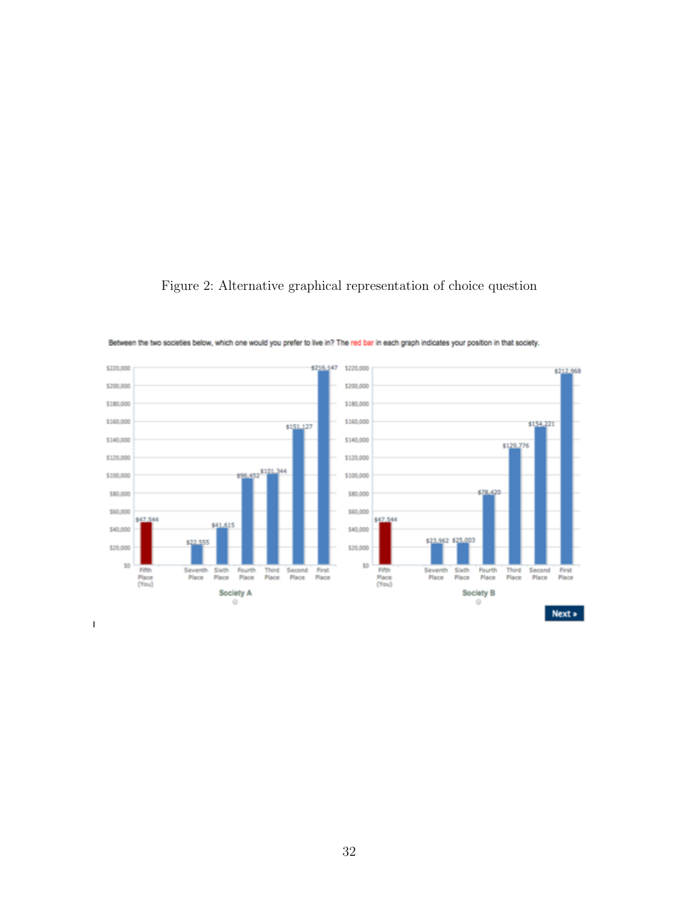Figure 2: Alternative graphical representation of choice question

Between the two societies below, which one would you prefer to live in? The red bar in each graph indicates your position in that society.

| Position | Society A | Society B |
|---|---|---|
| Fifth Place (You) | $47,544 | $47,544 |
| Seventh Place | $22,555 | $23,962 |
| Sixth Place | $41,615 | $25,003 |
| Fourth Place | $96,452 | $78,420 |
| Third Place | $101,344 | $129,776 |
| Second Place | $151,127 | $154,221 |
| First Place | $216,147 | $212,968 |

Next »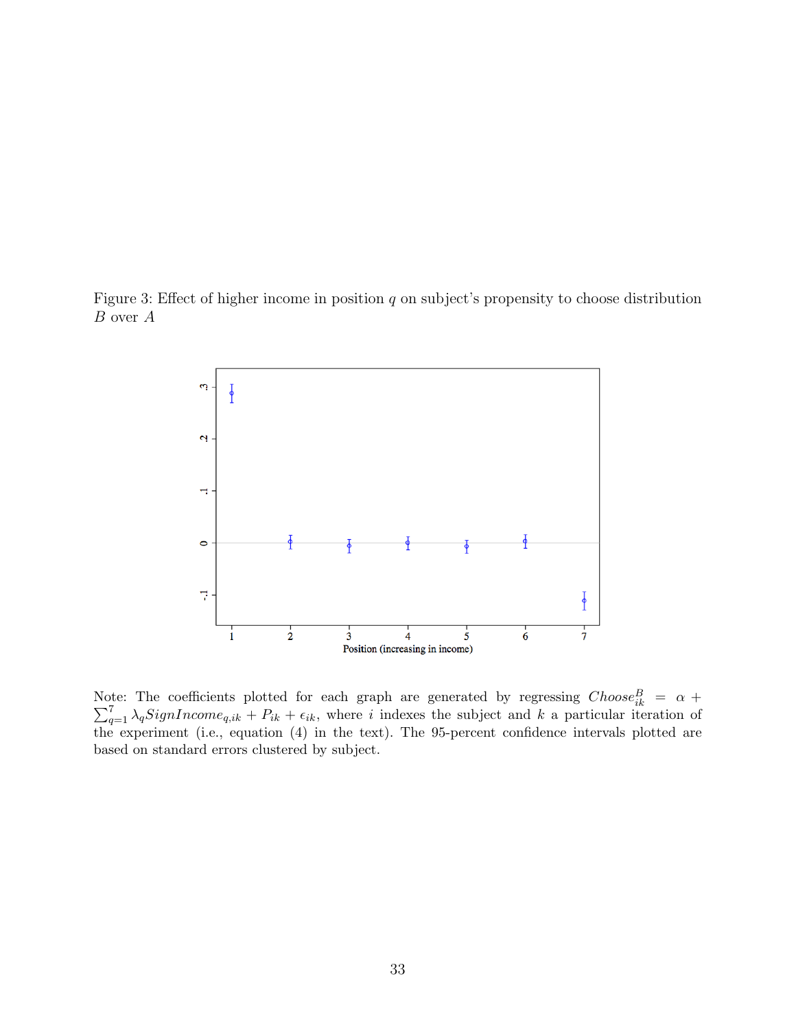Figure 3: Effect of higher income in position $q$ on subject's propensity to choose distribution $B$ over $A$

Note: The coefficients plotted for each graph are generated by regressing $Choose^B_{ik} = \alpha + \sum_{q=1}^{7} \lambda_q SignIncome_{q,ik} + P_{ik} + \epsilon_{ik}$, where $i$ indexes the subject and $k$ a particular iteration of the experiment (i.e., equation (4) in the text). The 95-percent confidence intervals plotted are based on standard errors clustered by subject.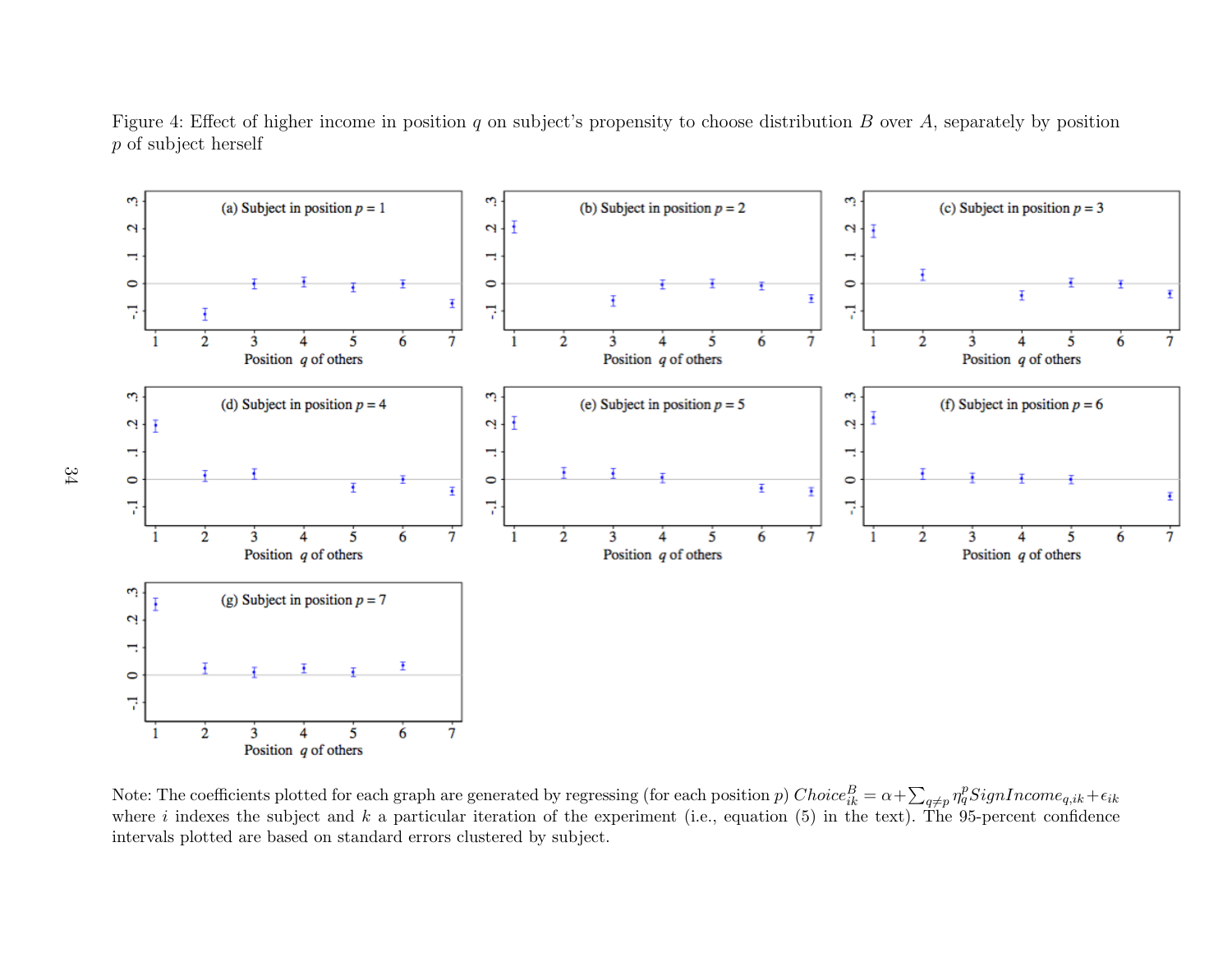Figure 4: Effect of higher income in position $q$ on subject's propensity to choose distribution $B$ over $A$, separately by position $p$ of subject herself

Note: The coefficients plotted for each graph are generated by regressing (for each position $p$) $Choice^B_{ik} = \alpha + \sum_{q \neq p} \eta^p_q SignIncome_{q,ik} + \epsilon_{ik}$ where $i$ indexes the subject and $k$ a particular iteration of the experiment (i.e., equation (5) in the text). The 95-percent confidence intervals plotted are based on standard errors clustered by subject.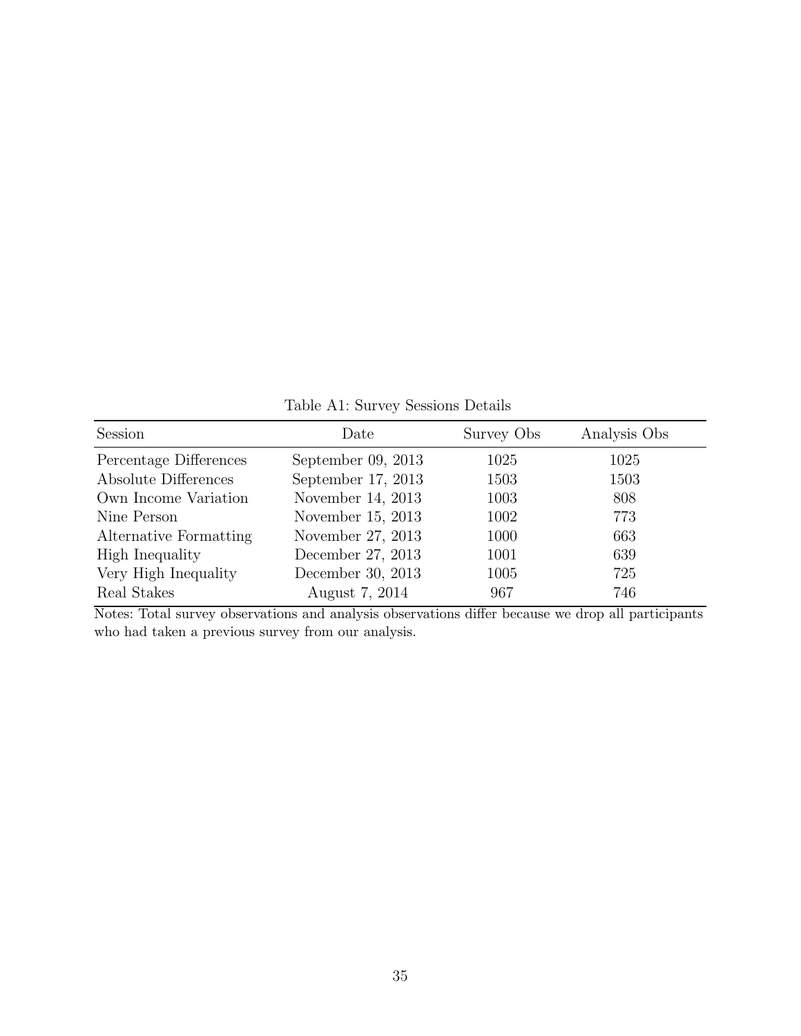Table A1: Survey Sessions Details

| Session | Date | Survey Obs | Analysis Obs |
| --- | --- | --- | --- |
| Percentage Differences | September 09, 2013 | 1025 | 1025 |
| Absolute Differences | September 17, 2013 | 1503 | 1503 |
| Own Income Variation | November 14, 2013 | 1003 | 808 |
| Nine Person | November 15, 2013 | 1002 | 773 |
| Alternative Formatting | November 27, 2013 | 1000 | 663 |
| High Inequality | December 27, 2013 | 1001 | 639 |
| Very High Inequality | December 30, 2013 | 1005 | 725 |
| Real Stakes | August 7, 2014 | 967 | 746 |

Notes: Total survey observations and analysis observations differ because we drop all participants who had taken a previous survey from our analysis.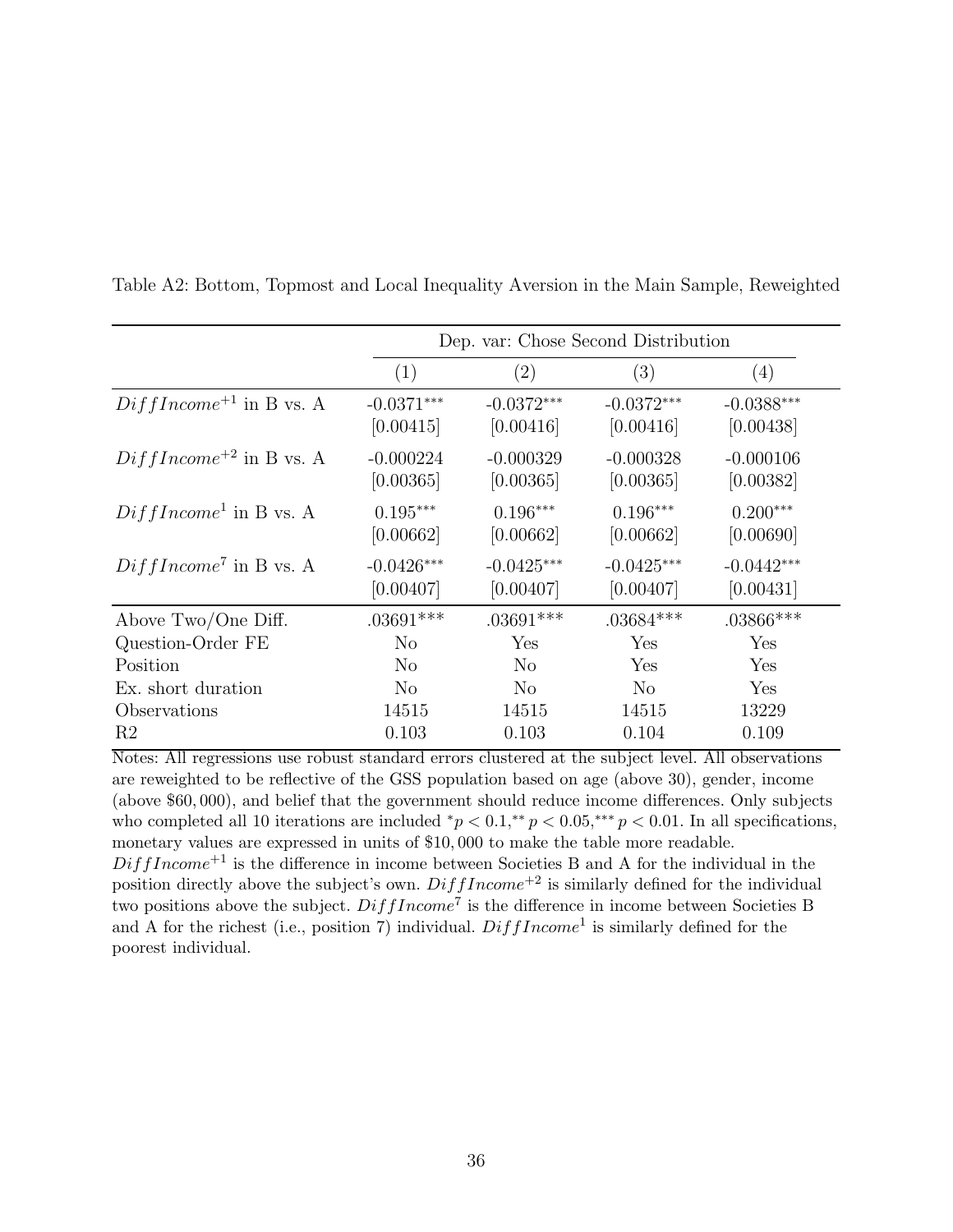Table A2: Bottom, Topmost and Local Inequality Aversion in the Main Sample, Reweighted

| | Dep. var: Chose Second Distribution | | | |
|---|---|---|---|---|
| | (1) | (2) | (3) | (4) |
| $DiffIncome^{+1}$ in B vs. A | -0.0371*** | -0.0372*** | -0.0372*** | -0.0388*** |
| | [0.00415] | [0.00416] | [0.00416] | [0.00438] |
| $DiffIncome^{+2}$ in B vs. A | -0.000224 | -0.000329 | -0.000328 | -0.000106 |
| | [0.00365] | [0.00365] | [0.00365] | [0.00382] |
| $DiffIncome^{1}$ in B vs. A | 0.195*** | 0.196*** | 0.196*** | 0.200*** |
| | [0.00662] | [0.00662] | [0.00662] | [0.00690] |
| $DiffIncome^{7}$ in B vs. A | -0.0426*** | -0.0425*** | -0.0425*** | -0.0442*** |
| | [0.00407] | [0.00407] | [0.00407] | [0.00431] |
| Above Two/One Diff. | .03691*** | .03691*** | .03684*** | .03866*** |
| Question-Order FE | No | Yes | Yes | Yes |
| Position | No | No | Yes | Yes |
| Ex. short duration | No | No | No | Yes |
| Observations | 14515 | 14515 | 14515 | 13229 |
| R2 | 0.103 | 0.103 | 0.104 | 0.109 |

Notes: All regressions use robust standard errors clustered at the subject level. All observations are reweighted to be reflective of the GSS population based on age (above 30), gender, income (above $60,000), and belief that the government should reduce income differences. Only subjects who completed all 10 iterations are included $^{*}p < 0.1, ^{**}p < 0.05, ^{***}p < 0.01$. In all specifications, monetary values are expressed in units of $10,000 to make the table more readable. $DiffIncome^{+1}$ is the difference in income between Societies B and A for the individual in the position directly above the subject's own. $DiffIncome^{+2}$ is similarly defined for the individual two positions above the subject. $DiffIncome^{7}$ is the difference in income between Societies B and A for the richest (i.e., position 7) individual. $DiffIncome^{1}$ is similarly defined for the poorest individual.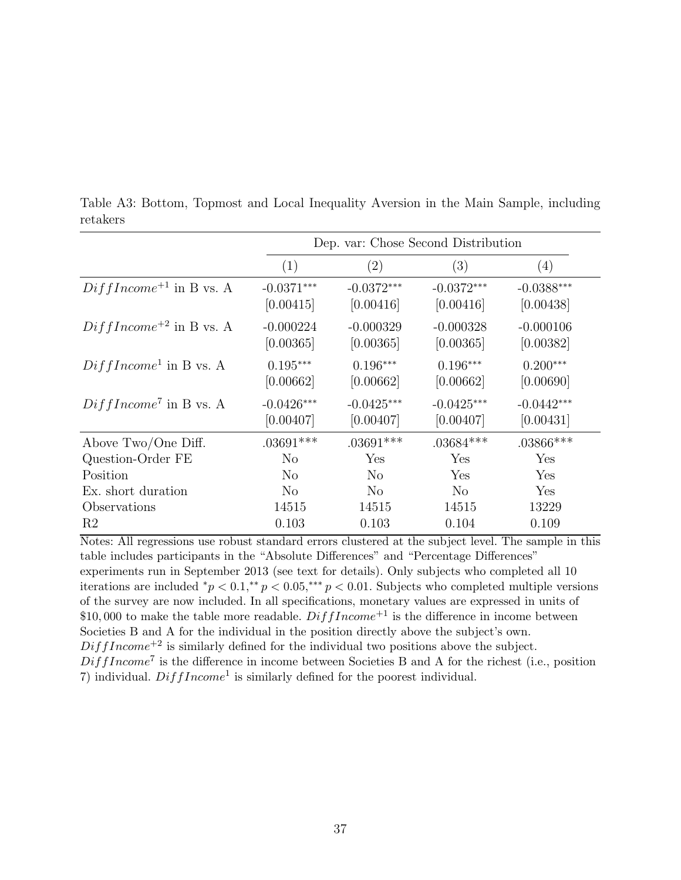Table A3: Bottom, Topmost and Local Inequality Aversion in the Main Sample, including retakers

| | Dep. var: Chose Second Distribution | | | |
|---|---|---|---|---|
| | (1) | (2) | (3) | (4) |
| $DiffIncome^{+1}$ in B vs. A | -0.0371*** | -0.0372*** | -0.0372*** | -0.0388*** |
| | [0.00415] | [0.00416] | [0.00416] | [0.00438] |
| $DiffIncome^{+2}$ in B vs. A | -0.000224 | -0.000329 | -0.000328 | -0.000106 |
| | [0.00365] | [0.00365] | [0.00365] | [0.00382] |
| $DiffIncome^{1}$ in B vs. A | 0.195*** | 0.196*** | 0.196*** | 0.200*** |
| | [0.00662] | [0.00662] | [0.00662] | [0.00690] |
| $DiffIncome^{7}$ in B vs. A | -0.0426*** | -0.0425*** | -0.0425*** | -0.0442*** |
| | [0.00407] | [0.00407] | [0.00407] | [0.00431] |
| Above Two/One Diff. | .03691*** | .03691*** | .03684*** | .03866*** |
| Question-Order FE | No | Yes | Yes | Yes |
| Position | No | No | Yes | Yes |
| Ex. short duration | No | No | No | Yes |
| Observations | 14515 | 14515 | 14515 | 13229 |
| R2 | 0.103 | 0.103 | 0.104 | 0.109 |

Notes: All regressions use robust standard errors clustered at the subject level. The sample in this table includes participants in the "Absolute Differences" and "Percentage Differences" experiments run in September 2013 (see text for details). Only subjects who completed all 10 iterations are included $^{*}p < 0.1, ^{**}p < 0.05, ^{***}p < 0.01$. Subjects who completed multiple versions of the survey are now included. In all specifications, monetary values are expressed in units of \$10,000 to make the table more readable. $DiffIncome^{+1}$ is the difference in income between Societies B and A for the individual in the position directly above the subject's own. $DiffIncome^{+2}$ is similarly defined for the individual two positions above the subject. $DiffIncome^{7}$ is the difference in income between Societies B and A for the richest (i.e., position 7) individual. $DiffIncome^{1}$ is similarly defined for the poorest individual.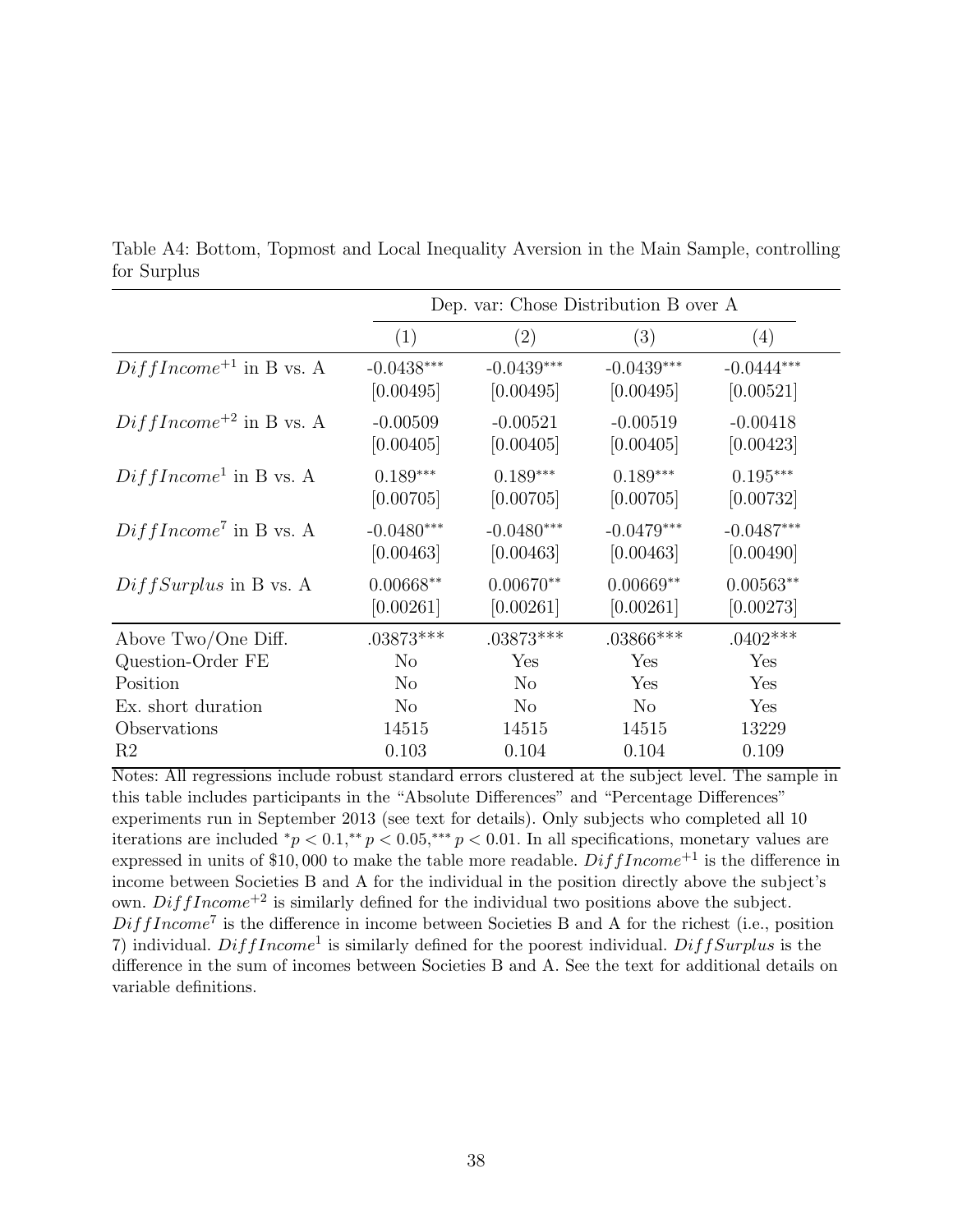Table A4: Bottom, Topmost and Local Inequality Aversion in the Main Sample, controlling for Surplus

| | Dep. var: Chose Distribution B over A | | | |
|---|---|---|---|---|
| | (1) | (2) | (3) | (4) |
| $DiffIncome^{+1}$ in B vs. A | -0.0438*** | -0.0439*** | -0.0439*** | -0.0444*** |
| | [0.00495] | [0.00495] | [0.00495] | [0.00521] |
| $DiffIncome^{+2}$ in B vs. A | -0.00509 | -0.00521 | -0.00519 | -0.00418 |
| | [0.00405] | [0.00405] | [0.00405] | [0.00423] |
| $DiffIncome^{1}$ in B vs. A | 0.189*** | 0.189*** | 0.189*** | 0.195*** |
| | [0.00705] | [0.00705] | [0.00705] | [0.00732] |
| $DiffIncome^{7}$ in B vs. A | -0.0480*** | -0.0480*** | -0.0479*** | -0.0487*** |
| | [0.00463] | [0.00463] | [0.00463] | [0.00490] |
| $DiffSurplus$ in B vs. A | 0.00668** | 0.00670** | 0.00669** | 0.00563** |
| | [0.00261] | [0.00261] | [0.00261] | [0.00273] |
| Above Two/One Diff. | .03873*** | .03873*** | .03866*** | .0402*** |
| Question-Order FE | No | Yes | Yes | Yes |
| Position | No | No | Yes | Yes |
| Ex. short duration | No | No | No | Yes |
| Observations | 14515 | 14515 | 14515 | 13229 |
| R2 | 0.103 | 0.104 | 0.104 | 0.109 |

Notes: All regressions include robust standard errors clustered at the subject level. The sample in this table includes participants in the "Absolute Differences" and "Percentage Differences" experiments run in September 2013 (see text for details). Only subjects who completed all 10 iterations are included $^{*}p < 0.1,^{**} p < 0.05,^{***} p < 0.01$. In all specifications, monetary values are expressed in units of \$10,000 to make the table more readable. $DiffIncome^{+1}$ is the difference in income between Societies B and A for the individual in the position directly above the subject's own. $DiffIncome^{+2}$ is similarly defined for the individual two positions above the subject. $DiffIncome^{7}$ is the difference in income between Societies B and A for the richest (i.e., position 7) individual. $DiffIncome^{1}$ is similarly defined for the poorest individual. $DiffSurplus$ is the difference in the sum of incomes between Societies B and A. See the text for additional details on variable definitions.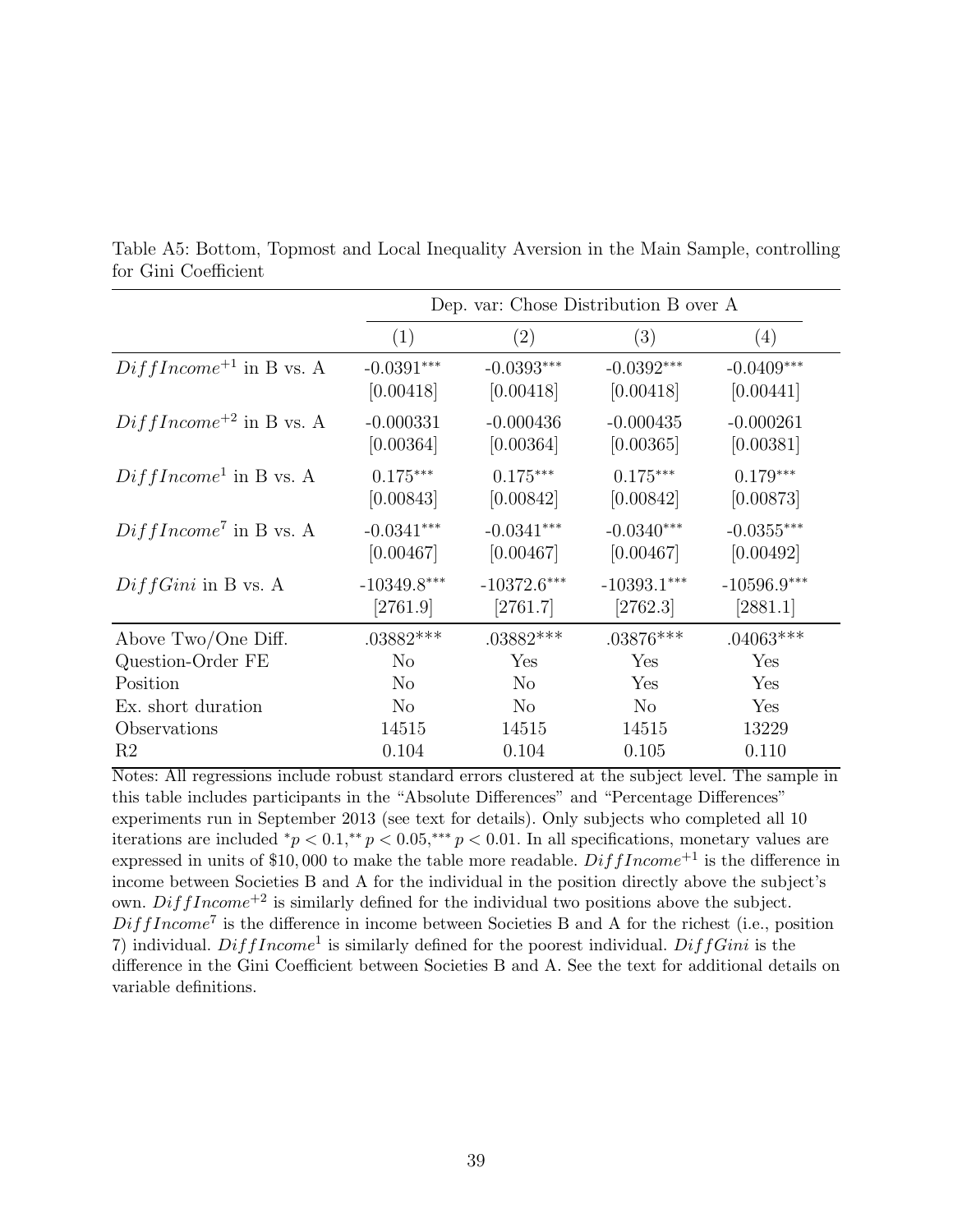Table A5: Bottom, Topmost and Local Inequality Aversion in the Main Sample, controlling for Gini Coefficient

| | Dep. var: Chose Distribution B over A | | | |
|---|---|---|---|---|
| | (1) | (2) | (3) | (4) |
| $DiffIncome^{+1}$ in B vs. A | -0.0391*** | -0.0393*** | -0.0392*** | -0.0409*** |
| | [0.00418] | [0.00418] | [0.00418] | [0.00441] |
| $DiffIncome^{+2}$ in B vs. A | -0.000331 | -0.000436 | -0.000435 | -0.000261 |
| | [0.00364] | [0.00364] | [0.00365] | [0.00381] |
| $DiffIncome^{1}$ in B vs. A | 0.175*** | 0.175*** | 0.175*** | 0.179*** |
| | [0.00843] | [0.00842] | [0.00842] | [0.00873] |
| $DiffIncome^{7}$ in B vs. A | -0.0341*** | -0.0341*** | -0.0340*** | -0.0355*** |
| | [0.00467] | [0.00467] | [0.00467] | [0.00492] |
| $DiffGini$ in B vs. A | -10349.8*** | -10372.6*** | -10393.1*** | -10596.9*** |
| | [2761.9] | [2761.7] | [2762.3] | [2881.1] |
| Above Two/One Diff. | .03882*** | .03882*** | .03876*** | .04063*** |
| Question-Order FE | No | Yes | Yes | Yes |
| Position | No | No | Yes | Yes |
| Ex. short duration | No | No | No | Yes |
| Observations | 14515 | 14515 | 14515 | 13229 |
| R2 | 0.104 | 0.104 | 0.105 | 0.110 |

Notes: All regressions include robust standard errors clustered at the subject level. The sample in this table includes participants in the "Absolute Differences" and "Percentage Differences" experiments run in September 2013 (see text for details). Only subjects who completed all 10 iterations are included $^{*}p < 0.1,^{**} p < 0.05,^{***} p < 0.01$. In all specifications, monetary values are expressed in units of \$10,000 to make the table more readable. $DiffIncome^{+1}$ is the difference in income between Societies B and A for the individual in the position directly above the subject's own. $DiffIncome^{+2}$ is similarly defined for the individual two positions above the subject. $DiffIncome^{7}$ is the difference in income between Societies B and A for the richest (i.e., position 7) individual. $DiffIncome^{1}$ is similarly defined for the poorest individual. $DiffGini$ is the difference in the Gini Coefficient between Societies B and A. See the text for additional details on variable definitions.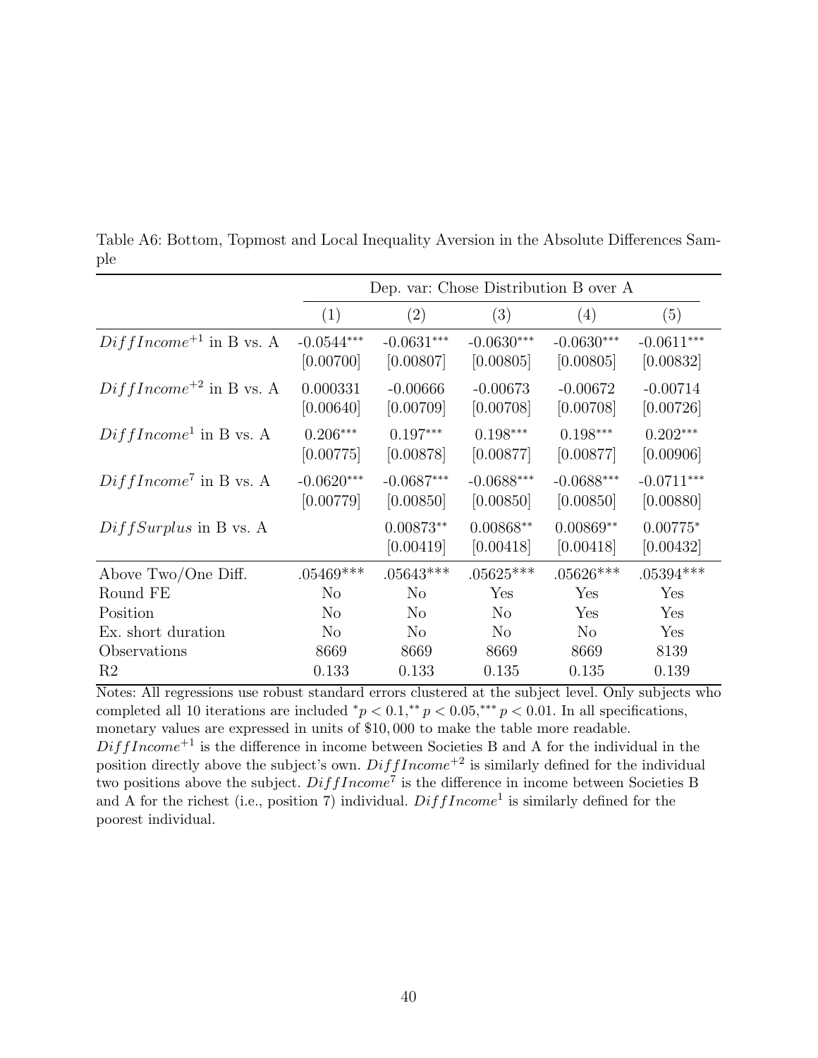Table A6: Bottom, Topmost and Local Inequality Aversion in the Absolute Differences Sample

| | Dep. var: Chose Distribution B over A | | | | |
|---|---|---|---|---|---|
| | (1) | (2) | (3) | (4) | (5) |
| $DiffIncome^{+1}$ in B vs. A | -0.0544*** | -0.0631*** | -0.0630*** | -0.0630*** | -0.0611*** |
| | [0.00700] | [0.00807] | [0.00805] | [0.00805] | [0.00832] |
| $DiffIncome^{+2}$ in B vs. A | 0.000331 | -0.00666 | -0.00673 | -0.00672 | -0.00714 |
| | [0.00640] | [0.00709] | [0.00708] | [0.00708] | [0.00726] |
| $DiffIncome^{1}$ in B vs. A | 0.206*** | 0.197*** | 0.198*** | 0.198*** | 0.202*** |
| | [0.00775] | [0.00878] | [0.00877] | [0.00877] | [0.00906] |
| $DiffIncome^{7}$ in B vs. A | -0.0620*** | -0.0687*** | -0.0688*** | -0.0688*** | -0.0711*** |
| | [0.00779] | [0.00850] | [0.00850] | [0.00850] | [0.00880] |
| $DiffSurplus$ in B vs. A | | 0.00873** | 0.00868** | 0.00869** | 0.00775* |
| | | [0.00419] | [0.00418] | [0.00418] | [0.00432] |
| Above Two/One Diff. | .05469*** | .05643*** | .05625*** | .05626*** | .05394*** |
| Round FE | No | No | Yes | Yes | Yes |
| Position | No | No | No | Yes | Yes |
| Ex. short duration | No | No | No | No | Yes |
| Observations | 8669 | 8669 | 8669 | 8669 | 8139 |
| R2 | 0.133 | 0.133 | 0.135 | 0.135 | 0.139 |

Notes: All regressions use robust standard errors clustered at the subject level. Only subjects who completed all 10 iterations are included $^{*}p < 0.1, ^{**}p < 0.05, ^{***}p < 0.01$. In all specifications, monetary values are expressed in units of \$10,000 to make the table more readable. $DiffIncome^{+1}$ is the difference in income between Societies B and A for the individual in the position directly above the subject's own. $DiffIncome^{+2}$ is similarly defined for the individual two positions above the subject. $DiffIncome^{7}$ is the difference in income between Societies B and A for the richest (i.e., position 7) individual. $DiffIncome^{1}$ is similarly defined for the poorest individual.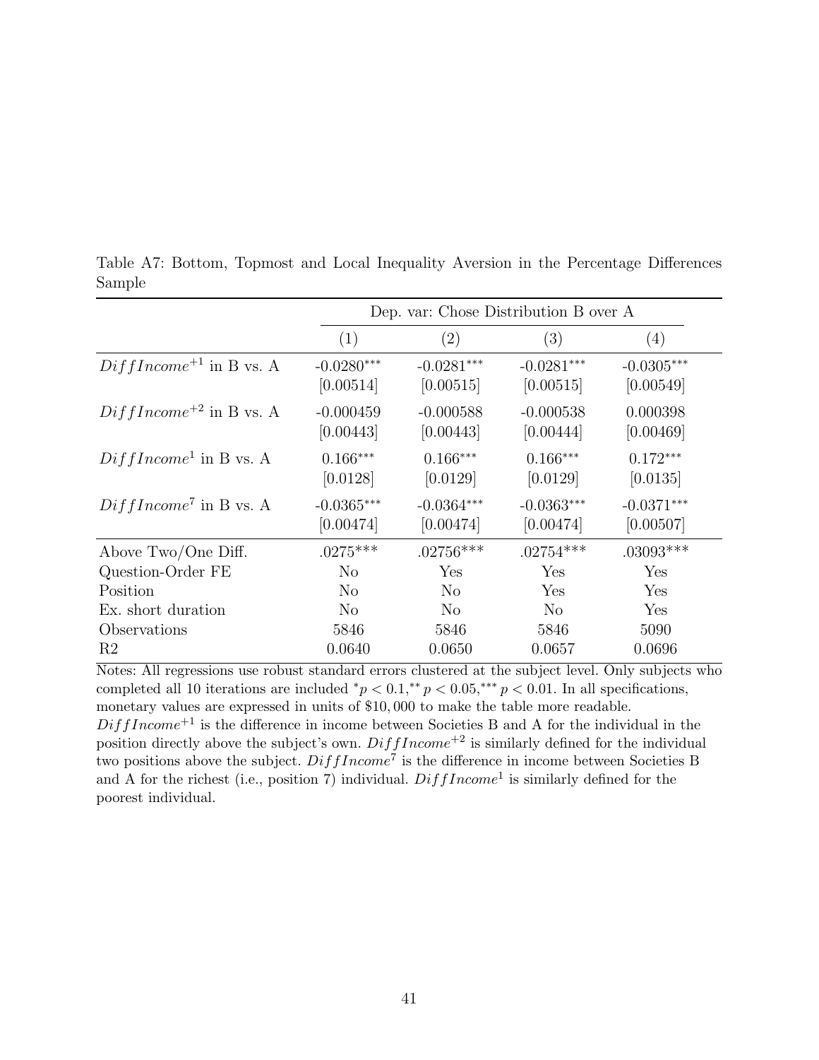Table A7: Bottom, Topmost and Local Inequality Aversion in the Percentage Differences Sample

| | Dep. var: Chose Distribution B over A | | | |
|---|---|---|---|---|
| | (1) | (2) | (3) | (4) |
| $DiffIncome^{+1}$ in B vs. A | -0.0280*** | -0.0281*** | -0.0281*** | -0.0305*** |
| | [0.00514] | [0.00515] | [0.00515] | [0.00549] |
| $DiffIncome^{+2}$ in B vs. A | -0.000459 | -0.000588 | -0.000538 | 0.000398 |
| | [0.00443] | [0.00443] | [0.00444] | [0.00469] |
| $DiffIncome^{1}$ in B vs. A | 0.166*** | 0.166*** | 0.166*** | 0.172*** |
| | [0.0128] | [0.0129] | [0.0129] | [0.0135] |
| $DiffIncome^{7}$ in B vs. A | -0.0365*** | -0.0364*** | -0.0363*** | -0.0371*** |
| | [0.00474] | [0.00474] | [0.00474] | [0.00507] |
| Above Two/One Diff. | .0275*** | .02756*** | .02754*** | .03093*** |
| Question-Order FE | No | Yes | Yes | Yes |
| Position | No | No | Yes | Yes |
| Ex. short duration | No | No | No | Yes |
| Observations | 5846 | 5846 | 5846 | 5090 |
| R2 | 0.0640 | 0.0650 | 0.0657 | 0.0696 |

Notes: All regressions use robust standard errors clustered at the subject level. Only subjects who completed all 10 iterations are included $^{*}p < 0.1, ^{**}p < 0.05, ^{***}p < 0.01$. In all specifications, monetary values are expressed in units of \$10,000 to make the table more readable. $DiffIncome^{+1}$ is the difference in income between Societies B and A for the individual in the position directly above the subject's own. $DiffIncome^{+2}$ is similarly defined for the individual two positions above the subject. $DiffIncome^{7}$ is the difference in income between Societies B and A for the richest (i.e., position 7) individual. $DiffIncome^{1}$ is similarly defined for the poorest individual.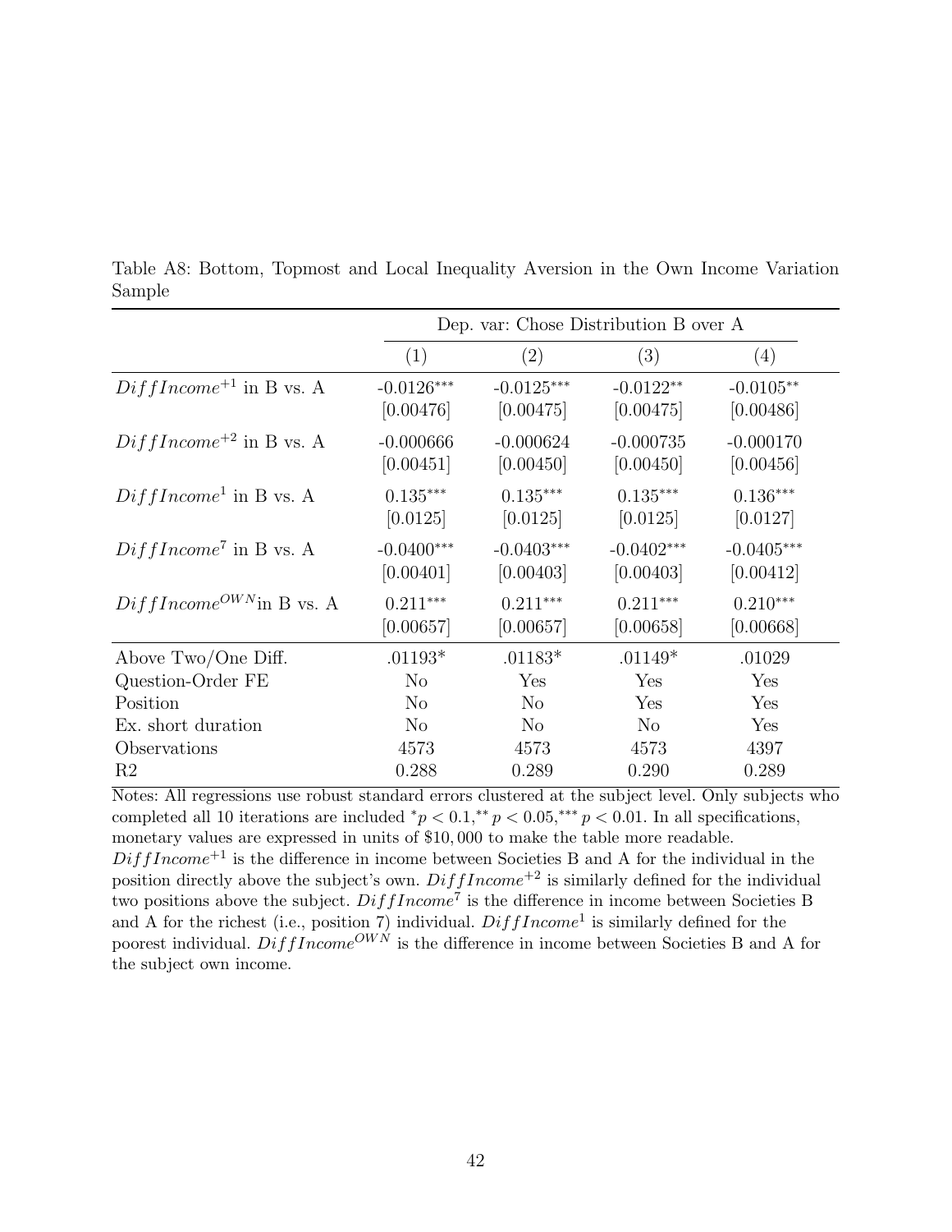Table A8: Bottom, Topmost and Local Inequality Aversion in the Own Income Variation Sample

| | Dep. var: Chose Distribution B over A | | | |
|---|---|---|---|---|
| | (1) | (2) | (3) | (4) |
| $DiffIncome^{+1}$ in B vs. A | -0.0126*** | -0.0125*** | -0.0122** | -0.0105** |
| | [0.00476] | [0.00475] | [0.00475] | [0.00486] |
| $DiffIncome^{+2}$ in B vs. A | -0.000666 | -0.000624 | -0.000735 | -0.000170 |
| | [0.00451] | [0.00450] | [0.00450] | [0.00456] |
| $DiffIncome^{1}$ in B vs. A | 0.135*** | 0.135*** | 0.135*** | 0.136*** |
| | [0.0125] | [0.0125] | [0.0125] | [0.0127] |
| $DiffIncome^{7}$ in B vs. A | -0.0400*** | -0.0403*** | -0.0402*** | -0.0405*** |
| | [0.00401] | [0.00403] | [0.00403] | [0.00412] |
| $DiffIncome^{OWN}$in B vs. A | 0.211*** | 0.211*** | 0.211*** | 0.210*** |
| | [0.00657] | [0.00657] | [0.00658] | [0.00668] |
| Above Two/One Diff. | .01193* | .01183* | .01149* | .01029 |
| Question-Order FE | No | Yes | Yes | Yes |
| Position | No | No | Yes | Yes |
| Ex. short duration | No | No | No | Yes |
| Observations | 4573 | 4573 | 4573 | 4397 |
| R2 | 0.288 | 0.289 | 0.290 | 0.289 |

Notes: All regressions use robust standard errors clustered at the subject level. Only subjects who completed all 10 iterations are included $^{*}p < 0.1,^{**}p < 0.05,^{***}p < 0.01$. In all specifications, monetary values are expressed in units of \$10,000 to make the table more readable. $DiffIncome^{+1}$ is the difference in income between Societies B and A for the individual in the position directly above the subject's own. $DiffIncome^{+2}$ is similarly defined for the individual two positions above the subject. $DiffIncome^{7}$ is the difference in income between Societies B and A for the richest (i.e., position 7) individual. $DiffIncome^{1}$ is similarly defined for the poorest individual. $DiffIncome^{OWN}$ is the difference in income between Societies B and A for the subject own income.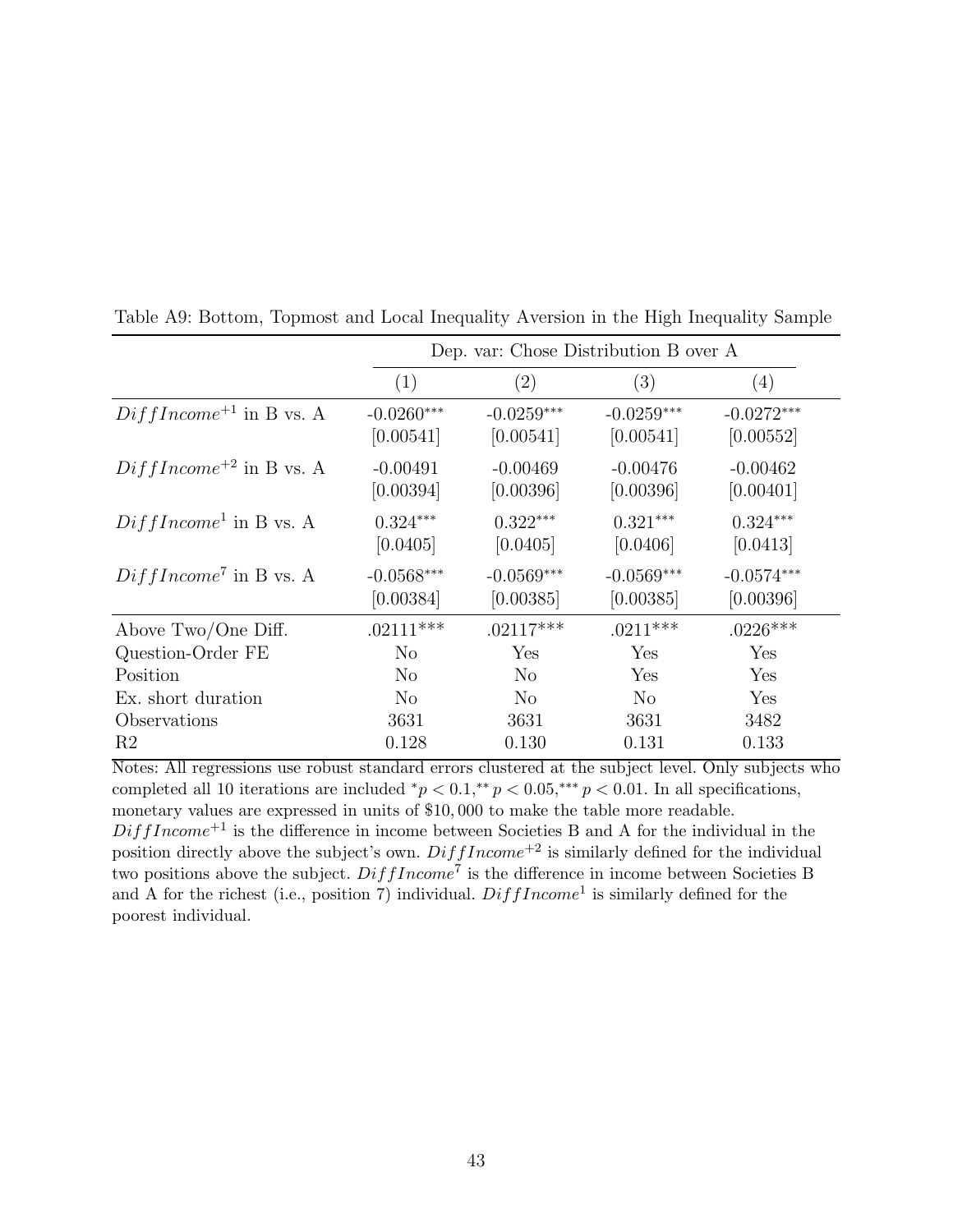Table A9: Bottom, Topmost and Local Inequality Aversion in the High Inequality Sample

| | Dep. var: Chose Distribution B over A | | | |
|---|---|---|---|---|
| | (1) | (2) | (3) | (4) |
| $DiffIncome^{+1}$ in B vs. A | -0.0260*** | -0.0259*** | -0.0259*** | -0.0272*** |
| | [0.00541] | [0.00541] | [0.00541] | [0.00552] |
| $DiffIncome^{+2}$ in B vs. A | -0.00491 | -0.00469 | -0.00476 | -0.00462 |
| | [0.00394] | [0.00396] | [0.00396] | [0.00401] |
| $DiffIncome^{1}$ in B vs. A | 0.324*** | 0.322*** | 0.321*** | 0.324*** |
| | [0.0405] | [0.0405] | [0.0406] | [0.0413] |
| $DiffIncome^{7}$ in B vs. A | -0.0568*** | -0.0569*** | -0.0569*** | -0.0574*** |
| | [0.00384] | [0.00385] | [0.00385] | [0.00396] |
| Above Two/One Diff. | .02111*** | .02117*** | .0211*** | .0226*** |
| Question-Order FE | No | Yes | Yes | Yes |
| Position | No | No | Yes | Yes |
| Ex. short duration | No | No | No | Yes |
| Observations | 3631 | 3631 | 3631 | 3482 |
| R2 | 0.128 | 0.130 | 0.131 | 0.133 |

Notes: All regressions use robust standard errors clustered at the subject level. Only subjects who completed all 10 iterations are included $^{*}p < 0.1,^{**}p < 0.05,^{***}p < 0.01$. In all specifications, monetary values are expressed in units of \$10,000 to make the table more readable. $DiffIncome^{+1}$ is the difference in income between Societies B and A for the individual in the position directly above the subject's own. $DiffIncome^{+2}$ is similarly defined for the individual two positions above the subject. $DiffIncome^{7}$ is the difference in income between Societies B and A for the richest (i.e., position 7) individual. $DiffIncome^{1}$ is similarly defined for the poorest individual.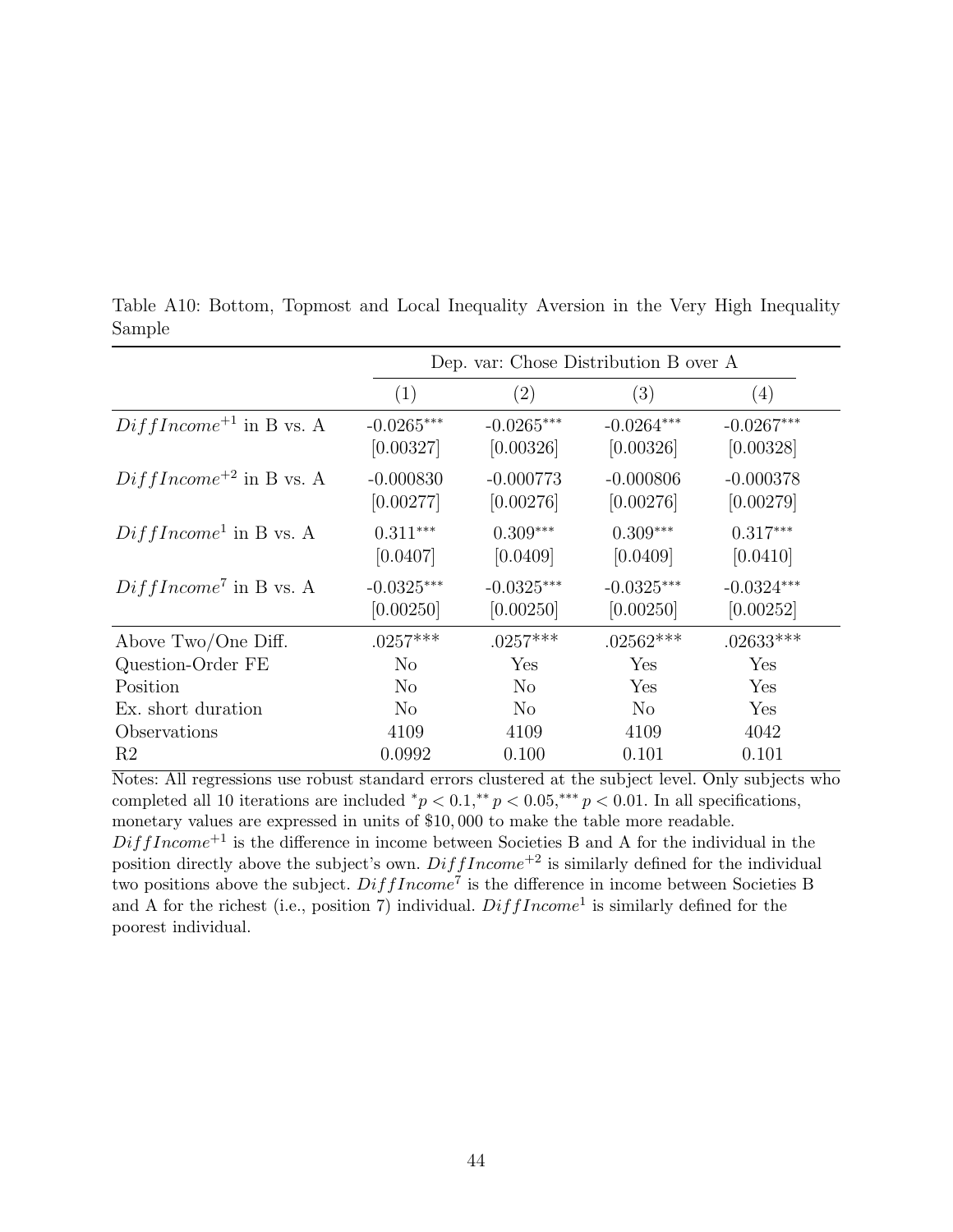Table A10: Bottom, Topmost and Local Inequality Aversion in the Very High Inequality Sample

| | Dep. var: Chose Distribution B over A | | | |
|---|---|---|---|---|
| | (1) | (2) | (3) | (4) |
| $DiffIncome^{+1}$ in B vs. A | -0.0265*** | -0.0265*** | -0.0264*** | -0.0267*** |
| | [0.00327] | [0.00326] | [0.00326] | [0.00328] |
| $DiffIncome^{+2}$ in B vs. A | -0.000830 | -0.000773 | -0.000806 | -0.000378 |
| | [0.00277] | [0.00276] | [0.00276] | [0.00279] |
| $DiffIncome^{1}$ in B vs. A | 0.311*** | 0.309*** | 0.309*** | 0.317*** |
| | [0.0407] | [0.0409] | [0.0409] | [0.0410] |
| $DiffIncome^{7}$ in B vs. A | -0.0325*** | -0.0325*** | -0.0325*** | -0.0324*** |
| | [0.00250] | [0.00250] | [0.00250] | [0.00252] |
| Above Two/One Diff. | .0257*** | .0257*** | .02562*** | .02633*** |
| Question-Order FE | No | Yes | Yes | Yes |
| Position | No | No | Yes | Yes |
| Ex. short duration | No | No | No | Yes |
| Observations | 4109 | 4109 | 4109 | 4042 |
| R2 | 0.0992 | 0.100 | 0.101 | 0.101 |

Notes: All regressions use robust standard errors clustered at the subject level. Only subjects who completed all 10 iterations are included $^{*}p < 0.1, ^{**}p < 0.05, ^{***}p < 0.01$. In all specifications, monetary values are expressed in units of \$10,000 to make the table more readable. $DiffIncome^{+1}$ is the difference in income between Societies B and A for the individual in the position directly above the subject's own. $DiffIncome^{+2}$ is similarly defined for the individual two positions above the subject. $DiffIncome^{7}$ is the difference in income between Societies B and A for the richest (i.e., position 7) individual. $DiffIncome^{1}$ is similarly defined for the poorest individual.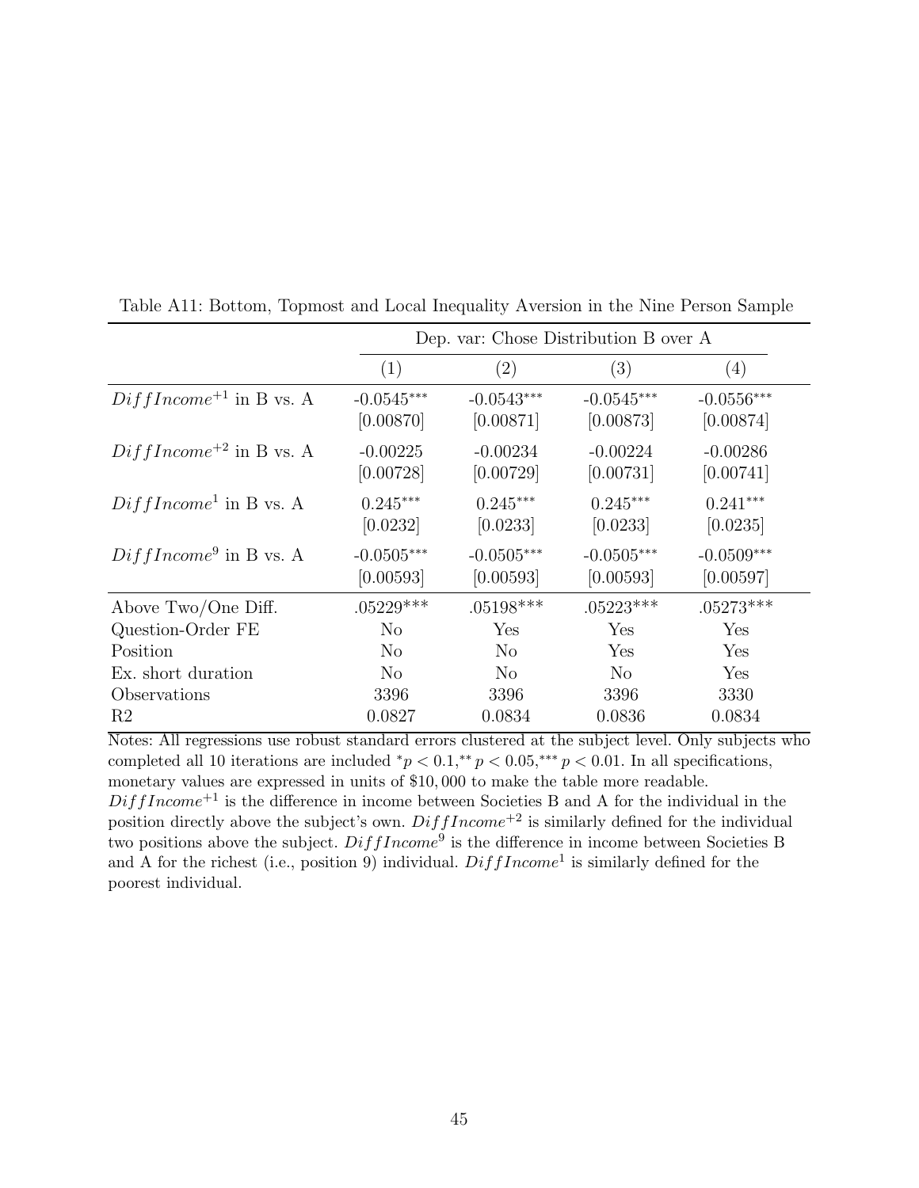Table A11: Bottom, Topmost and Local Inequality Aversion in the Nine Person Sample

| | Dep. var: Chose Distribution B over A | | | |
|---|---|---|---|---|
| | (1) | (2) | (3) | (4) |
| $DiffIncome^{+1}$ in B vs. A | -0.0545*** | -0.0543*** | -0.0545*** | -0.0556*** |
| | [0.00870] | [0.00871] | [0.00873] | [0.00874] |
| $DiffIncome^{+2}$ in B vs. A | -0.00225 | -0.00234 | -0.00224 | -0.00286 |
| | [0.00728] | [0.00729] | [0.00731] | [0.00741] |
| $DiffIncome^{1}$ in B vs. A | 0.245*** | 0.245*** | 0.245*** | 0.241*** |
| | [0.0232] | [0.0233] | [0.0233] | [0.0235] |
| $DiffIncome^{9}$ in B vs. A | -0.0505*** | -0.0505*** | -0.0505*** | -0.0509*** |
| | [0.00593] | [0.00593] | [0.00593] | [0.00597] |
| Above Two/One Diff. | .05229*** | .05198*** | .05223*** | .05273*** |
| Question-Order FE | No | Yes | Yes | Yes |
| Position | No | No | Yes | Yes |
| Ex. short duration | No | No | No | Yes |
| Observations | 3396 | 3396 | 3396 | 3330 |
| R2 | 0.0827 | 0.0834 | 0.0836 | 0.0834 |

Notes: All regressions use robust standard errors clustered at the subject level. Only subjects who completed all 10 iterations are included $^{*}p < 0.1,^{**} p < 0.05,^{***} p < 0.01$. In all specifications, monetary values are expressed in units of \$10,000 to make the table more readable. $DiffIncome^{+1}$ is the difference in income between Societies B and A for the individual in the position directly above the subject's own. $DiffIncome^{+2}$ is similarly defined for the individual two positions above the subject. $DiffIncome^{9}$ is the difference in income between Societies B and A for the richest (i.e., position 9) individual. $DiffIncome^{1}$ is similarly defined for the poorest individual.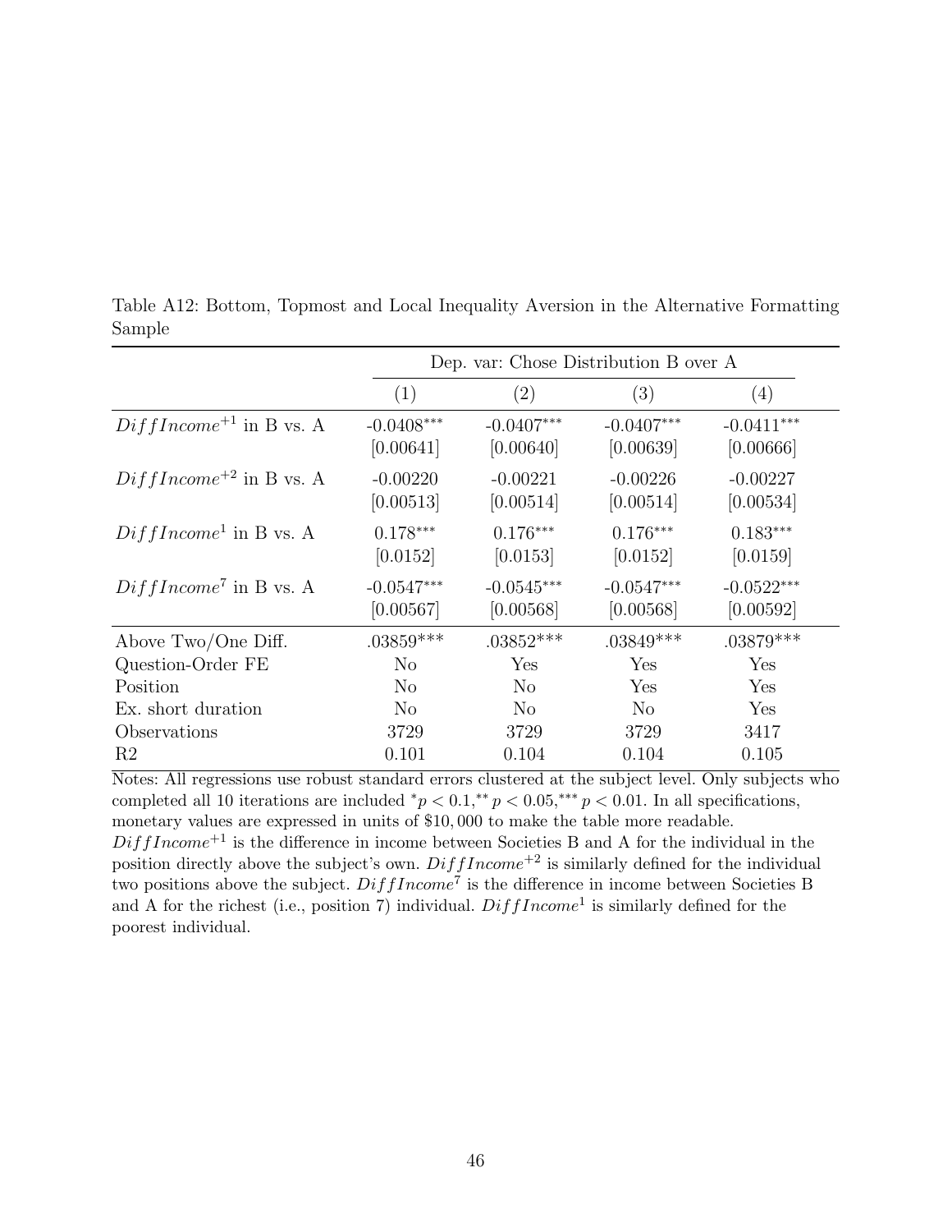Table A12: Bottom, Topmost and Local Inequality Aversion in the Alternative Formatting Sample

| | Dep. var: Chose Distribution B over A | | | |
|---|---|---|---|---|
| | (1) | (2) | (3) | (4) |
| $DiffIncome^{+1}$ in B vs. A | -0.0408*** | -0.0407*** | -0.0407*** | -0.0411*** |
| | [0.00641] | [0.00640] | [0.00639] | [0.00666] |
| $DiffIncome^{+2}$ in B vs. A | -0.00220 | -0.00221 | -0.00226 | -0.00227 |
| | [0.00513] | [0.00514] | [0.00514] | [0.00534] |
| $DiffIncome^{1}$ in B vs. A | 0.178*** | 0.176*** | 0.176*** | 0.183*** |
| | [0.0152] | [0.0153] | [0.0152] | [0.0159] |
| $DiffIncome^{7}$ in B vs. A | -0.0547*** | -0.0545*** | -0.0547*** | -0.0522*** |
| | [0.00567] | [0.00568] | [0.00568] | [0.00592] |
| Above Two/One Diff. | .03859*** | .03852*** | .03849*** | .03879*** |
| Question-Order FE | No | Yes | Yes | Yes |
| Position | No | No | Yes | Yes |
| Ex. short duration | No | No | No | Yes |
| Observations | 3729 | 3729 | 3729 | 3417 |
| R2 | 0.101 | 0.104 | 0.104 | 0.105 |

Notes: All regressions use robust standard errors clustered at the subject level. Only subjects who completed all 10 iterations are included $^{*}p < 0.1, ^{**}p < 0.05, ^{***}p < 0.01$. In all specifications, monetary values are expressed in units of \$10,000 to make the table more readable. $DiffIncome^{+1}$ is the difference in income between Societies B and A for the individual in the position directly above the subject's own. $DiffIncome^{+2}$ is similarly defined for the individual two positions above the subject. $DiffIncome^{7}$ is the difference in income between Societies B and A for the richest (i.e., position 7) individual. $DiffIncome^{1}$ is similarly defined for the poorest individual.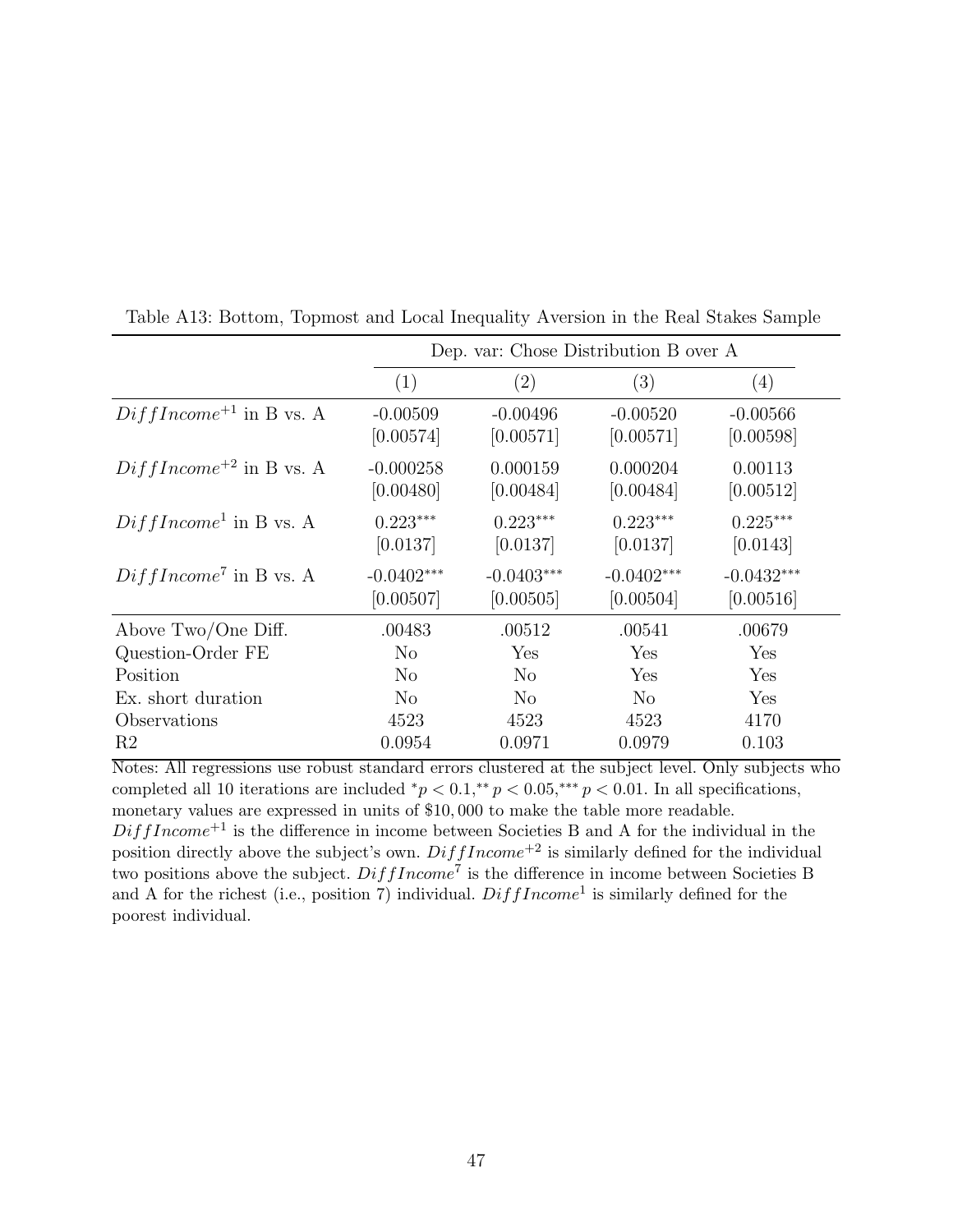Table A13: Bottom, Topmost and Local Inequality Aversion in the Real Stakes Sample

| | Dep. var: Chose Distribution B over A | | | |
|---|---|---|---|---|
| | (1) | (2) | (3) | (4) |
| $DiffIncome^{+1}$ in B vs. A | -0.00509 | -0.00496 | -0.00520 | -0.00566 |
| | [0.00574] | [0.00571] | [0.00571] | [0.00598] |
| $DiffIncome^{+2}$ in B vs. A | -0.000258 | 0.000159 | 0.000204 | 0.00113 |
| | [0.00480] | [0.00484] | [0.00484] | [0.00512] |
| $DiffIncome^{1}$ in B vs. A | 0.223*** | 0.223*** | 0.223*** | 0.225*** |
| | [0.0137] | [0.0137] | [0.0137] | [0.0143] |
| $DiffIncome^{7}$ in B vs. A | -0.0402*** | -0.0403*** | -0.0402*** | -0.0432*** |
| | [0.00507] | [0.00505] | [0.00504] | [0.00516] |
| Above Two/One Diff. | .00483 | .00512 | .00541 | .00679 |
| Question-Order FE | No | Yes | Yes | Yes |
| Position | No | No | Yes | Yes |
| Ex. short duration | No | No | No | Yes |
| Observations | 4523 | 4523 | 4523 | 4170 |
| R2 | 0.0954 | 0.0971 | 0.0979 | 0.103 |

Notes: All regressions use robust standard errors clustered at the subject level. Only subjects who completed all 10 iterations are included $^{*}p < 0.1, ^{**}p < 0.05, ^{***}p < 0.01$. In all specifications, monetary values are expressed in units of \$10,000 to make the table more readable. $DiffIncome^{+1}$ is the difference in income between Societies B and A for the individual in the position directly above the subject's own. $DiffIncome^{+2}$ is similarly defined for the individual two positions above the subject. $DiffIncome^{7}$ is the difference in income between Societies B and A for the richest (i.e., position 7) individual. $DiffIncome^{1}$ is similarly defined for the poorest individual.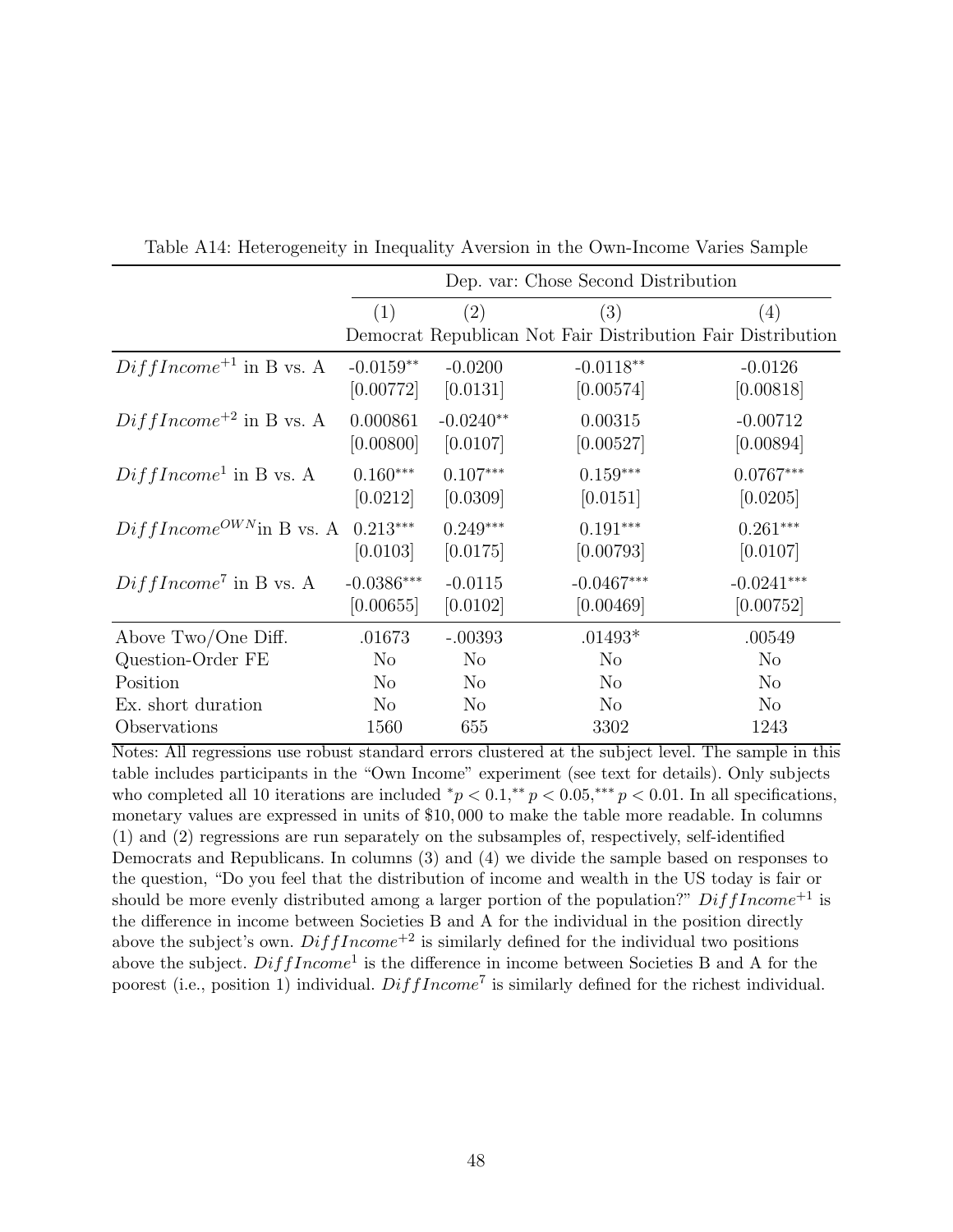Table A14: Heterogeneity in Inequality Aversion in the Own-Income Varies Sample

| | Dep. var: Chose Second Distribution | | | |
|---|---|---|---|---|
| | (1) | (2) | (3) | (4) |
| | Democrat | Republican | Not Fair Distribution | Fair Distribution |
| $DiffIncome^{+1}$ in B vs. A | -0.0159** | -0.0200 | -0.0118** | -0.0126 |
| | [0.00772] | [0.0131] | [0.00574] | [0.00818] |
| $DiffIncome^{+2}$ in B vs. A | 0.000861 | -0.0240** | 0.00315 | -0.00712 |
| | [0.00800] | [0.0107] | [0.00527] | [0.00894] |
| $DiffIncome^{1}$ in B vs. A | 0.160*** | 0.107*** | 0.159*** | 0.0767*** |
| | [0.0212] | [0.0309] | [0.0151] | [0.0205] |
| $DiffIncome^{OWN}$ in B vs. A | 0.213*** | 0.249*** | 0.191*** | 0.261*** |
| | [0.0103] | [0.0175] | [0.00793] | [0.0107] |
| $DiffIncome^{7}$ in B vs. A | -0.0386*** | -0.0115 | -0.0467*** | -0.0241*** |
| | [0.00655] | [0.0102] | [0.00469] | [0.00752] |
| Above Two/One Diff. | .01673 | -.00393 | .01493* | .00549 |
| Question-Order FE | No | No | No | No |
| Position | No | No | No | No |
| Ex. short duration | No | No | No | No |
| Observations | 1560 | 655 | 3302 | 1243 |

Notes: All regressions use robust standard errors clustered at the subject level. The sample in this table includes participants in the "Own Income" experiment (see text for details). Only subjects who completed all 10 iterations are included $^{*}p < 0.1,^{**} p < 0.05,^{***} p < 0.01$. In all specifications, monetary values are expressed in units of \$10,000 to make the table more readable. In columns (1) and (2) regressions are run separately on the subsamples of, respectively, self-identified Democrats and Republicans. In columns (3) and (4) we divide the sample based on responses to the question, "Do you feel that the distribution of income and wealth in the US today is fair or should be more evenly distributed among a larger portion of the population?" $DiffIncome^{+1}$ is the difference in income between Societies B and A for the individual in the position directly above the subject's own. $DiffIncome^{+2}$ is similarly defined for the individual two positions above the subject. $DiffIncome^{1}$ is the difference in income between Societies B and A for the poorest (i.e., position 1) individual. $DiffIncome^{7}$ is similarly defined for the richest individual.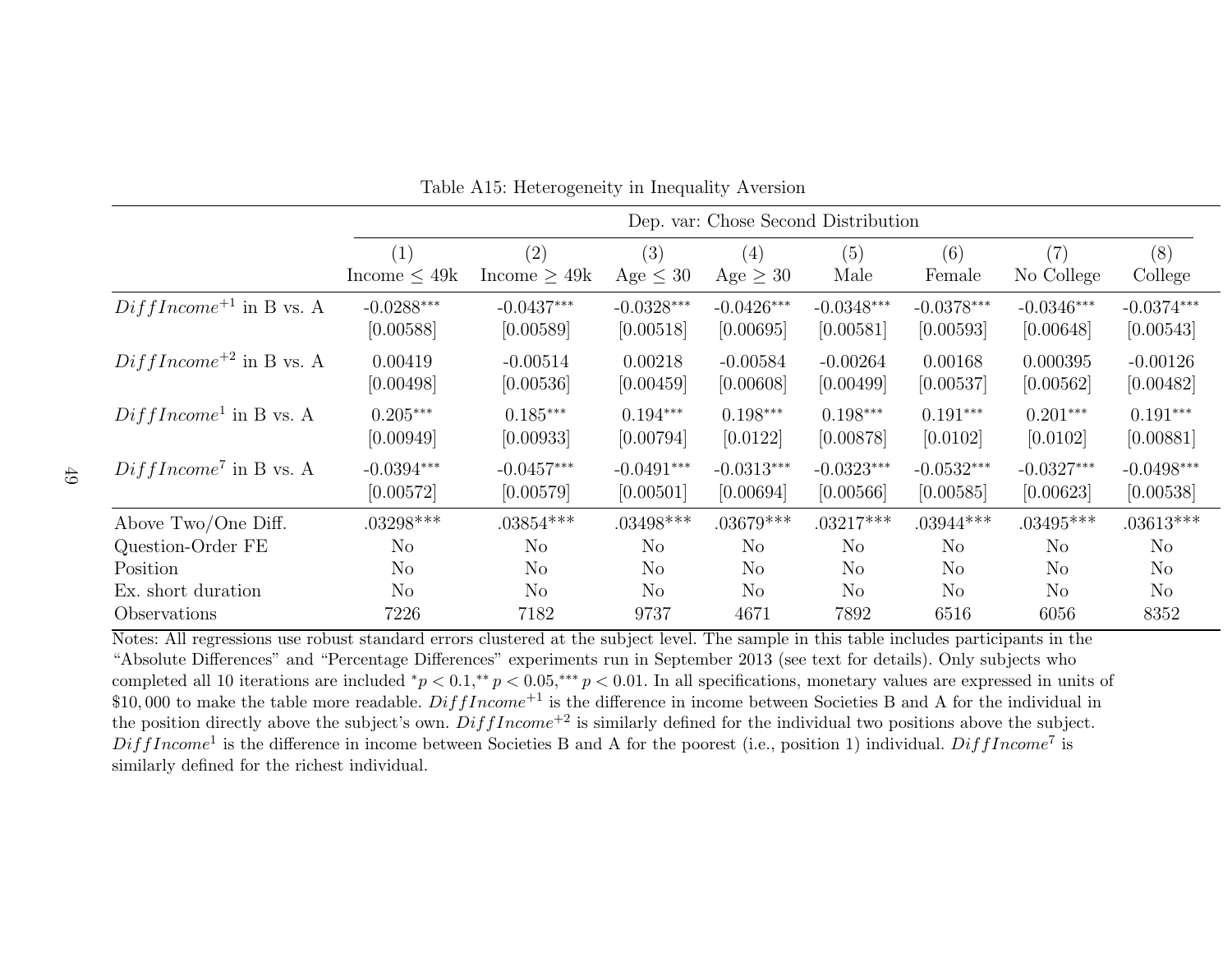Table A15: Heterogeneity in Inequality Aversion

| | Dep. var: Chose Second Distribution | | | | | | | |
|---|---|---|---|---|---|---|---|---|
| | (1) Income ≤ 49k | (2) Income ≥ 49k | (3) Age ≤ 30 | (4) Age ≥ 30 | (5) Male | (6) Female | (7) No College | (8) College |
| $DiffIncome^{+1}$ in B vs. A | -0.0288*** | -0.0437*** | -0.0328*** | -0.0426*** | -0.0348*** | -0.0378*** | -0.0346*** | -0.0374*** |
| | [0.00588] | [0.00589] | [0.00518] | [0.00695] | [0.00581] | [0.00593] | [0.00648] | [0.00543] |
| $DiffIncome^{+2}$ in B vs. A | 0.00419 | -0.00514 | 0.00218 | -0.00584 | -0.00264 | 0.00168 | 0.000395 | -0.00126 |
| | [0.00498] | [0.00536] | [0.00459] | [0.00608] | [0.00499] | [0.00537] | [0.00562] | [0.00482] |
| $DiffIncome^{1}$ in B vs. A | 0.205*** | 0.185*** | 0.194*** | 0.198*** | 0.198*** | 0.191*** | 0.201*** | 0.191*** |
| | [0.00949] | [0.00933] | [0.00794] | [0.0122] | [0.00878] | [0.0102] | [0.0102] | [0.00881] |
| $DiffIncome^{7}$ in B vs. A | -0.0394*** | -0.0457*** | -0.0491*** | -0.0313*** | -0.0323*** | -0.0532*** | -0.0327*** | -0.0498*** |
| | [0.00572] | [0.00579] | [0.00501] | [0.00694] | [0.00566] | [0.00585] | [0.00623] | [0.00538] |
| Above Two/One Diff. | .03298*** | .03854*** | .03498*** | .03679*** | .03217*** | .03944*** | .03495*** | .03613*** |
| Question-Order FE | No | No | No | No | No | No | No | No |
| Position | No | No | No | No | No | No | No | No |
| Ex. short duration | No | No | No | No | No | No | No | No |
| Observations | 7226 | 7182 | 9737 | 4671 | 7892 | 6516 | 6056 | 8352 |

Notes: All regressions use robust standard errors clustered at the subject level. The sample in this table includes participants in the "Absolute Differences" and "Percentage Differences" experiments run in September 2013 (see text for details). Only subjects who completed all 10 iterations are included $^{*}p < 0.1$, $^{**}p < 0.05$, $^{***}p < 0.01$. In all specifications, monetary values are expressed in units of $10,000 to make the table more readable. $DiffIncome^{+1}$ is the difference in income between Societies B and A for the individual in the position directly above the subject's own. $DiffIncome^{+2}$ is similarly defined for the individual two positions above the subject. $DiffIncome^{1}$ is the difference in income between Societies B and A for the poorest (i.e., position 1) individual. $DiffIncome^{7}$ is similarly defined for the richest individual.